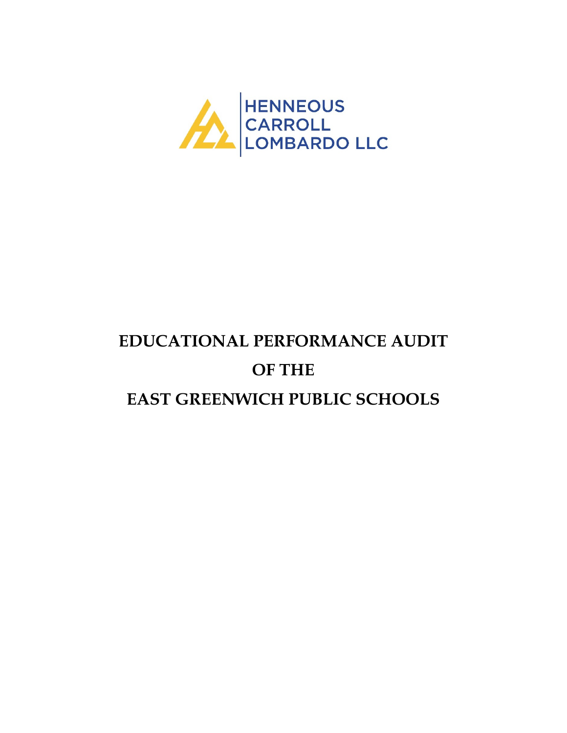HENNEOUS
CARROLL
LOMBARDO LLC

# EDUCATIONAL PERFORMANCE AUDIT

# OF THE

# EAST GREENWICH PUBLIC SCHOOLS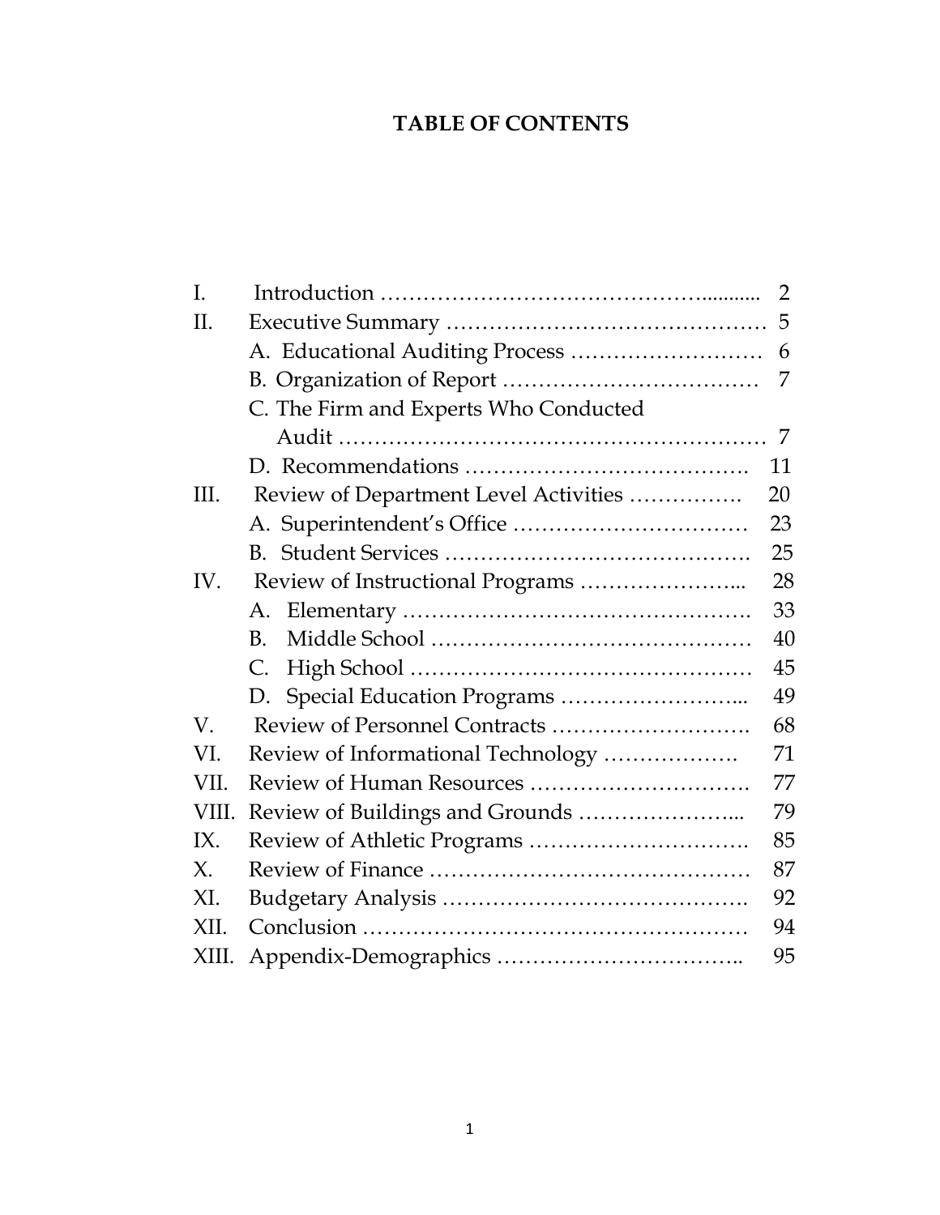# TABLE OF CONTENTS

| | | |
|---|---|---|
| I. | Introduction | 2 |
| II. | Executive Summary | 5 |
| | A. Educational Auditing Process | 6 |
| | B. Organization of Report | 7 |
| | C. The Firm and Experts Who Conducted Audit | 7 |
| | D. Recommendations | 11 |
| III. | Review of Department Level Activities | 20 |
| | A. Superintendent's Office | 23 |
| | B. Student Services | 25 |
| IV. | Review of Instructional Programs | 28 |
| | A. Elementary | 33 |
| | B. Middle School | 40 |
| | C. High School | 45 |
| | D. Special Education Programs | 49 |
| V. | Review of Personnel Contracts | 68 |
| VI. | Review of Informational Technology | 71 |
| VII. | Review of Human Resources | 77 |
| VIII. | Review of Buildings and Grounds | 79 |
| IX. | Review of Athletic Programs | 85 |
| X. | Review of Finance | 87 |
| XI. | Budgetary Analysis | 92 |
| XII. | Conclusion | 94 |
| XIII. | Appendix-Demographics | 95 |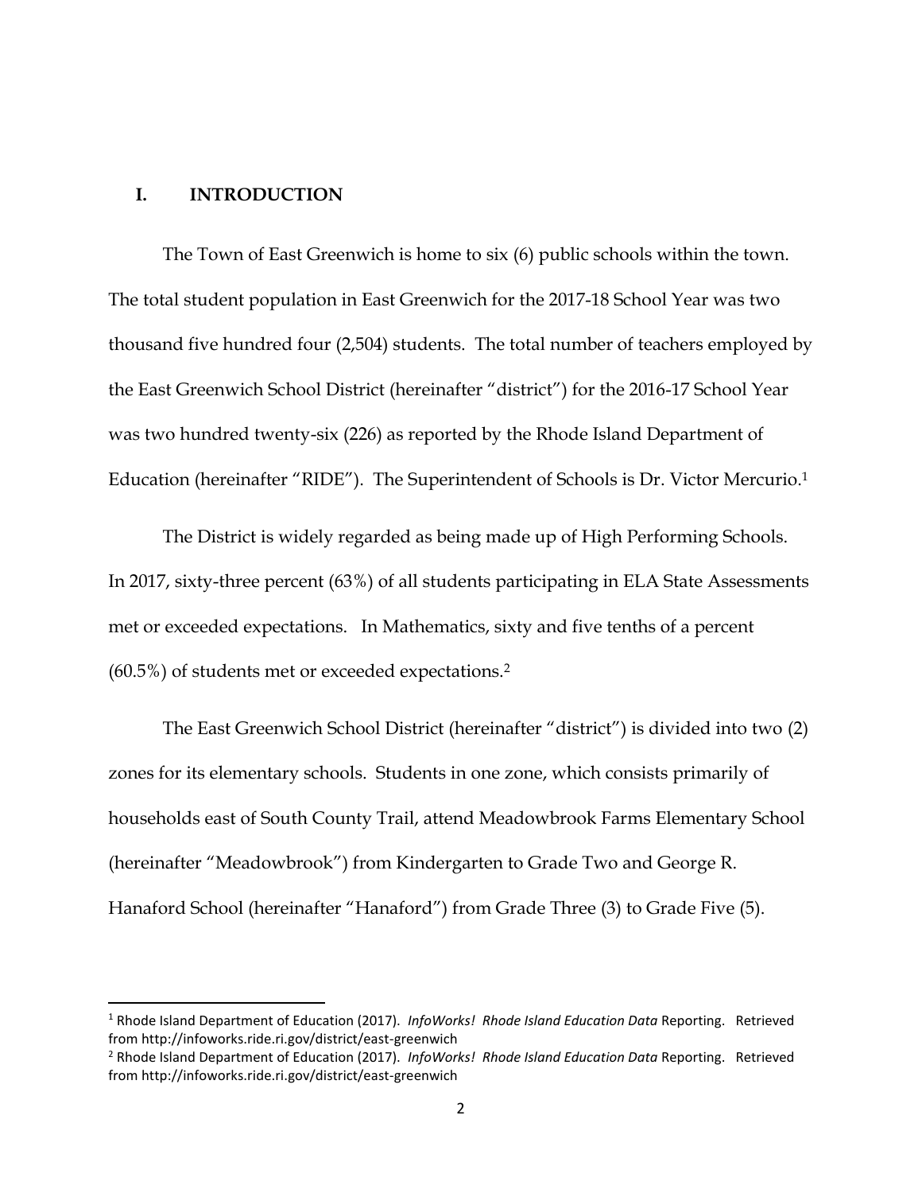## I. INTRODUCTION

The Town of East Greenwich is home to six (6) public schools within the town. The total student population in East Greenwich for the 2017-18 School Year was two thousand five hundred four (2,504) students. The total number of teachers employed by the East Greenwich School District (hereinafter "district") for the 2016-17 School Year was two hundred twenty-six (226) as reported by the Rhode Island Department of Education (hereinafter "RIDE"). The Superintendent of Schools is Dr. Victor Mercurio.[1]

The District is widely regarded as being made up of High Performing Schools. In 2017, sixty-three percent (63%) of all students participating in ELA State Assessments met or exceeded expectations. In Mathematics, sixty and five tenths of a percent (60.5%) of students met or exceeded expectations.[2]

The East Greenwich School District (hereinafter "district") is divided into two (2) zones for its elementary schools. Students in one zone, which consists primarily of households east of South County Trail, attend Meadowbrook Farms Elementary School (hereinafter "Meadowbrook") from Kindergarten to Grade Two and George R. Hanaford School (hereinafter "Hanaford") from Grade Three (3) to Grade Five (5).

---

[1] Rhode Island Department of Education (2017). *InfoWorks! Rhode Island Education Data* Reporting. Retrieved from http://infoworks.ride.ri.gov/district/east-greenwich

[2] Rhode Island Department of Education (2017). *InfoWorks! Rhode Island Education Data* Reporting. Retrieved from http://infoworks.ride.ri.gov/district/east-greenwich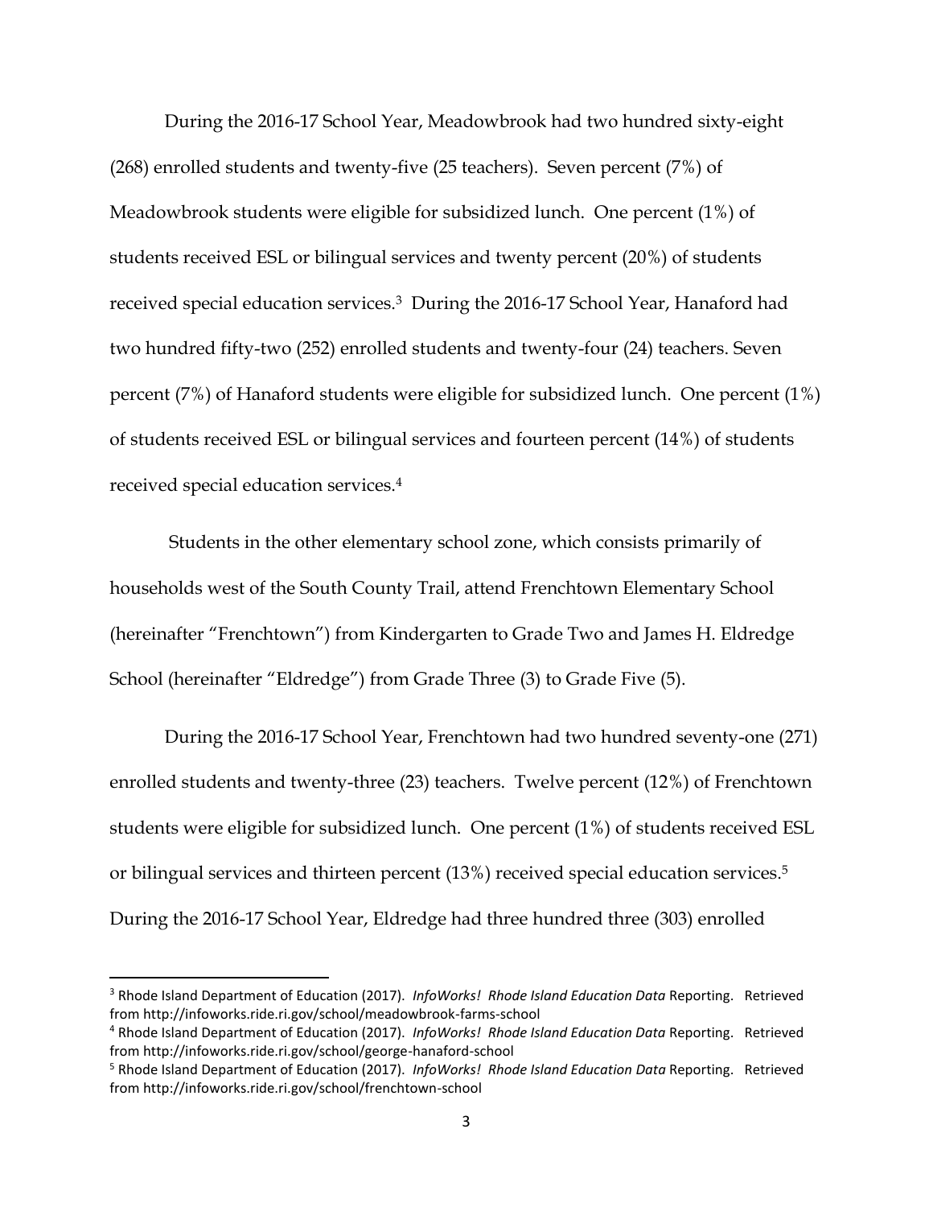During the 2016-17 School Year, Meadowbrook had two hundred sixty-eight (268) enrolled students and twenty-five (25 teachers). Seven percent (7%) of Meadowbrook students were eligible for subsidized lunch. One percent (1%) of students received ESL or bilingual services and twenty percent (20%) of students received special education services.[3] During the 2016-17 School Year, Hanaford had two hundred fifty-two (252) enrolled students and twenty-four (24) teachers. Seven percent (7%) of Hanaford students were eligible for subsidized lunch. One percent (1%) of students received ESL or bilingual services and fourteen percent (14%) of students received special education services.[4]

Students in the other elementary school zone, which consists primarily of households west of the South County Trail, attend Frenchtown Elementary School (hereinafter "Frenchtown") from Kindergarten to Grade Two and James H. Eldredge School (hereinafter "Eldredge") from Grade Three (3) to Grade Five (5).

During the 2016-17 School Year, Frenchtown had two hundred seventy-one (271) enrolled students and twenty-three (23) teachers. Twelve percent (12%) of Frenchtown students were eligible for subsidized lunch. One percent (1%) of students received ESL or bilingual services and thirteen percent (13%) received special education services.[5] During the 2016-17 School Year, Eldredge had three hundred three (303) enrolled

---

[3] Rhode Island Department of Education (2017). *InfoWorks! Rhode Island Education Data* Reporting. Retrieved from http://infoworks.ride.ri.gov/school/meadowbrook-farms-school

[4] Rhode Island Department of Education (2017). *InfoWorks! Rhode Island Education Data* Reporting. Retrieved from http://infoworks.ride.ri.gov/school/george-hanaford-school

[5] Rhode Island Department of Education (2017). *InfoWorks! Rhode Island Education Data* Reporting. Retrieved from http://infoworks.ride.ri.gov/school/frenchtown-school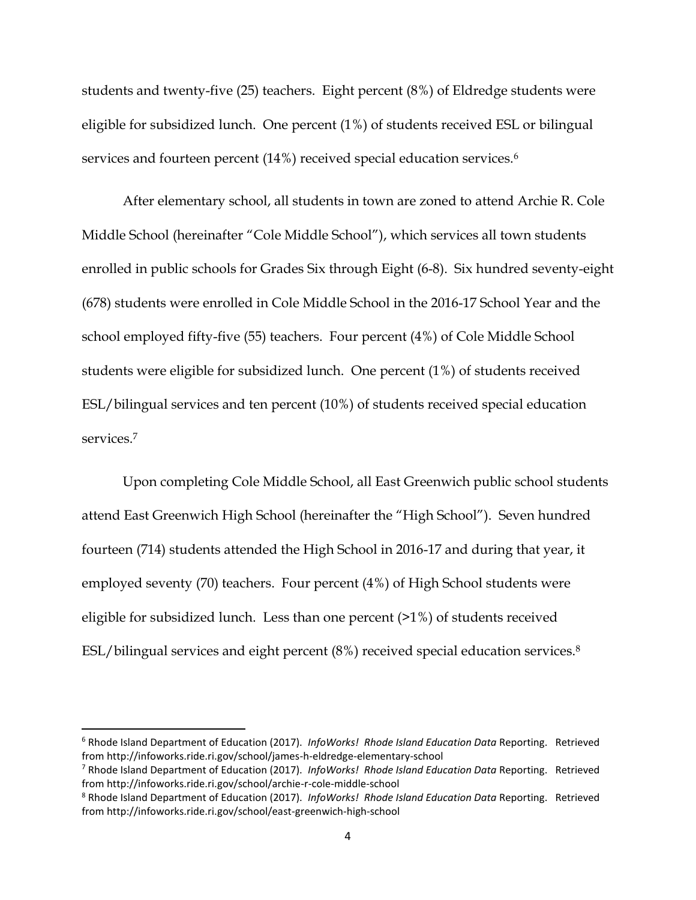students and twenty-five (25) teachers. Eight percent (8%) of Eldredge students were eligible for subsidized lunch. One percent (1%) of students received ESL or bilingual services and fourteen percent (14%) received special education services.[6]

After elementary school, all students in town are zoned to attend Archie R. Cole Middle School (hereinafter "Cole Middle School"), which services all town students enrolled in public schools for Grades Six through Eight (6-8). Six hundred seventy-eight (678) students were enrolled in Cole Middle School in the 2016-17 School Year and the school employed fifty-five (55) teachers. Four percent (4%) of Cole Middle School students were eligible for subsidized lunch. One percent (1%) of students received ESL/bilingual services and ten percent (10%) of students received special education services.[7]

Upon completing Cole Middle School, all East Greenwich public school students attend East Greenwich High School (hereinafter the "High School"). Seven hundred fourteen (714) students attended the High School in 2016-17 and during that year, it employed seventy (70) teachers. Four percent (4%) of High School students were eligible for subsidized lunch. Less than one percent (>1%) of students received ESL/bilingual services and eight percent (8%) received special education services.[8]

---

[6] Rhode Island Department of Education (2017). *InfoWorks! Rhode Island Education Data* Reporting. Retrieved from http://infoworks.ride.ri.gov/school/james-h-eldredge-elementary-school

[7] Rhode Island Department of Education (2017). *InfoWorks! Rhode Island Education Data* Reporting. Retrieved from http://infoworks.ride.ri.gov/school/archie-r-cole-middle-school

[8] Rhode Island Department of Education (2017). *InfoWorks! Rhode Island Education Data* Reporting. Retrieved from http://infoworks.ride.ri.gov/school/east-greenwich-high-school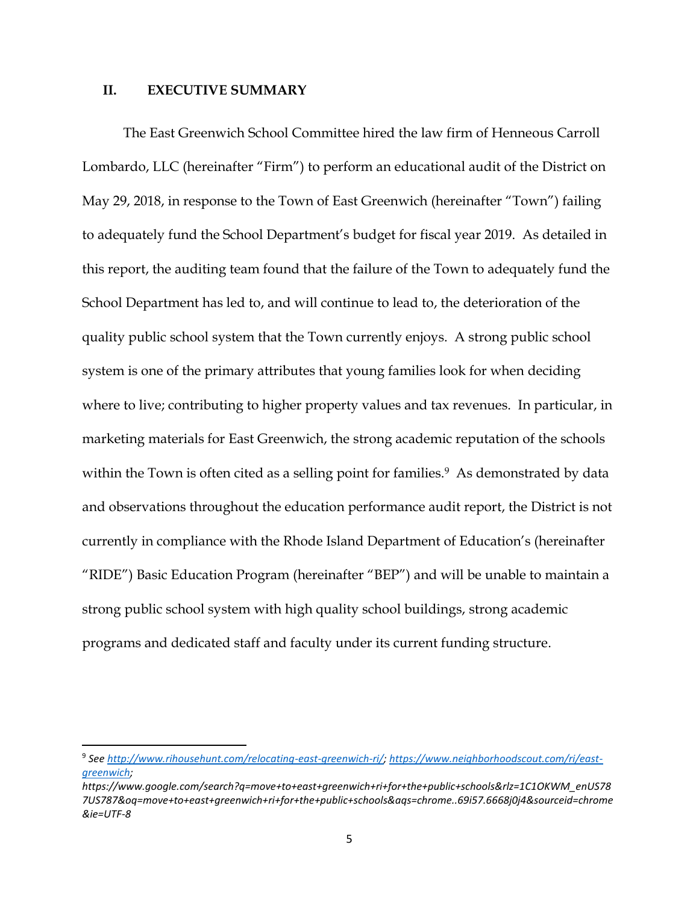## II. EXECUTIVE SUMMARY

The East Greenwich School Committee hired the law firm of Henneous Carroll Lombardo, LLC (hereinafter "Firm") to perform an educational audit of the District on May 29, 2018, in response to the Town of East Greenwich (hereinafter "Town") failing to adequately fund the School Department's budget for fiscal year 2019. As detailed in this report, the auditing team found that the failure of the Town to adequately fund the School Department has led to, and will continue to lead to, the deterioration of the quality public school system that the Town currently enjoys. A strong public school system is one of the primary attributes that young families look for when deciding where to live; contributing to higher property values and tax revenues. In particular, in marketing materials for East Greenwich, the strong academic reputation of the schools within the Town is often cited as a selling point for families.[9] As demonstrated by data and observations throughout the education performance audit report, the District is not currently in compliance with the Rhode Island Department of Education's (hereinafter "RIDE") Basic Education Program (hereinafter "BEP") and will be unable to maintain a strong public school system with high quality school buildings, strong academic programs and dedicated staff and faculty under its current funding structure.

---

[9] *See http://www.rihousehunt.com/relocating-east-greenwich-ri/; https://www.neighborhoodscout.com/ri/east-greenwich; https://www.google.com/search?q=move+to+east+greenwich+ri+for+the+public+schools&rlz=1C1OKWM_enUS787US787&oq=move+to+east+greenwich+ri+for+the+public+schools&aqs=chrome..69i57.6668j0j4&sourceid=chrome&ie=UTF-8*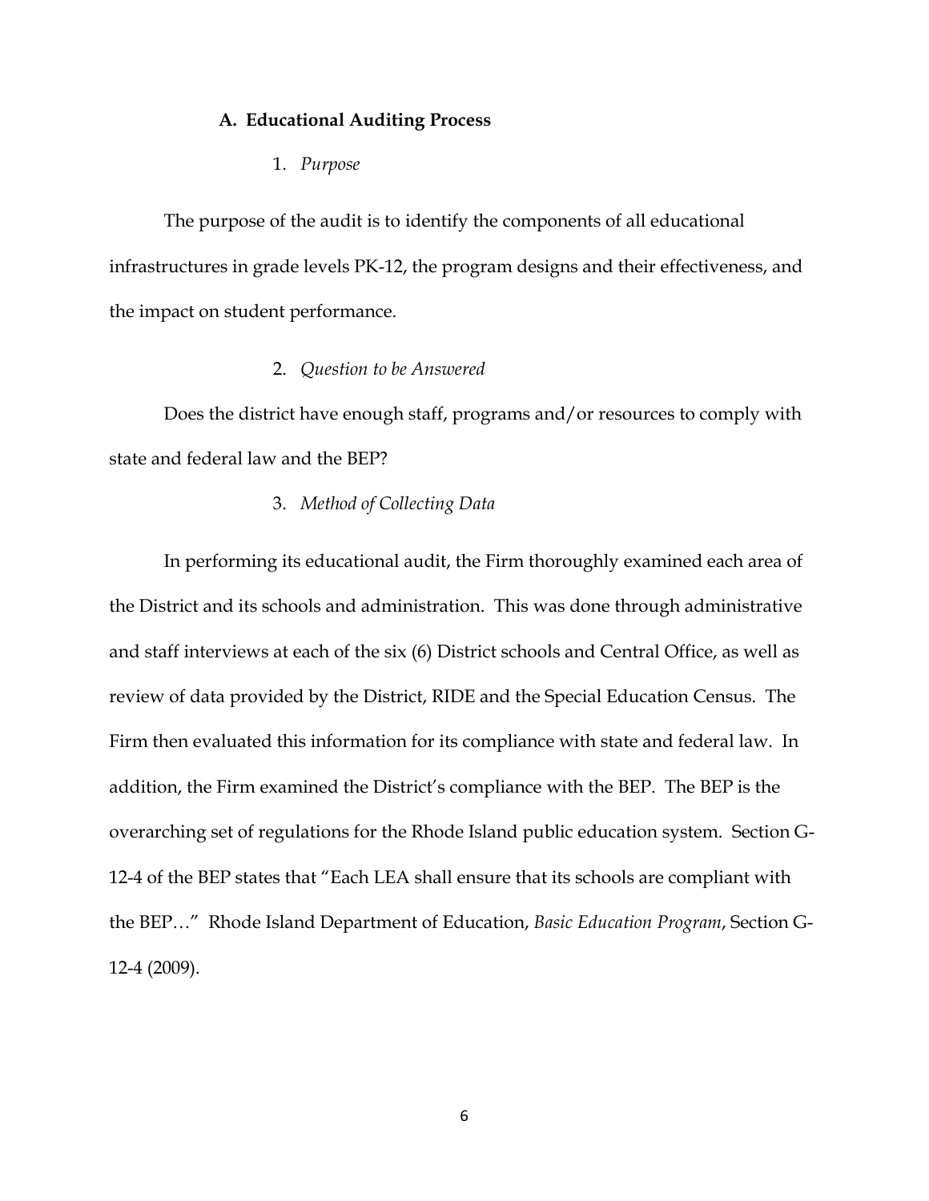### A. Educational Auditing Process

#### 1. *Purpose*

The purpose of the audit is to identify the components of all educational infrastructures in grade levels PK-12, the program designs and their effectiveness, and the impact on student performance.

#### 2. *Question to be Answered*

Does the district have enough staff, programs and/or resources to comply with state and federal law and the BEP?

#### 3. *Method of Collecting Data*

In performing its educational audit, the Firm thoroughly examined each area of the District and its schools and administration. This was done through administrative and staff interviews at each of the six (6) District schools and Central Office, as well as review of data provided by the District, RIDE and the Special Education Census. The Firm then evaluated this information for its compliance with state and federal law. In addition, the Firm examined the District's compliance with the BEP. The BEP is the overarching set of regulations for the Rhode Island public education system. Section G-12-4 of the BEP states that "Each LEA shall ensure that its schools are compliant with the BEP…" Rhode Island Department of Education, *Basic Education Program*, Section G-12-4 (2009).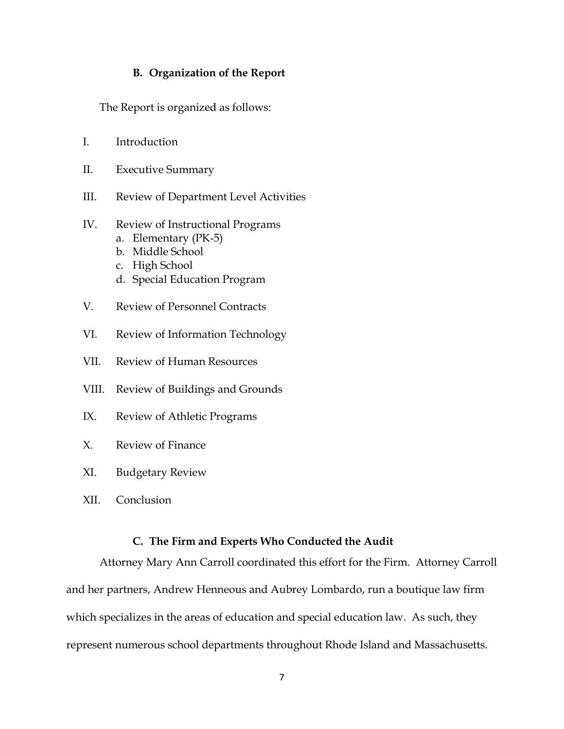### B. Organization of the Report

The Report is organized as follows:

I. Introduction

II. Executive Summary

III. Review of Department Level Activities

IV. Review of Instructional Programs
   a. Elementary (PK-5)
   b. Middle School
   c. High School
   d. Special Education Program

V. Review of Personnel Contracts

VI. Review of Information Technology

VII. Review of Human Resources

VIII. Review of Buildings and Grounds

IX. Review of Athletic Programs

X. Review of Finance

XI. Budgetary Review

XII. Conclusion

### C. The Firm and Experts Who Conducted the Audit

Attorney Mary Ann Carroll coordinated this effort for the Firm. Attorney Carroll and her partners, Andrew Henneous and Aubrey Lombardo, run a boutique law firm which specializes in the areas of education and special education law. As such, they represent numerous school departments throughout Rhode Island and Massachusetts.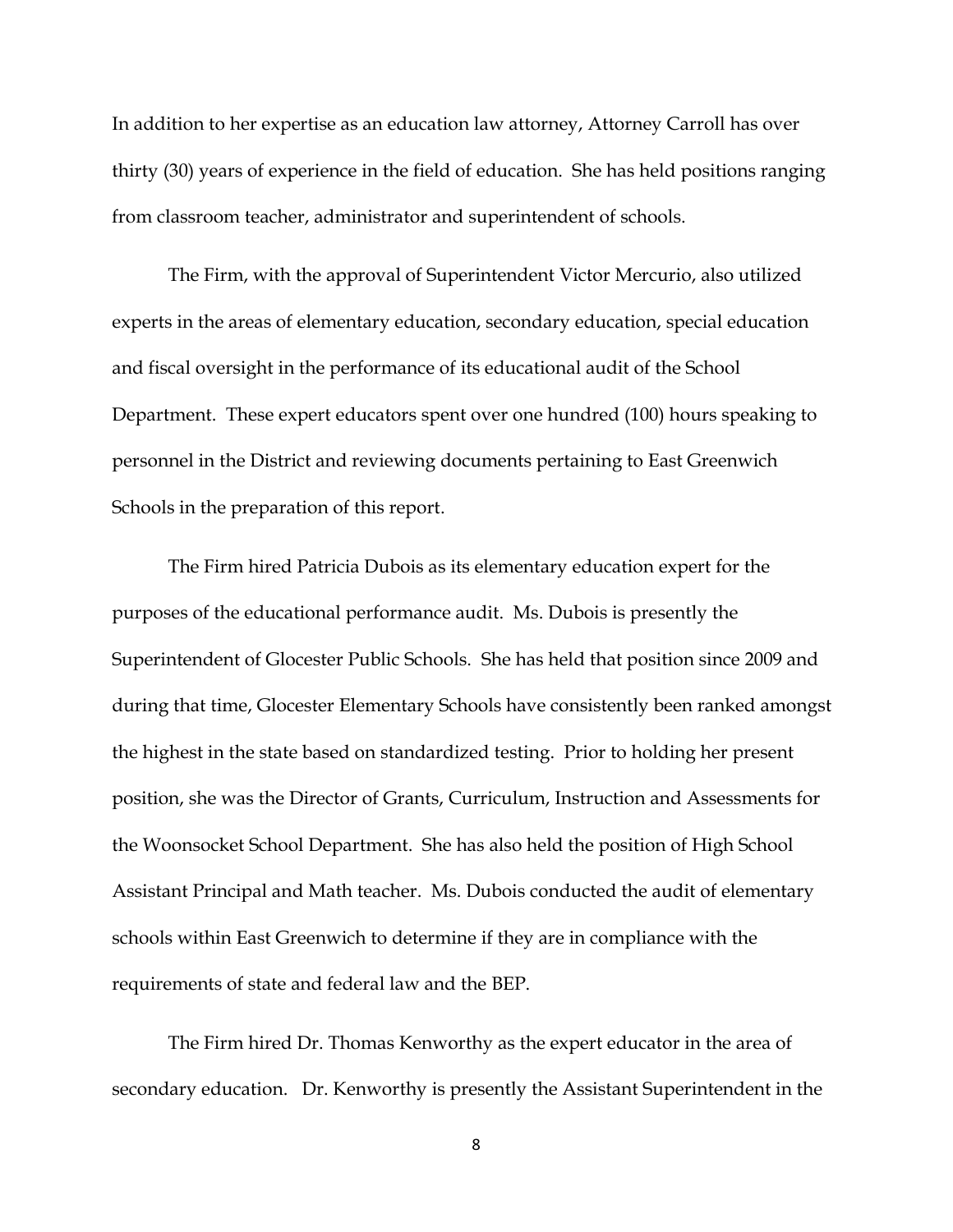In addition to her expertise as an education law attorney, Attorney Carroll has over thirty (30) years of experience in the field of education. She has held positions ranging from classroom teacher, administrator and superintendent of schools.

The Firm, with the approval of Superintendent Victor Mercurio, also utilized experts in the areas of elementary education, secondary education, special education and fiscal oversight in the performance of its educational audit of the School Department. These expert educators spent over one hundred (100) hours speaking to personnel in the District and reviewing documents pertaining to East Greenwich Schools in the preparation of this report.

The Firm hired Patricia Dubois as its elementary education expert for the purposes of the educational performance audit. Ms. Dubois is presently the Superintendent of Glocester Public Schools. She has held that position since 2009 and during that time, Glocester Elementary Schools have consistently been ranked amongst the highest in the state based on standardized testing. Prior to holding her present position, she was the Director of Grants, Curriculum, Instruction and Assessments for the Woonsocket School Department. She has also held the position of High School Assistant Principal and Math teacher. Ms. Dubois conducted the audit of elementary schools within East Greenwich to determine if they are in compliance with the requirements of state and federal law and the BEP.

The Firm hired Dr. Thomas Kenworthy as the expert educator in the area of secondary education. Dr. Kenworthy is presently the Assistant Superintendent in the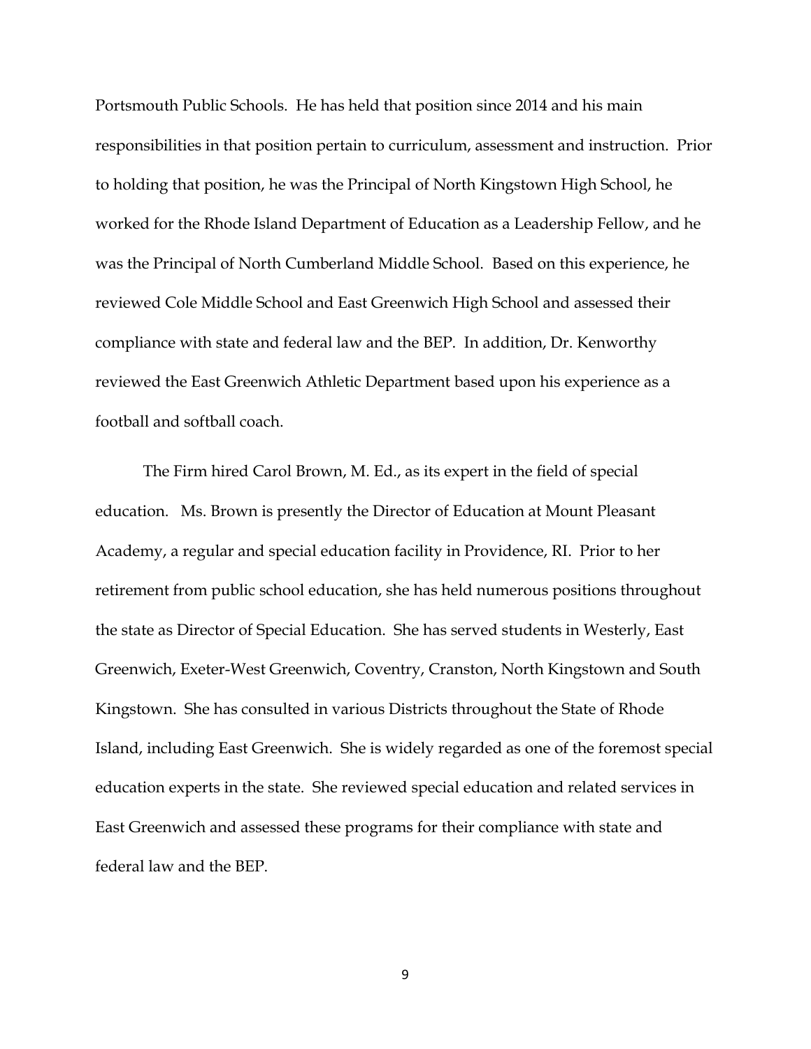Portsmouth Public Schools. He has held that position since 2014 and his main responsibilities in that position pertain to curriculum, assessment and instruction. Prior to holding that position, he was the Principal of North Kingstown High School, he worked for the Rhode Island Department of Education as a Leadership Fellow, and he was the Principal of North Cumberland Middle School. Based on this experience, he reviewed Cole Middle School and East Greenwich High School and assessed their compliance with state and federal law and the BEP. In addition, Dr. Kenworthy reviewed the East Greenwich Athletic Department based upon his experience as a football and softball coach.

The Firm hired Carol Brown, M. Ed., as its expert in the field of special education. Ms. Brown is presently the Director of Education at Mount Pleasant Academy, a regular and special education facility in Providence, RI. Prior to her retirement from public school education, she has held numerous positions throughout the state as Director of Special Education. She has served students in Westerly, East Greenwich, Exeter-West Greenwich, Coventry, Cranston, North Kingstown and South Kingstown. She has consulted in various Districts throughout the State of Rhode Island, including East Greenwich. She is widely regarded as one of the foremost special education experts in the state. She reviewed special education and related services in East Greenwich and assessed these programs for their compliance with state and federal law and the BEP.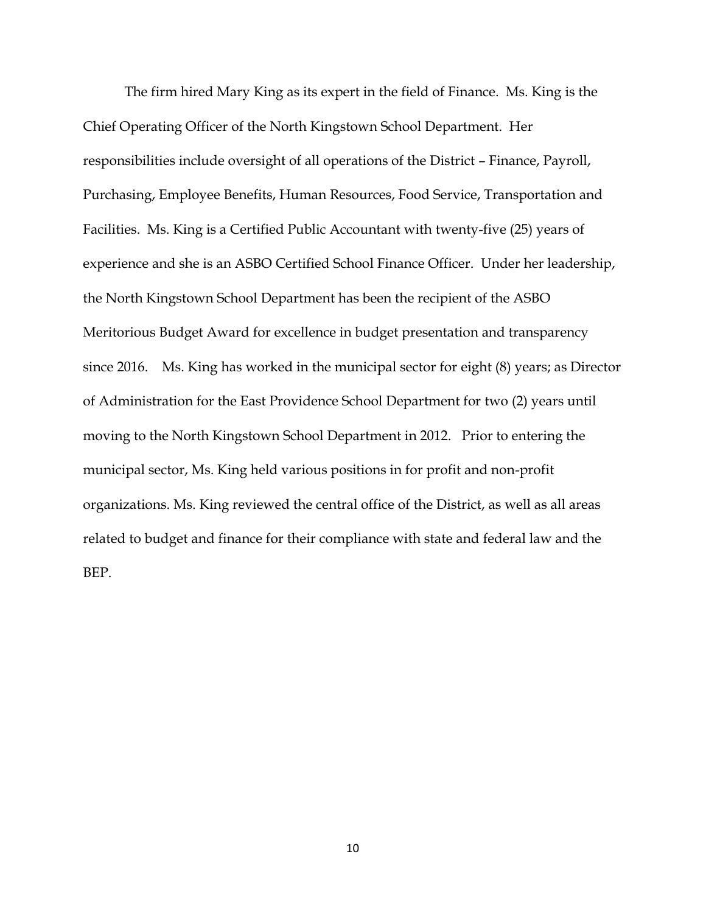The firm hired Mary King as its expert in the field of Finance. Ms. King is the Chief Operating Officer of the North Kingstown School Department. Her responsibilities include oversight of all operations of the District – Finance, Payroll, Purchasing, Employee Benefits, Human Resources, Food Service, Transportation and Facilities. Ms. King is a Certified Public Accountant with twenty-five (25) years of experience and she is an ASBO Certified School Finance Officer. Under her leadership, the North Kingstown School Department has been the recipient of the ASBO Meritorious Budget Award for excellence in budget presentation and transparency since 2016. Ms. King has worked in the municipal sector for eight (8) years; as Director of Administration for the East Providence School Department for two (2) years until moving to the North Kingstown School Department in 2012. Prior to entering the municipal sector, Ms. King held various positions in for profit and non-profit organizations. Ms. King reviewed the central office of the District, as well as all areas related to budget and finance for their compliance with state and federal law and the BEP.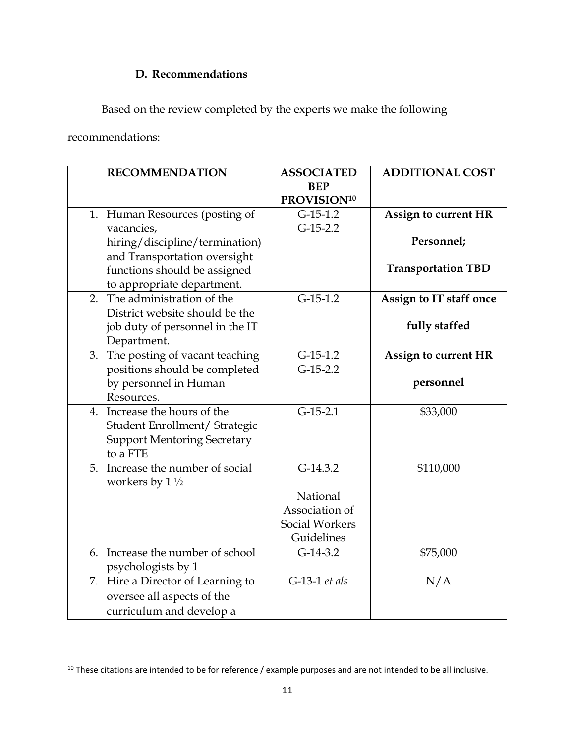### D. Recommendations

Based on the review completed by the experts we make the following recommendations:

| RECOMMENDATION | ASSOCIATED BEP PROVISION[10] | ADDITIONAL COST |
|---|---|---|
| 1. Human Resources (posting of vacancies, hiring/discipline/termination) and Transportation oversight functions should be assigned to appropriate department. | G-15-1.2<br>G-15-2.2 | **Assign to current HR Personnel;**<br>**Transportation TBD** |
| 2. The administration of the District website should be the job duty of personnel in the IT Department. | G-15-1.2 | **Assign to IT staff once fully staffed** |
| 3. The posting of vacant teaching positions should be completed by personnel in Human Resources. | G-15-1.2<br>G-15-2.2 | **Assign to current HR personnel** |
| 4. Increase the hours of the Student Enrollment/ Strategic Support Mentoring Secretary to a FTE | G-15-2.1 | $33,000 |
| 5. Increase the number of social workers by 1 ½ | G-14.3.2<br><br>National Association of Social Workers Guidelines | $110,000 |
| 6. Increase the number of school psychologists by 1 | G-14-3.2 | $75,000 |
| 7. Hire a Director of Learning to oversee all aspects of the curriculum and develop a | G-13-1 *et als* | N/A |

[10] These citations are intended to be for reference / example purposes and are not intended to be all inclusive.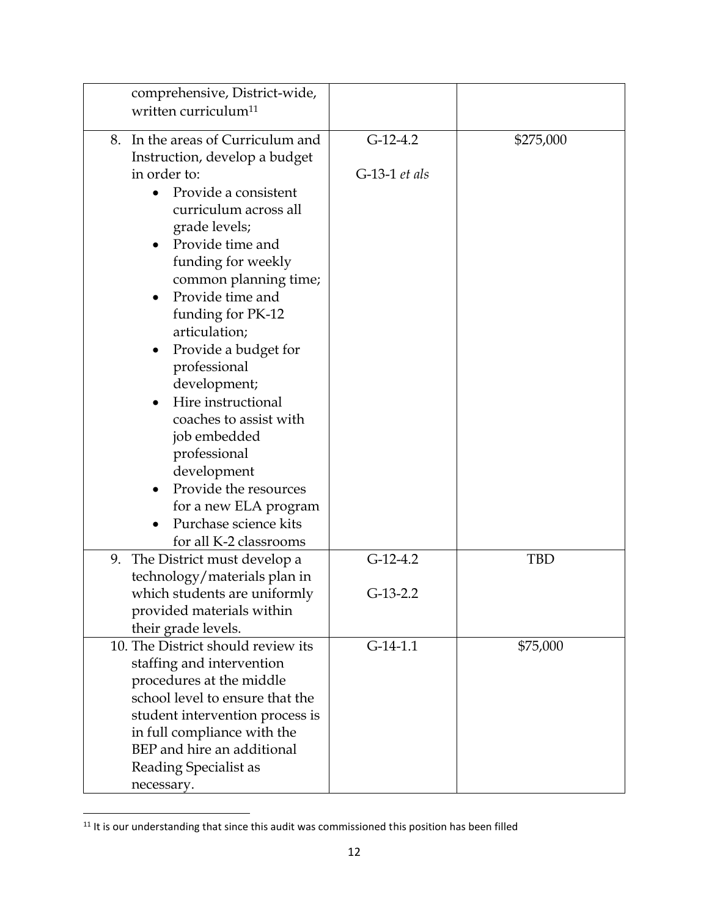| | | |
|---|---|---|
| comprehensive, District-wide, written curriculum[11] | | |
| 8. In the areas of Curriculum and Instruction, develop a budget in order to:<br>• Provide a consistent curriculum across all grade levels;<br>• Provide time and funding for weekly common planning time;<br>• Provide time and funding for PK-12 articulation;<br>• Provide a budget for professional development;<br>• Hire instructional coaches to assist with job embedded professional development<br>• Provide the resources for a new ELA program<br>• Purchase science kits for all K-2 classrooms | G-12-4.2<br><br>G-13-1 *et als* | $275,000 |
| 9. The District must develop a technology/materials plan in which students are uniformly provided materials within their grade levels. | G-12-4.2<br><br>G-13-2.2 | TBD |
| 10. The District should review its staffing and intervention procedures at the middle school level to ensure that the student intervention process is in full compliance with the BEP and hire an additional Reading Specialist as necessary. | G-14-1.1 | $75,000 |

[11] It is our understanding that since this audit was commissioned this position has been filled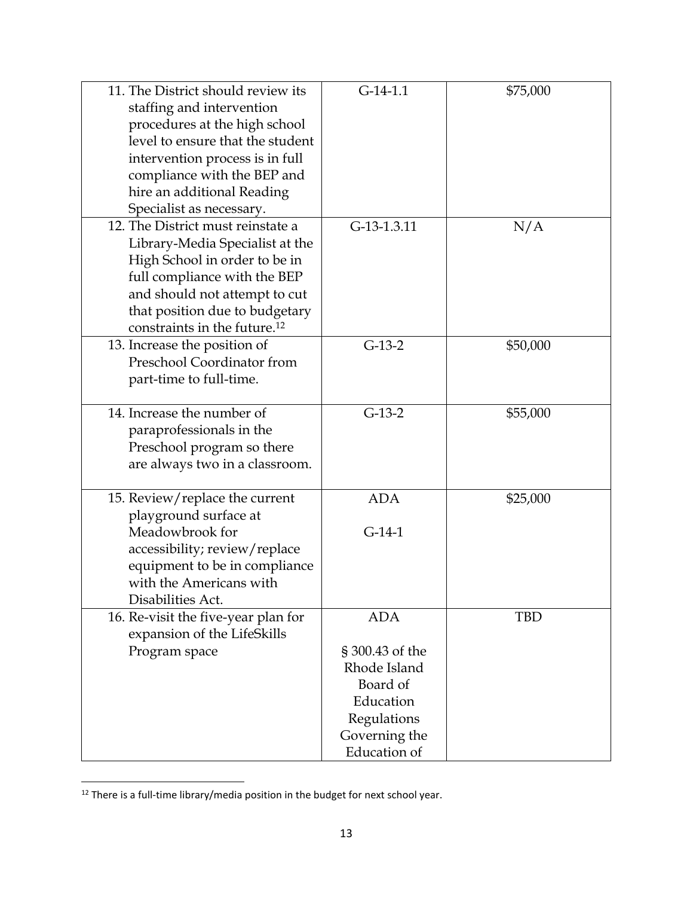| | | |
|---|---|---|
| 11. The District should review its staffing and intervention procedures at the high school level to ensure that the student intervention process is in full compliance with the BEP and hire an additional Reading Specialist as necessary. | G-14-1.1 | $75,000 |
| 12. The District must reinstate a Library-Media Specialist at the High School in order to be in full compliance with the BEP and should not attempt to cut that position due to budgetary constraints in the future.[12] | G-13-1.3.11 | N/A |
| 13. Increase the position of Preschool Coordinator from part-time to full-time. | G-13-2 | $50,000 |
| 14. Increase the number of paraprofessionals in the Preschool program so there are always two in a classroom. | G-13-2 | $55,000 |
| 15. Review/replace the current playground surface at Meadowbrook for accessibility; review/replace equipment to be in compliance with the Americans with Disabilities Act. | ADA<br><br>G-14-1 | $25,000 |
| 16. Re-visit the five-year plan for expansion of the LifeSkills Program space | ADA<br><br>§ 300.43 of the Rhode Island Board of Education Regulations Governing the Education of | TBD |

[12] There is a full-time library/media position in the budget for next school year.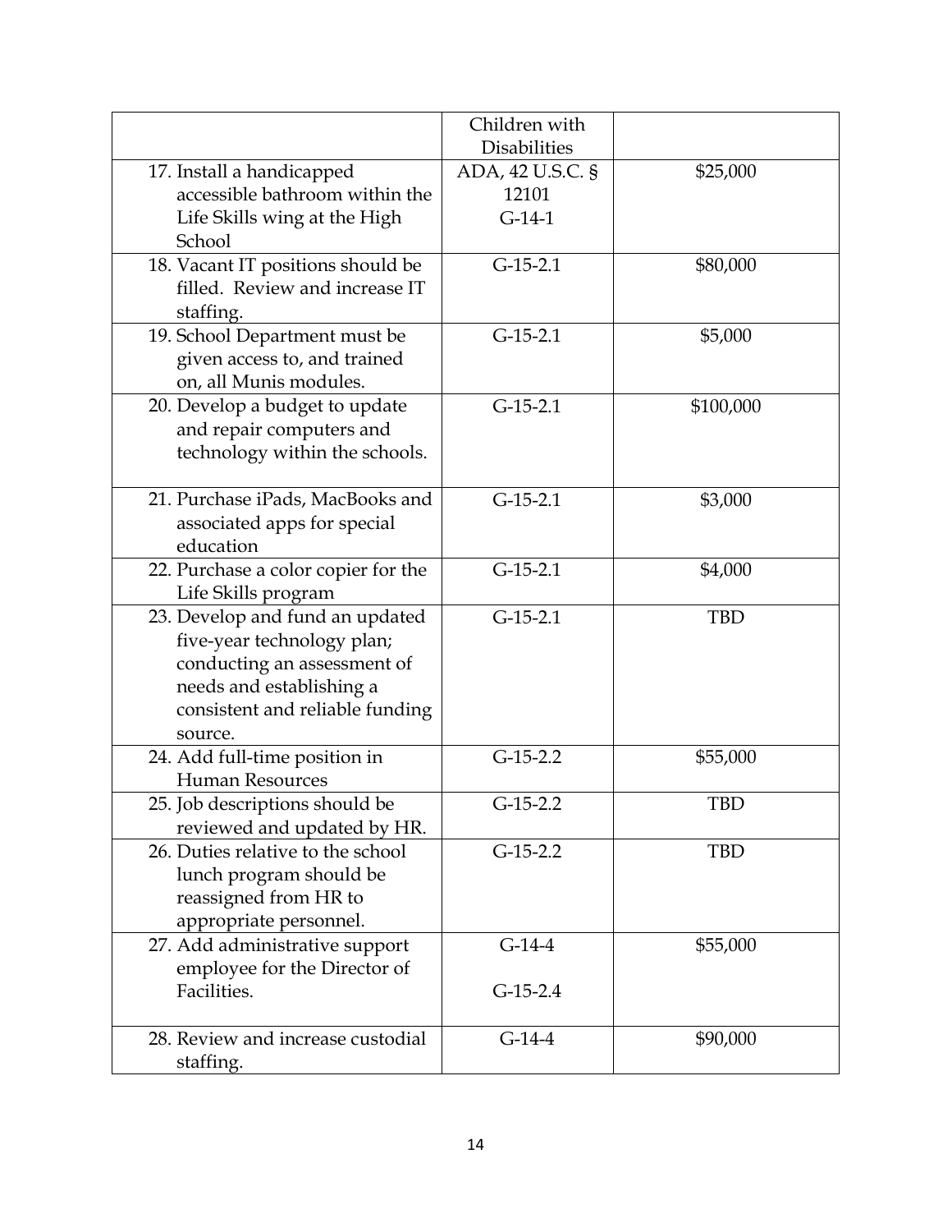| | Children with Disabilities | |
|---|---|---|
| 17. Install a handicapped accessible bathroom within the Life Skills wing at the High School | ADA, 42 U.S.C. § 12101 G-14-1 | $25,000 |
| 18. Vacant IT positions should be filled. Review and increase IT staffing. | G-15-2.1 | $80,000 |
| 19. School Department must be given access to, and trained on, all Munis modules. | G-15-2.1 | $5,000 |
| 20. Develop a budget to update and repair computers and technology within the schools. | G-15-2.1 | $100,000 |
| 21. Purchase iPads, MacBooks and associated apps for special education | G-15-2.1 | $3,000 |
| 22. Purchase a color copier for the Life Skills program | G-15-2.1 | $4,000 |
| 23. Develop and fund an updated five-year technology plan; conducting an assessment of needs and establishing a consistent and reliable funding source. | G-15-2.1 | TBD |
| 24. Add full-time position in Human Resources | G-15-2.2 | $55,000 |
| 25. Job descriptions should be reviewed and updated by HR. | G-15-2.2 | TBD |
| 26. Duties relative to the school lunch program should be reassigned from HR to appropriate personnel. | G-15-2.2 | TBD |
| 27. Add administrative support employee for the Director of Facilities. | G-14-4 G-15-2.4 | $55,000 |
| 28. Review and increase custodial staffing. | G-14-4 | $90,000 |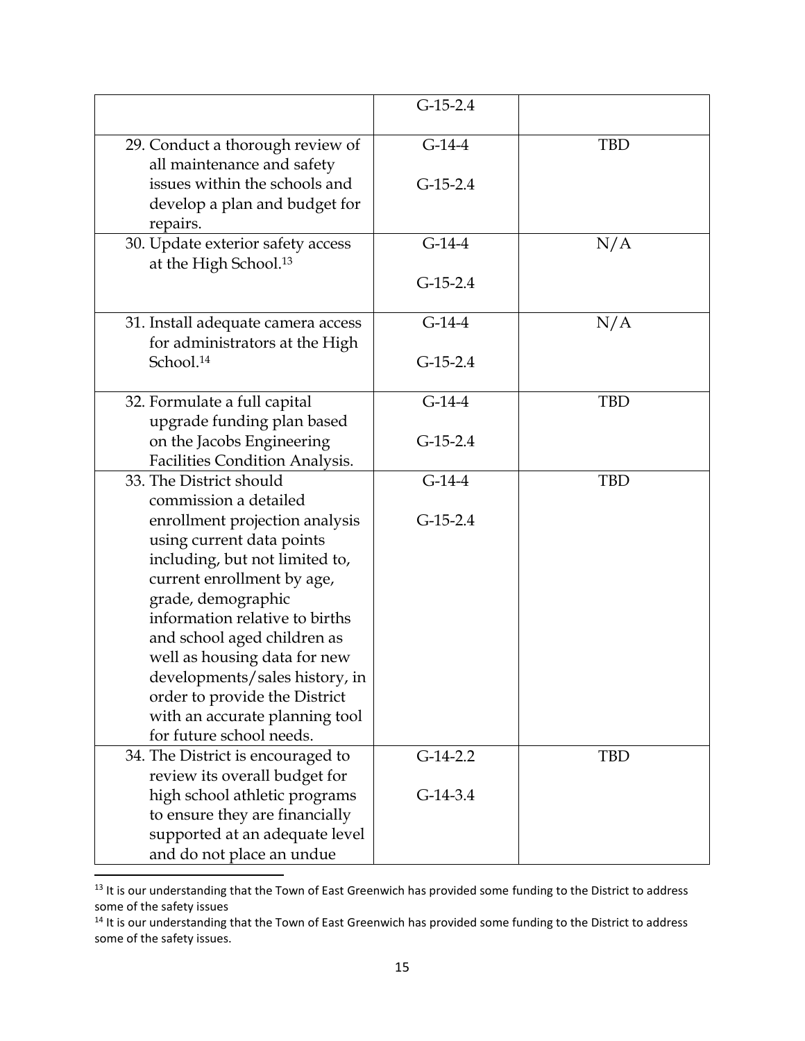| | | |
|---|---|---|
| | G-15-2.4 | |
| 29. Conduct a thorough review of all maintenance and safety issues within the schools and develop a plan and budget for repairs. | G-14-4<br><br>G-15-2.4 | TBD |
| 30. Update exterior safety access at the High School.[13] | G-14-4<br><br>G-15-2.4 | N/A |
| 31. Install adequate camera access for administrators at the High School.[14] | G-14-4<br><br>G-15-2.4 | N/A |
| 32. Formulate a full capital upgrade funding plan based on the Jacobs Engineering Facilities Condition Analysis. | G-14-4<br><br>G-15-2.4 | TBD |
| 33. The District should commission a detailed enrollment projection analysis using current data points including, but not limited to, current enrollment by age, grade, demographic information relative to births and school aged children as well as housing data for new developments/sales history, in order to provide the District with an accurate planning tool for future school needs. | G-14-4<br><br>G-15-2.4 | TBD |
| 34. The District is encouraged to review its overall budget for high school athletic programs to ensure they are financially supported at an adequate level and do not place an undue | G-14-2.2<br><br>G-14-3.4 | TBD |

[13] It is our understanding that the Town of East Greenwich has provided some funding to the District to address some of the safety issues

[14] It is our understanding that the Town of East Greenwich has provided some funding to the District to address some of the safety issues.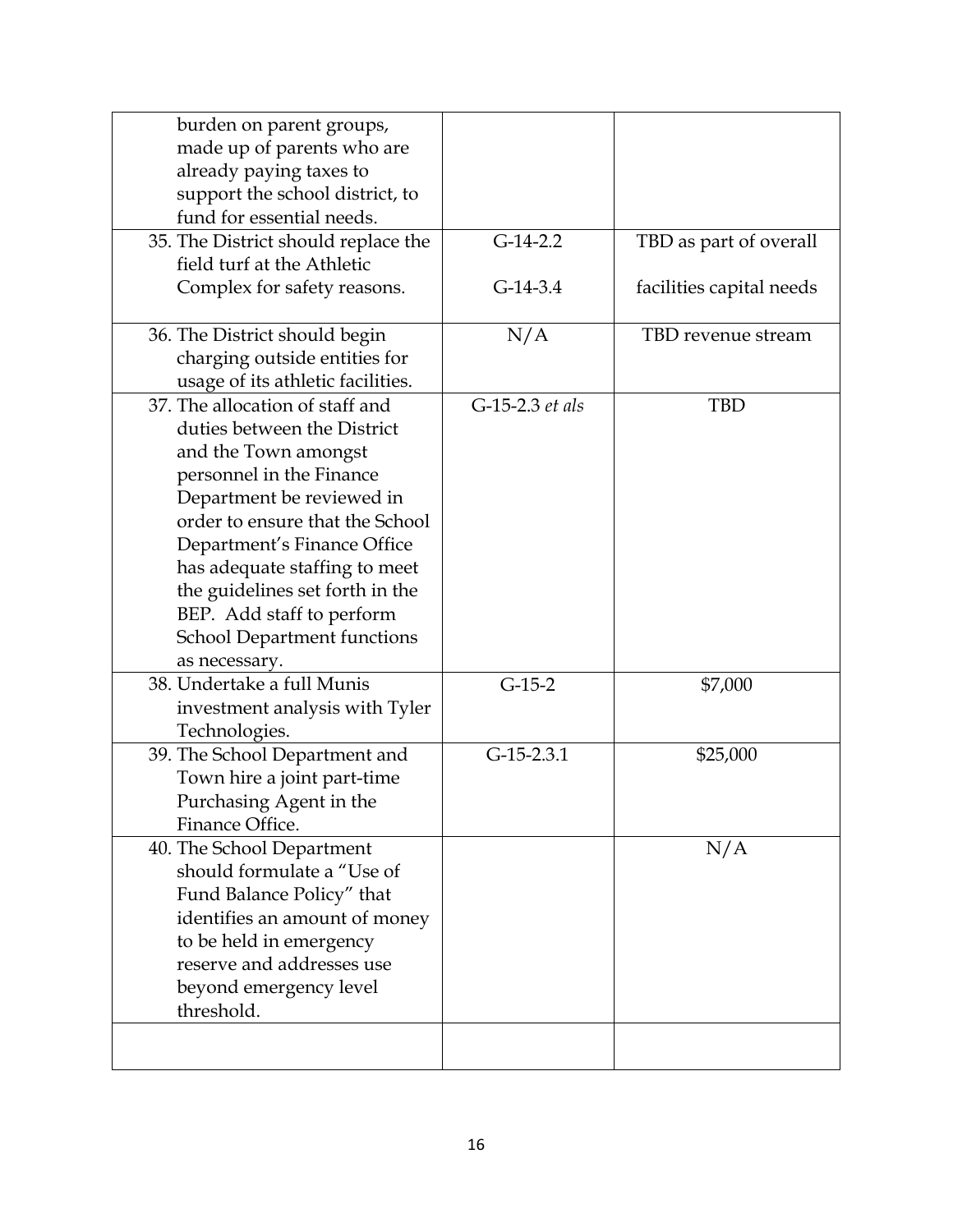| | | |
|---|---|---|
| burden on parent groups, made up of parents who are already paying taxes to support the school district, to fund for essential needs. | | |
| 35. The District should replace the field turf at the Athletic Complex for safety reasons. | G-14-2.2<br><br>G-14-3.4 | TBD as part of overall<br><br>facilities capital needs |
| 36. The District should begin charging outside entities for usage of its athletic facilities. | N/A | TBD revenue stream |
| 37. The allocation of staff and duties between the District and the Town amongst personnel in the Finance Department be reviewed in order to ensure that the School Department's Finance Office has adequate staffing to meet the guidelines set forth in the BEP. Add staff to perform School Department functions as necessary. | G-15-2.3 *et als* | TBD |
| 38. Undertake a full Munis investment analysis with Tyler Technologies. | G-15-2 | \$7,000 |
| 39. The School Department and Town hire a joint part-time Purchasing Agent in the Finance Office. | G-15-2.3.1 | \$25,000 |
| 40. The School Department should formulate a "Use of Fund Balance Policy" that identifies an amount of money to be held in emergency reserve and addresses use beyond emergency level threshold. | | N/A |
| | | |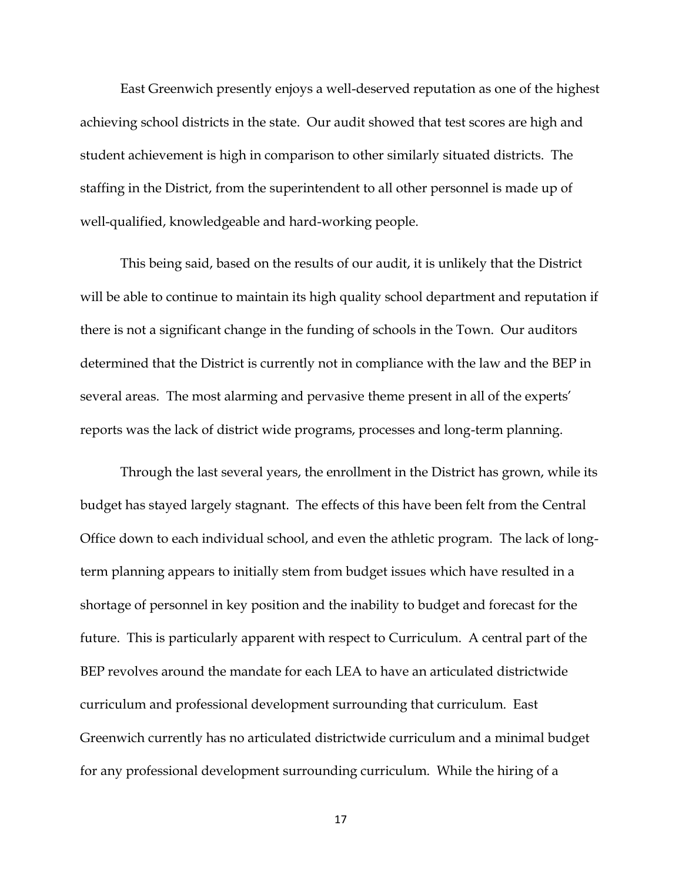East Greenwich presently enjoys a well-deserved reputation as one of the highest achieving school districts in the state. Our audit showed that test scores are high and student achievement is high in comparison to other similarly situated districts. The staffing in the District, from the superintendent to all other personnel is made up of well-qualified, knowledgeable and hard-working people.

This being said, based on the results of our audit, it is unlikely that the District will be able to continue to maintain its high quality school department and reputation if there is not a significant change in the funding of schools in the Town. Our auditors determined that the District is currently not in compliance with the law and the BEP in several areas. The most alarming and pervasive theme present in all of the experts' reports was the lack of district wide programs, processes and long-term planning.

Through the last several years, the enrollment in the District has grown, while its budget has stayed largely stagnant. The effects of this have been felt from the Central Office down to each individual school, and even the athletic program. The lack of long-term planning appears to initially stem from budget issues which have resulted in a shortage of personnel in key position and the inability to budget and forecast for the future. This is particularly apparent with respect to Curriculum. A central part of the BEP revolves around the mandate for each LEA to have an articulated districtwide curriculum and professional development surrounding that curriculum. East Greenwich currently has no articulated districtwide curriculum and a minimal budget for any professional development surrounding curriculum. While the hiring of a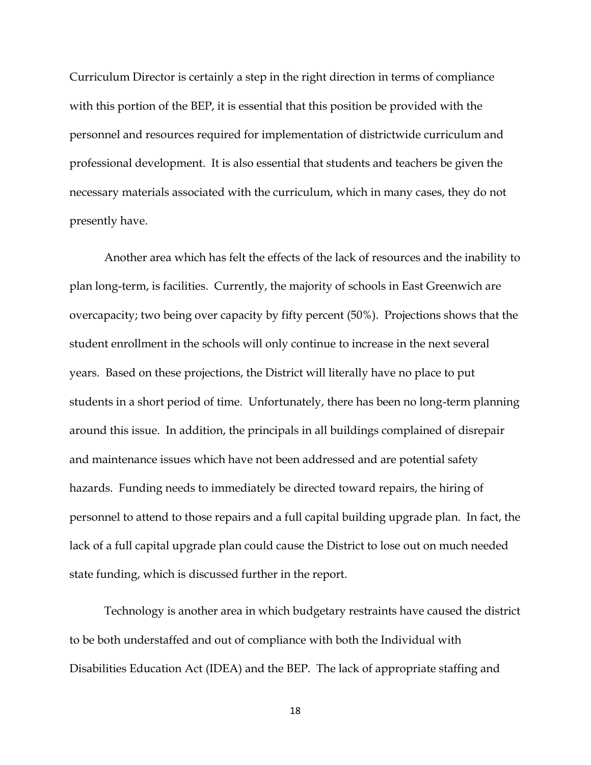Curriculum Director is certainly a step in the right direction in terms of compliance with this portion of the BEP, it is essential that this position be provided with the personnel and resources required for implementation of districtwide curriculum and professional development. It is also essential that students and teachers be given the necessary materials associated with the curriculum, which in many cases, they do not presently have.

Another area which has felt the effects of the lack of resources and the inability to plan long-term, is facilities. Currently, the majority of schools in East Greenwich are overcapacity; two being over capacity by fifty percent (50%). Projections shows that the student enrollment in the schools will only continue to increase in the next several years. Based on these projections, the District will literally have no place to put students in a short period of time. Unfortunately, there has been no long-term planning around this issue. In addition, the principals in all buildings complained of disrepair and maintenance issues which have not been addressed and are potential safety hazards. Funding needs to immediately be directed toward repairs, the hiring of personnel to attend to those repairs and a full capital building upgrade plan. In fact, the lack of a full capital upgrade plan could cause the District to lose out on much needed state funding, which is discussed further in the report.

Technology is another area in which budgetary restraints have caused the district to be both understaffed and out of compliance with both the Individual with Disabilities Education Act (IDEA) and the BEP. The lack of appropriate staffing and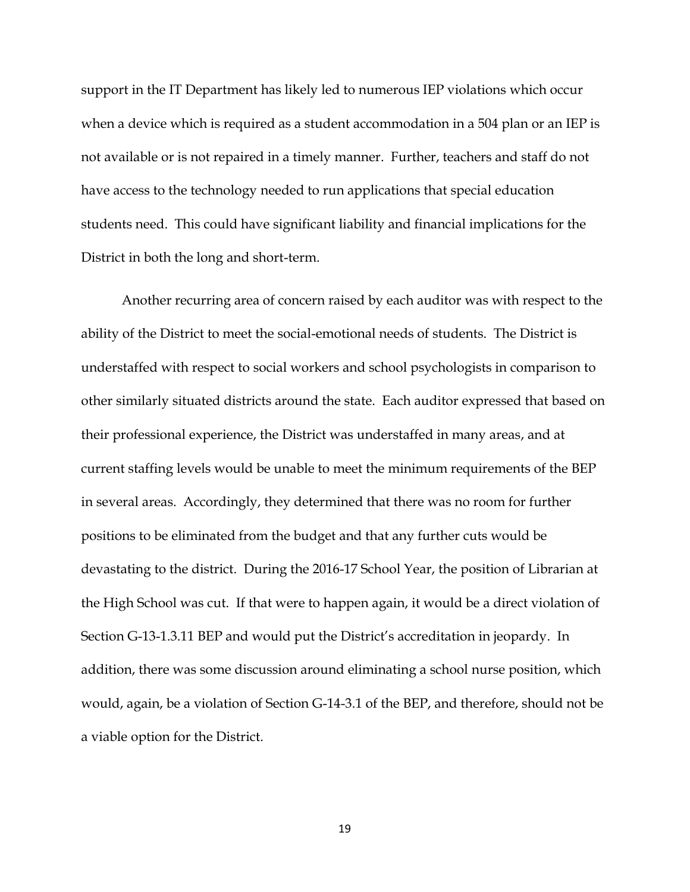support in the IT Department has likely led to numerous IEP violations which occur when a device which is required as a student accommodation in a 504 plan or an IEP is not available or is not repaired in a timely manner. Further, teachers and staff do not have access to the technology needed to run applications that special education students need. This could have significant liability and financial implications for the District in both the long and short-term.

Another recurring area of concern raised by each auditor was with respect to the ability of the District to meet the social-emotional needs of students. The District is understaffed with respect to social workers and school psychologists in comparison to other similarly situated districts around the state. Each auditor expressed that based on their professional experience, the District was understaffed in many areas, and at current staffing levels would be unable to meet the minimum requirements of the BEP in several areas. Accordingly, they determined that there was no room for further positions to be eliminated from the budget and that any further cuts would be devastating to the district. During the 2016-17 School Year, the position of Librarian at the High School was cut. If that were to happen again, it would be a direct violation of Section G-13-1.3.11 BEP and would put the District's accreditation in jeopardy. In addition, there was some discussion around eliminating a school nurse position, which would, again, be a violation of Section G-14-3.1 of the BEP, and therefore, should not be a viable option for the District.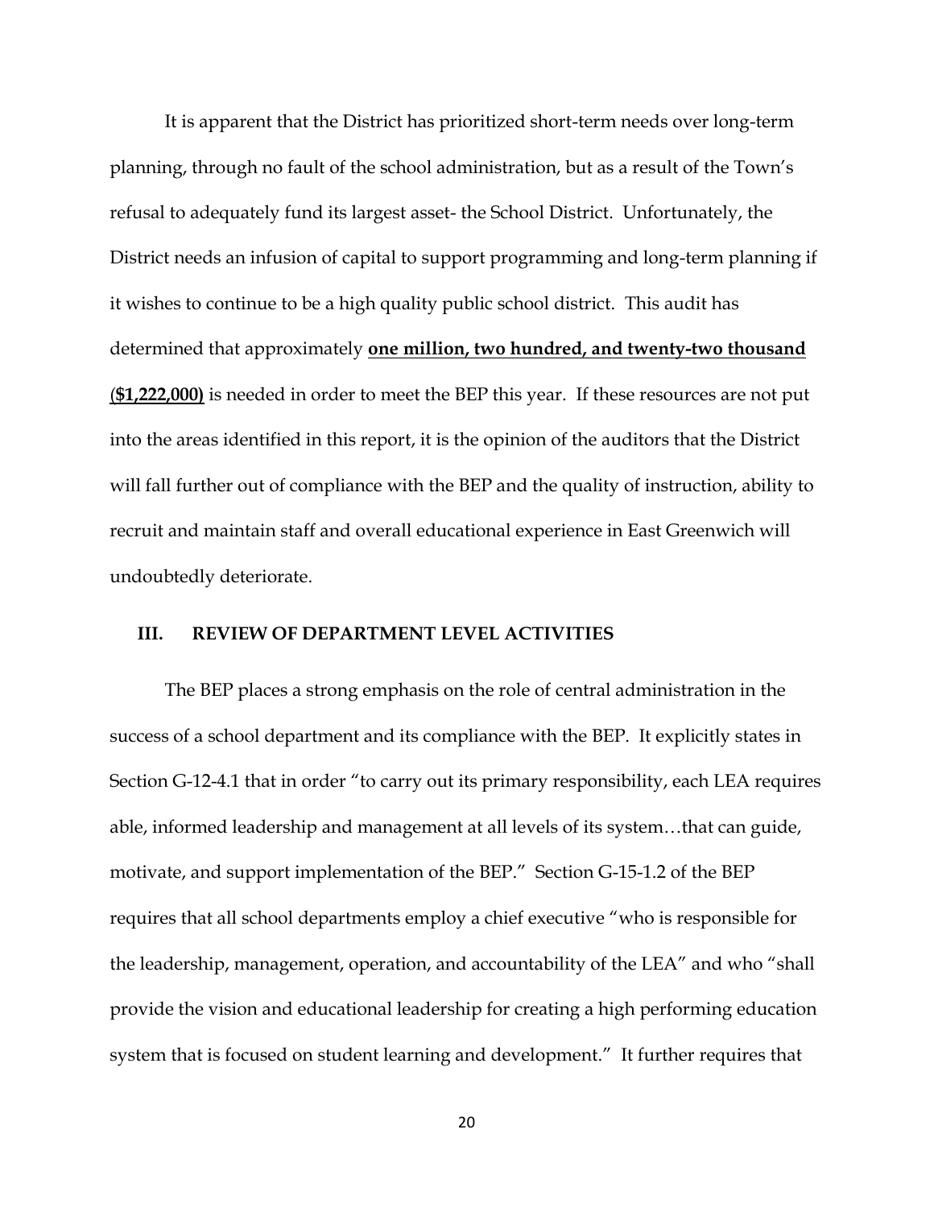It is apparent that the District has prioritized short-term needs over long-term planning, through no fault of the school administration, but as a result of the Town's refusal to adequately fund its largest asset- the School District. Unfortunately, the District needs an infusion of capital to support programming and long-term planning if it wishes to continue to be a high quality public school district. This audit has determined that approximately **one million, two hundred, and twenty-two thousand ($1,222,000)** is needed in order to meet the BEP this year. If these resources are not put into the areas identified in this report, it is the opinion of the auditors that the District will fall further out of compliance with the BEP and the quality of instruction, ability to recruit and maintain staff and overall educational experience in East Greenwich will undoubtedly deteriorate.

## III. REVIEW OF DEPARTMENT LEVEL ACTIVITIES

The BEP places a strong emphasis on the role of central administration in the success of a school department and its compliance with the BEP. It explicitly states in Section G-12-4.1 that in order "to carry out its primary responsibility, each LEA requires able, informed leadership and management at all levels of its system…that can guide, motivate, and support implementation of the BEP." Section G-15-1.2 of the BEP requires that all school departments employ a chief executive "who is responsible for the leadership, management, operation, and accountability of the LEA" and who "shall provide the vision and educational leadership for creating a high performing education system that is focused on student learning and development." It further requires that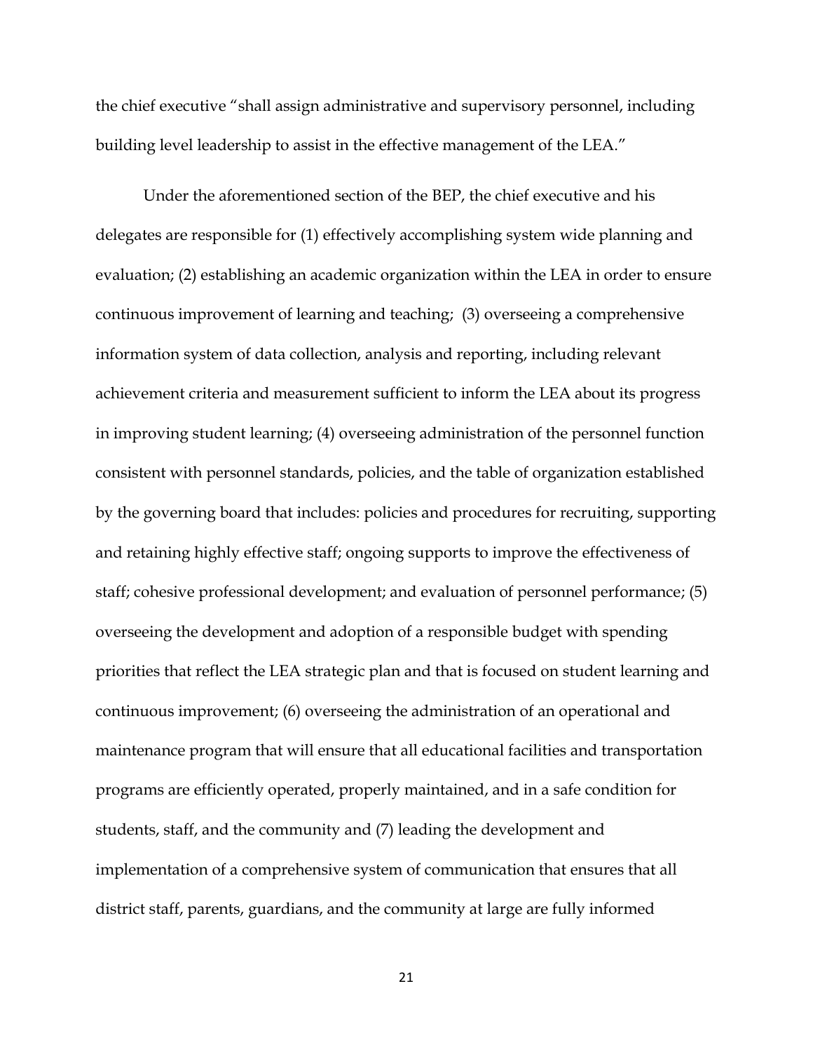the chief executive "shall assign administrative and supervisory personnel, including building level leadership to assist in the effective management of the LEA."

Under the aforementioned section of the BEP, the chief executive and his delegates are responsible for (1) effectively accomplishing system wide planning and evaluation; (2) establishing an academic organization within the LEA in order to ensure continuous improvement of learning and teaching; (3) overseeing a comprehensive information system of data collection, analysis and reporting, including relevant achievement criteria and measurement sufficient to inform the LEA about its progress in improving student learning; (4) overseeing administration of the personnel function consistent with personnel standards, policies, and the table of organization established by the governing board that includes: policies and procedures for recruiting, supporting and retaining highly effective staff; ongoing supports to improve the effectiveness of staff; cohesive professional development; and evaluation of personnel performance; (5) overseeing the development and adoption of a responsible budget with spending priorities that reflect the LEA strategic plan and that is focused on student learning and continuous improvement; (6) overseeing the administration of an operational and maintenance program that will ensure that all educational facilities and transportation programs are efficiently operated, properly maintained, and in a safe condition for students, staff, and the community and (7) leading the development and implementation of a comprehensive system of communication that ensures that all district staff, parents, guardians, and the community at large are fully informed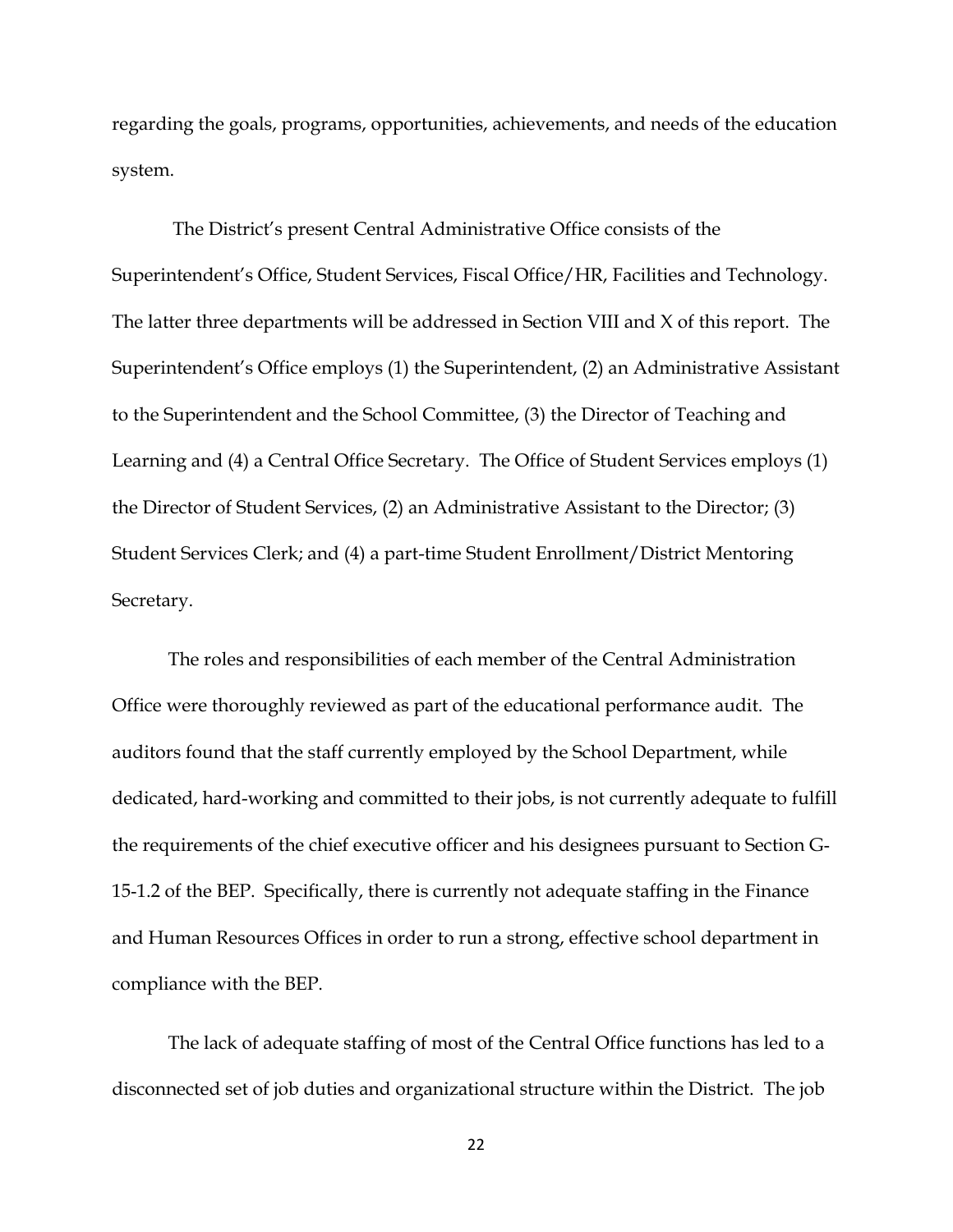regarding the goals, programs, opportunities, achievements, and needs of the education system.

The District's present Central Administrative Office consists of the Superintendent's Office, Student Services, Fiscal Office/HR, Facilities and Technology. The latter three departments will be addressed in Section VIII and X of this report. The Superintendent's Office employs (1) the Superintendent, (2) an Administrative Assistant to the Superintendent and the School Committee, (3) the Director of Teaching and Learning and (4) a Central Office Secretary. The Office of Student Services employs (1) the Director of Student Services, (2) an Administrative Assistant to the Director; (3) Student Services Clerk; and (4) a part-time Student Enrollment/District Mentoring Secretary.

The roles and responsibilities of each member of the Central Administration Office were thoroughly reviewed as part of the educational performance audit. The auditors found that the staff currently employed by the School Department, while dedicated, hard-working and committed to their jobs, is not currently adequate to fulfill the requirements of the chief executive officer and his designees pursuant to Section G-15-1.2 of the BEP. Specifically, there is currently not adequate staffing in the Finance and Human Resources Offices in order to run a strong, effective school department in compliance with the BEP.

The lack of adequate staffing of most of the Central Office functions has led to a disconnected set of job duties and organizational structure within the District. The job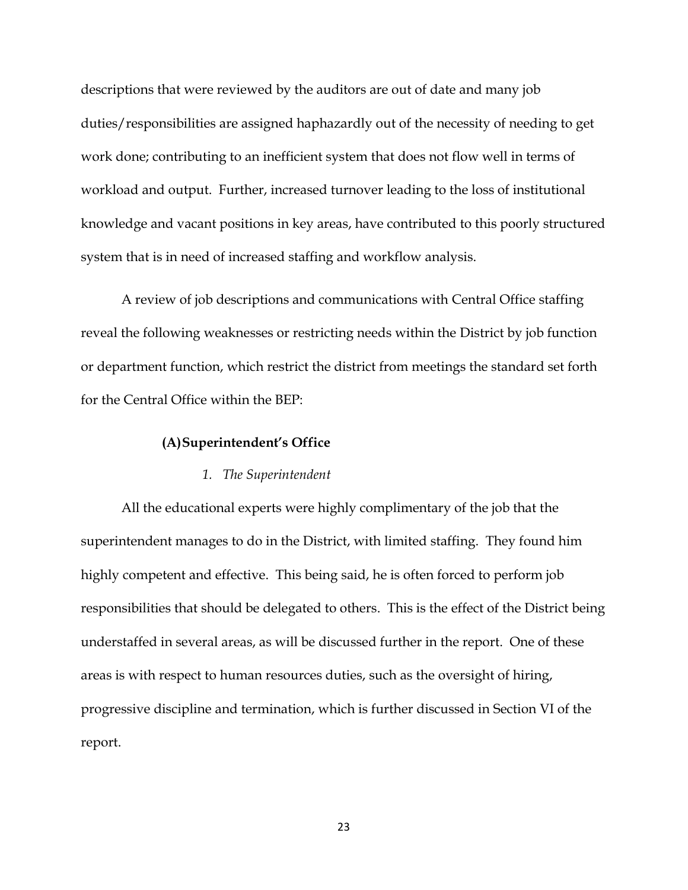descriptions that were reviewed by the auditors are out of date and many job duties/responsibilities are assigned haphazardly out of the necessity of needing to get work done; contributing to an inefficient system that does not flow well in terms of workload and output. Further, increased turnover leading to the loss of institutional knowledge and vacant positions in key areas, have contributed to this poorly structured system that is in need of increased staffing and workflow analysis.

A review of job descriptions and communications with Central Office staffing reveal the following weaknesses or restricting needs within the District by job function or department function, which restrict the district from meetings the standard set forth for the Central Office within the BEP:

### (A) Superintendent's Office

#### *1. The Superintendent*

All the educational experts were highly complimentary of the job that the superintendent manages to do in the District, with limited staffing. They found him highly competent and effective. This being said, he is often forced to perform job responsibilities that should be delegated to others. This is the effect of the District being understaffed in several areas, as will be discussed further in the report. One of these areas is with respect to human resources duties, such as the oversight of hiring, progressive discipline and termination, which is further discussed in Section VI of the report.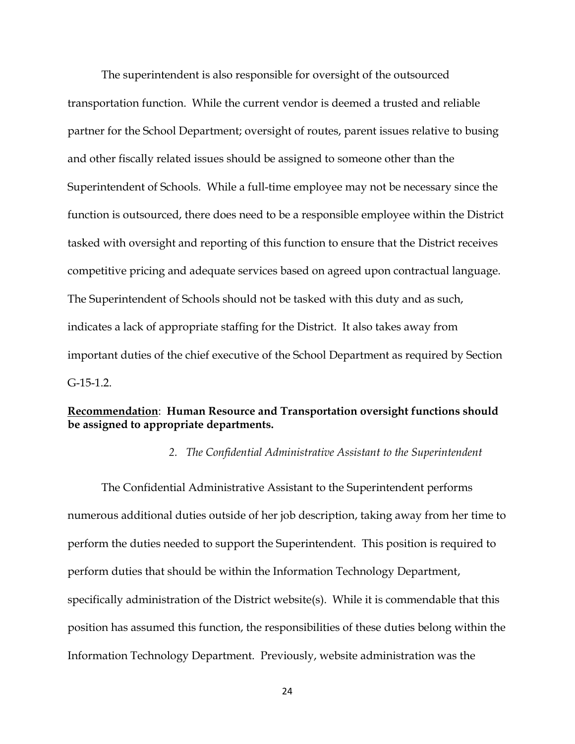The superintendent is also responsible for oversight of the outsourced transportation function. While the current vendor is deemed a trusted and reliable partner for the School Department; oversight of routes, parent issues relative to busing and other fiscally related issues should be assigned to someone other than the Superintendent of Schools. While a full-time employee may not be necessary since the function is outsourced, there does need to be a responsible employee within the District tasked with oversight and reporting of this function to ensure that the District receives competitive pricing and adequate services based on agreed upon contractual language. The Superintendent of Schools should not be tasked with this duty and as such, indicates a lack of appropriate staffing for the District. It also takes away from important duties of the chief executive of the School Department as required by Section G-15-1.2.

**<u>Recommendation</u>: Human Resource and Transportation oversight functions should be assigned to appropriate departments.**

*2. The Confidential Administrative Assistant to the Superintendent*

The Confidential Administrative Assistant to the Superintendent performs numerous additional duties outside of her job description, taking away from her time to perform the duties needed to support the Superintendent. This position is required to perform duties that should be within the Information Technology Department, specifically administration of the District website(s). While it is commendable that this position has assumed this function, the responsibilities of these duties belong within the Information Technology Department. Previously, website administration was the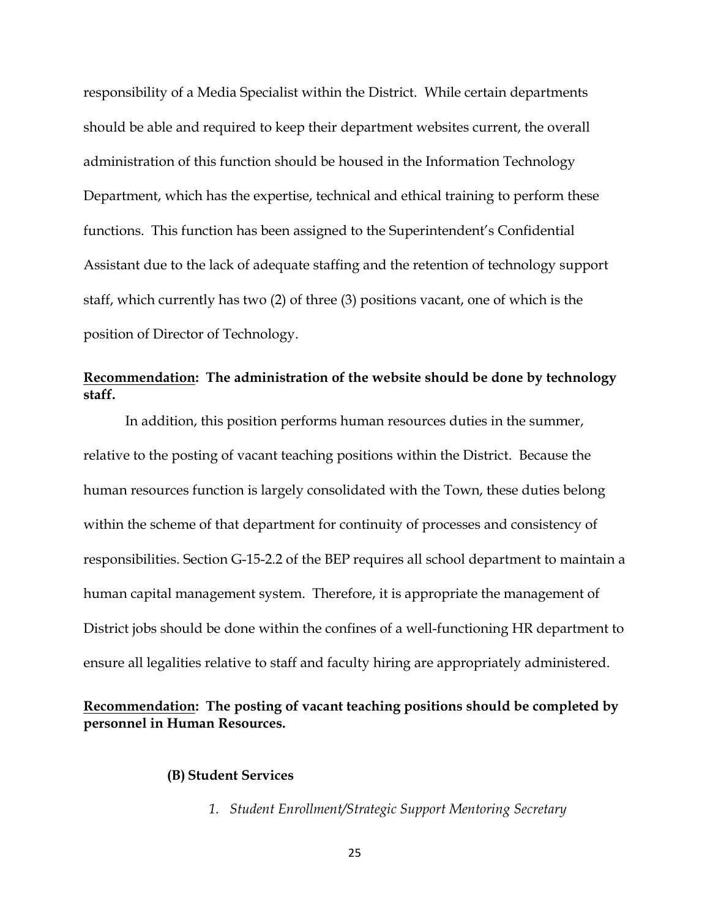responsibility of a Media Specialist within the District. While certain departments should be able and required to keep their department websites current, the overall administration of this function should be housed in the Information Technology Department, which has the expertise, technical and ethical training to perform these functions. This function has been assigned to the Superintendent's Confidential Assistant due to the lack of adequate staffing and the retention of technology support staff, which currently has two (2) of three (3) positions vacant, one of which is the position of Director of Technology.

**<u>Recommendation</u>: The administration of the website should be done by technology staff.**

In addition, this position performs human resources duties in the summer, relative to the posting of vacant teaching positions within the District. Because the human resources function is largely consolidated with the Town, these duties belong within the scheme of that department for continuity of processes and consistency of responsibilities. Section G-15-2.2 of the BEP requires all school department to maintain a human capital management system. Therefore, it is appropriate the management of District jobs should be done within the confines of a well-functioning HR department to ensure all legalities relative to staff and faculty hiring are appropriately administered.

**<u>Recommendation</u>: The posting of vacant teaching positions should be completed by personnel in Human Resources.**

**(B) Student Services**

*1. Student Enrollment/Strategic Support Mentoring Secretary*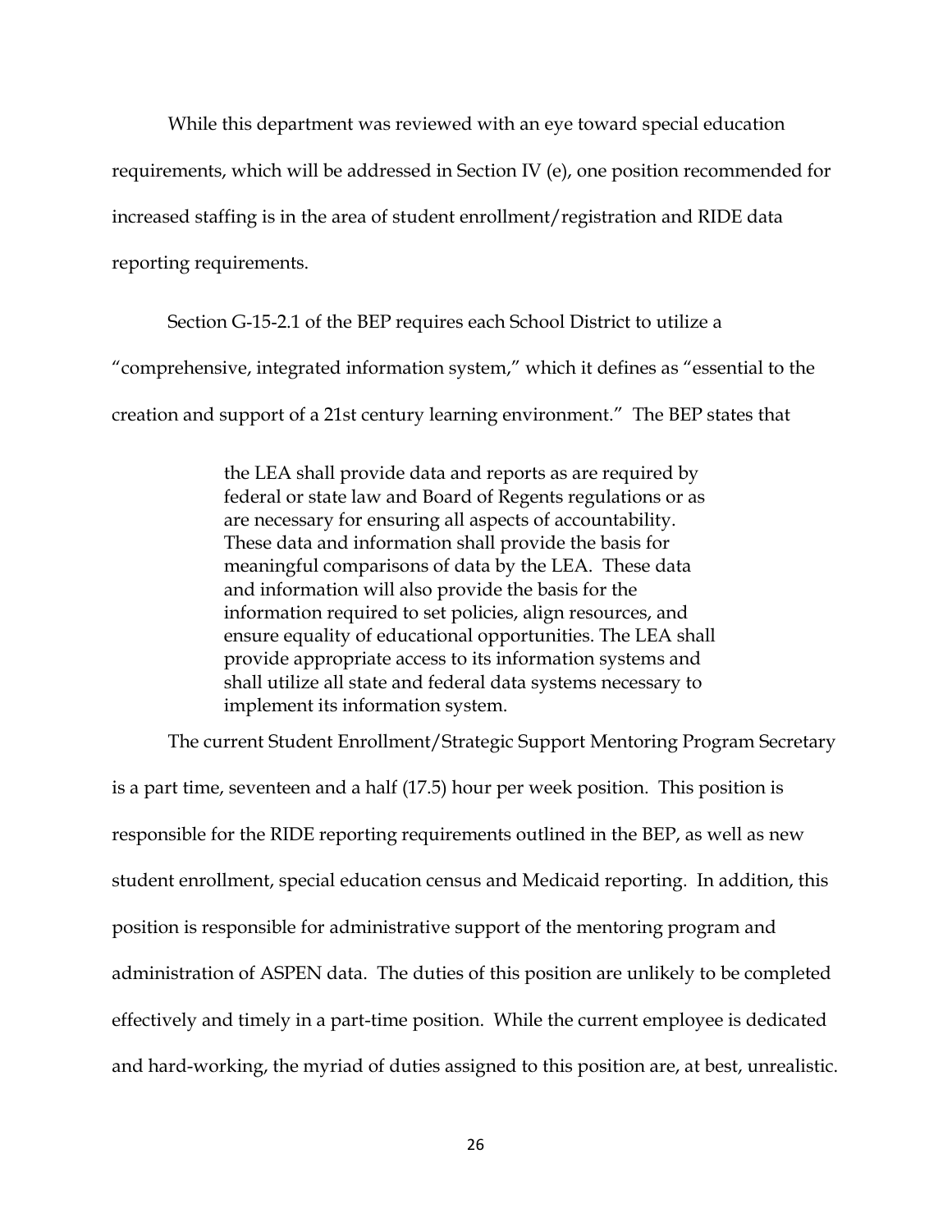While this department was reviewed with an eye toward special education requirements, which will be addressed in Section IV (e), one position recommended for increased staffing is in the area of student enrollment/registration and RIDE data reporting requirements.

Section G-15-2.1 of the BEP requires each School District to utilize a "comprehensive, integrated information system," which it defines as "essential to the creation and support of a 21st century learning environment." The BEP states that

> the LEA shall provide data and reports as are required by federal or state law and Board of Regents regulations or as are necessary for ensuring all aspects of accountability. These data and information shall provide the basis for meaningful comparisons of data by the LEA. These data and information will also provide the basis for the information required to set policies, align resources, and ensure equality of educational opportunities. The LEA shall provide appropriate access to its information systems and shall utilize all state and federal data systems necessary to implement its information system.

The current Student Enrollment/Strategic Support Mentoring Program Secretary is a part time, seventeen and a half (17.5) hour per week position. This position is responsible for the RIDE reporting requirements outlined in the BEP, as well as new student enrollment, special education census and Medicaid reporting. In addition, this position is responsible for administrative support of the mentoring program and administration of ASPEN data. The duties of this position are unlikely to be completed effectively and timely in a part-time position. While the current employee is dedicated and hard-working, the myriad of duties assigned to this position are, at best, unrealistic.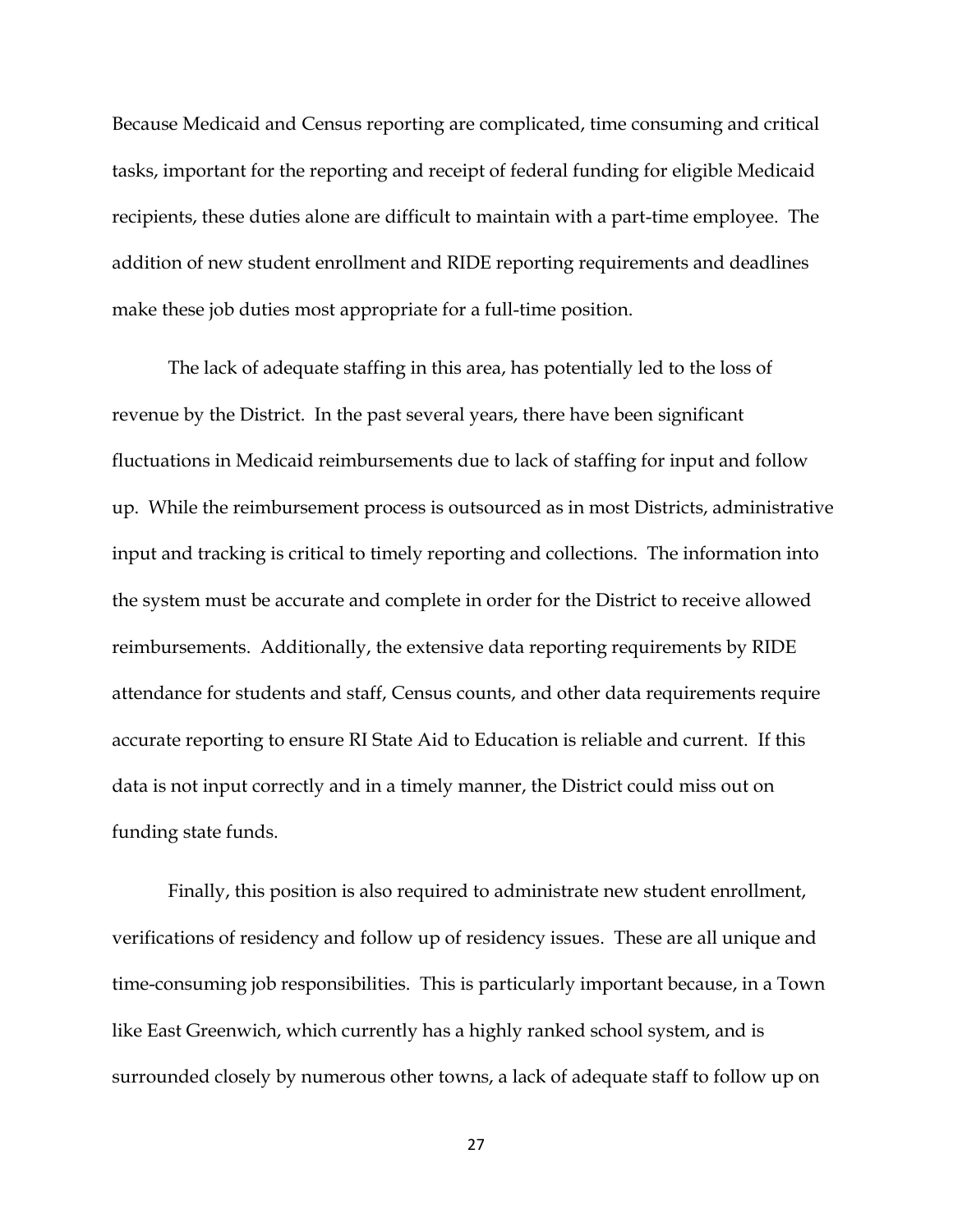Because Medicaid and Census reporting are complicated, time consuming and critical tasks, important for the reporting and receipt of federal funding for eligible Medicaid recipients, these duties alone are difficult to maintain with a part-time employee. The addition of new student enrollment and RIDE reporting requirements and deadlines make these job duties most appropriate for a full-time position.

The lack of adequate staffing in this area, has potentially led to the loss of revenue by the District. In the past several years, there have been significant fluctuations in Medicaid reimbursements due to lack of staffing for input and follow up. While the reimbursement process is outsourced as in most Districts, administrative input and tracking is critical to timely reporting and collections. The information into the system must be accurate and complete in order for the District to receive allowed reimbursements. Additionally, the extensive data reporting requirements by RIDE attendance for students and staff, Census counts, and other data requirements require accurate reporting to ensure RI State Aid to Education is reliable and current. If this data is not input correctly and in a timely manner, the District could miss out on funding state funds.

Finally, this position is also required to administrate new student enrollment, verifications of residency and follow up of residency issues. These are all unique and time-consuming job responsibilities. This is particularly important because, in a Town like East Greenwich, which currently has a highly ranked school system, and is surrounded closely by numerous other towns, a lack of adequate staff to follow up on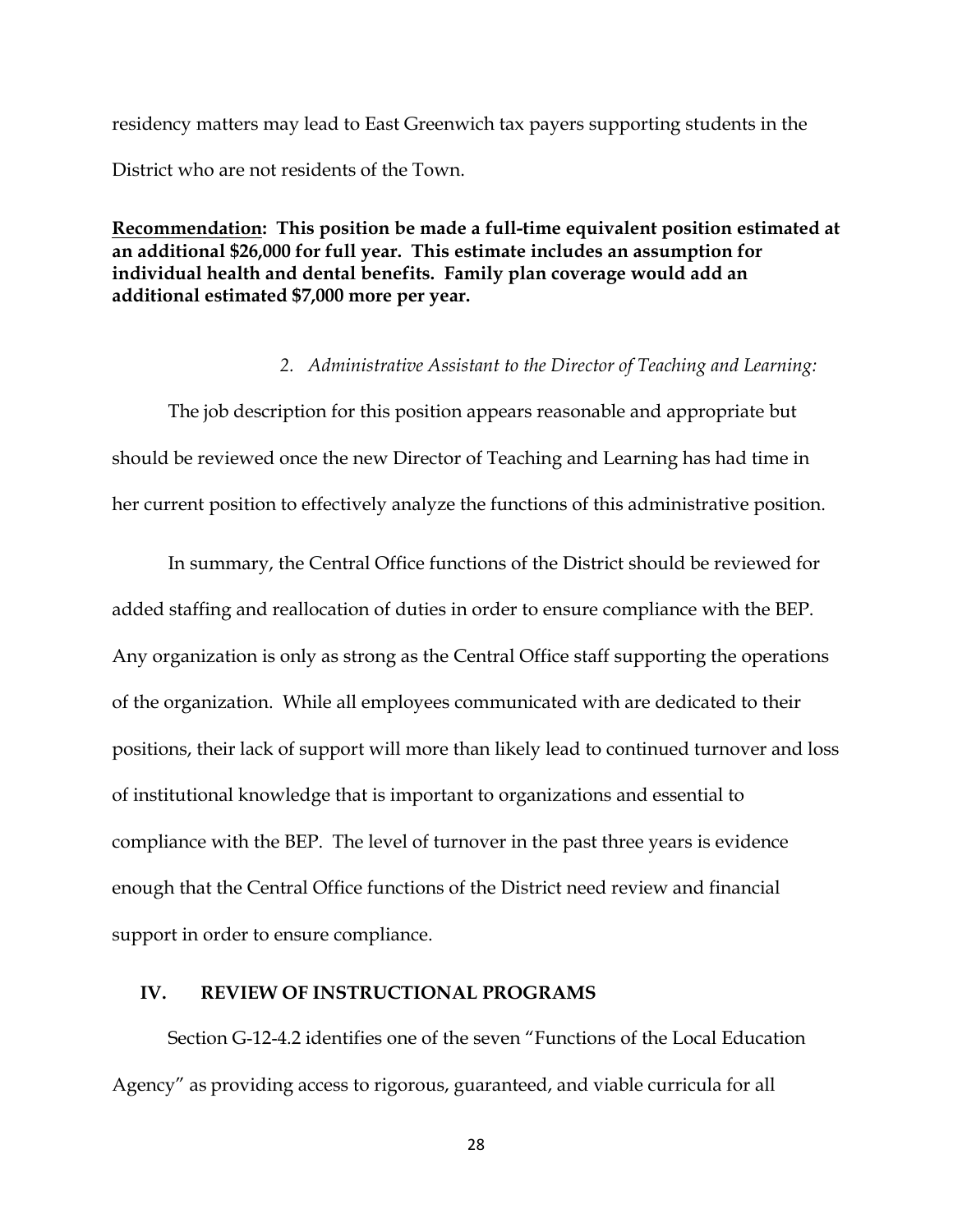residency matters may lead to East Greenwich tax payers supporting students in the District who are not residents of the Town.

**<u>Recommendation</u>: This position be made a full-time equivalent position estimated at an additional $26,000 for full year. This estimate includes an assumption for individual health and dental benefits. Family plan coverage would add an additional estimated $7,000 more per year.**

*2. Administrative Assistant to the Director of Teaching and Learning:*

The job description for this position appears reasonable and appropriate but should be reviewed once the new Director of Teaching and Learning has had time in her current position to effectively analyze the functions of this administrative position.

In summary, the Central Office functions of the District should be reviewed for added staffing and reallocation of duties in order to ensure compliance with the BEP. Any organization is only as strong as the Central Office staff supporting the operations of the organization. While all employees communicated with are dedicated to their positions, their lack of support will more than likely lead to continued turnover and loss of institutional knowledge that is important to organizations and essential to compliance with the BEP. The level of turnover in the past three years is evidence enough that the Central Office functions of the District need review and financial support in order to ensure compliance.

## IV. REVIEW OF INSTRUCTIONAL PROGRAMS

Section G-12-4.2 identifies one of the seven "Functions of the Local Education Agency" as providing access to rigorous, guaranteed, and viable curricula for all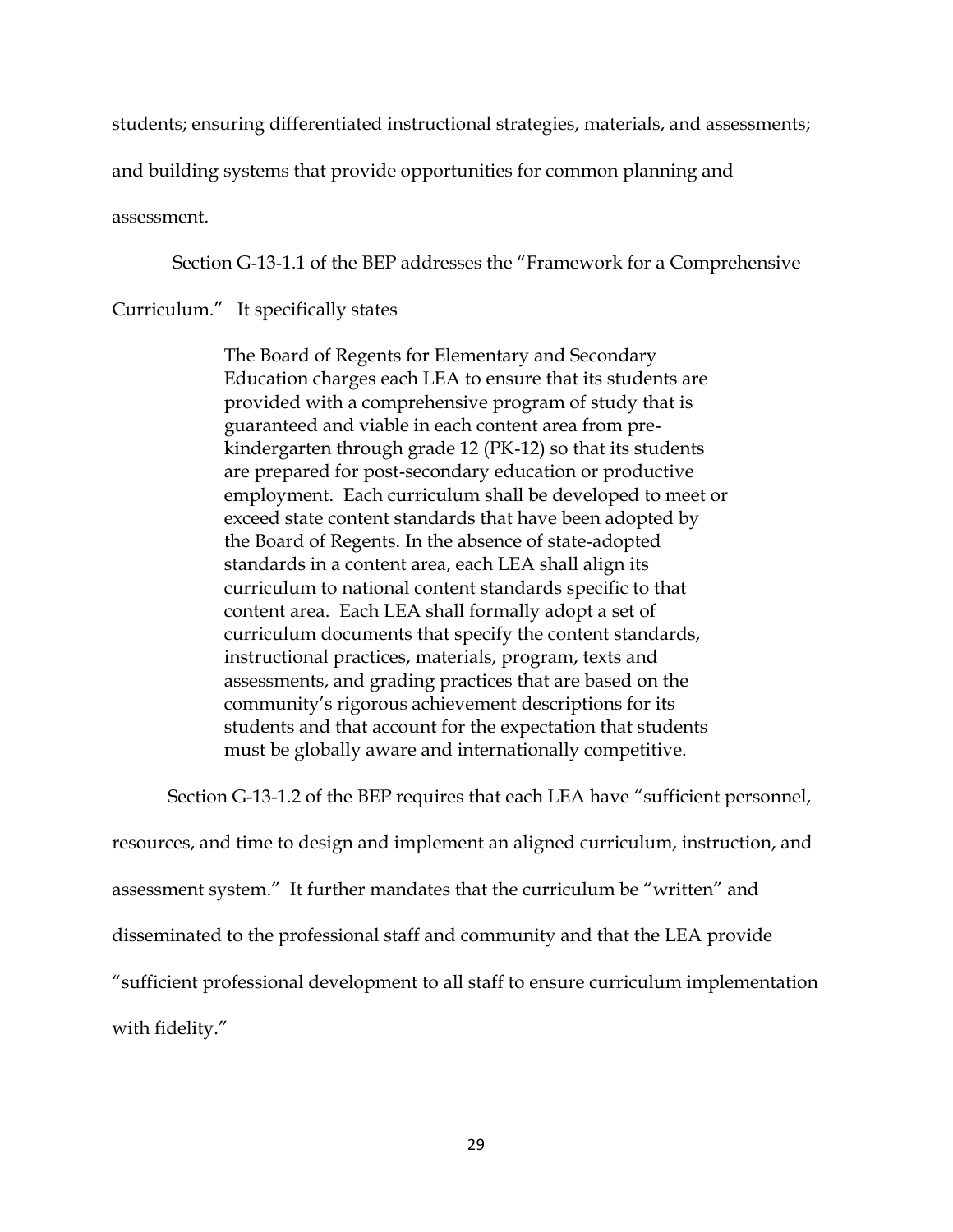students; ensuring differentiated instructional strategies, materials, and assessments; and building systems that provide opportunities for common planning and assessment.

Section G-13-1.1 of the BEP addresses the "Framework for a Comprehensive Curriculum." It specifically states

> The Board of Regents for Elementary and Secondary Education charges each LEA to ensure that its students are provided with a comprehensive program of study that is guaranteed and viable in each content area from pre-kindergarten through grade 12 (PK-12) so that its students are prepared for post-secondary education or productive employment. Each curriculum shall be developed to meet or exceed state content standards that have been adopted by the Board of Regents. In the absence of state-adopted standards in a content area, each LEA shall align its curriculum to national content standards specific to that content area. Each LEA shall formally adopt a set of curriculum documents that specify the content standards, instructional practices, materials, program, texts and assessments, and grading practices that are based on the community's rigorous achievement descriptions for its students and that account for the expectation that students must be globally aware and internationally competitive.

Section G-13-1.2 of the BEP requires that each LEA have "sufficient personnel, resources, and time to design and implement an aligned curriculum, instruction, and assessment system." It further mandates that the curriculum be "written" and disseminated to the professional staff and community and that the LEA provide "sufficient professional development to all staff to ensure curriculum implementation with fidelity."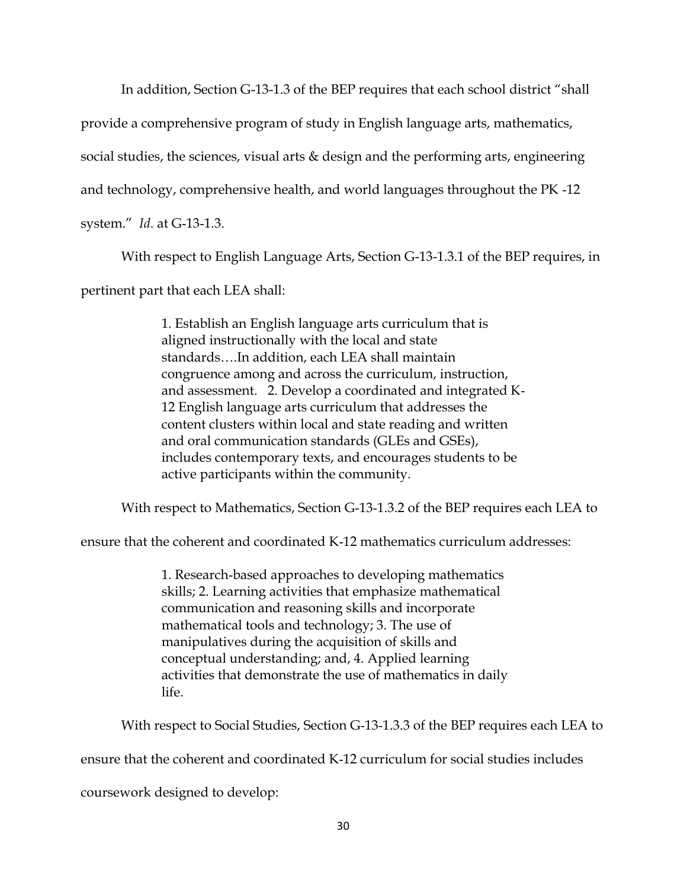In addition, Section G-13-1.3 of the BEP requires that each school district "shall provide a comprehensive program of study in English language arts, mathematics, social studies, the sciences, visual arts & design and the performing arts, engineering and technology, comprehensive health, and world languages throughout the PK -12 system." *Id*. at G-13-1.3.

With respect to English Language Arts, Section G-13-1.3.1 of the BEP requires, in pertinent part that each LEA shall:

> 1. Establish an English language arts curriculum that is aligned instructionally with the local and state standards….In addition, each LEA shall maintain congruence among and across the curriculum, instruction, and assessment. 2. Develop a coordinated and integrated K-12 English language arts curriculum that addresses the content clusters within local and state reading and written and oral communication standards (GLEs and GSEs), includes contemporary texts, and encourages students to be active participants within the community.

With respect to Mathematics, Section G-13-1.3.2 of the BEP requires each LEA to ensure that the coherent and coordinated K-12 mathematics curriculum addresses:

> 1. Research-based approaches to developing mathematics skills; 2. Learning activities that emphasize mathematical communication and reasoning skills and incorporate mathematical tools and technology; 3. The use of manipulatives during the acquisition of skills and conceptual understanding; and, 4. Applied learning activities that demonstrate the use of mathematics in daily life.

With respect to Social Studies, Section G-13-1.3.3 of the BEP requires each LEA to ensure that the coherent and coordinated K-12 curriculum for social studies includes coursework designed to develop: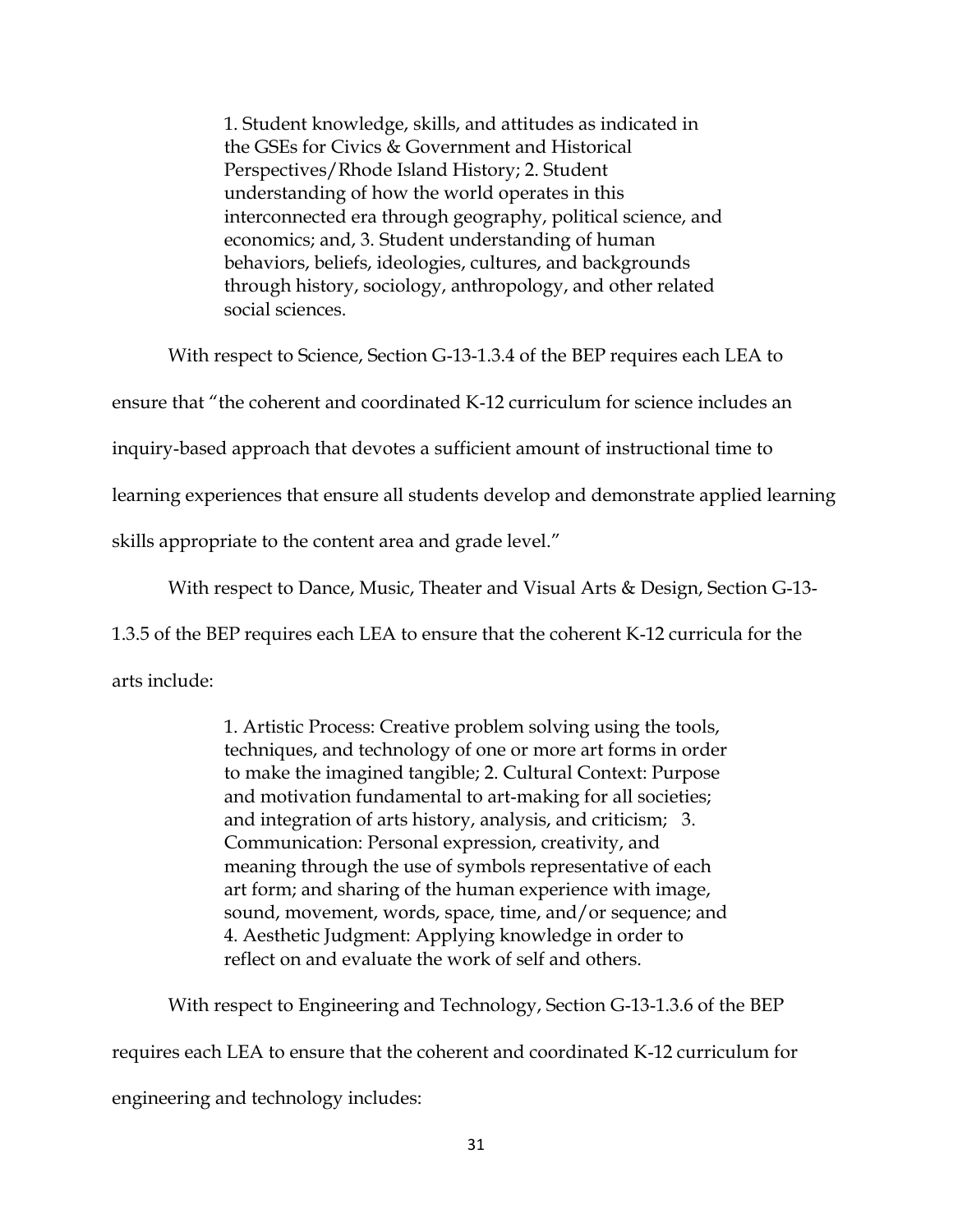> 1. Student knowledge, skills, and attitudes as indicated in the GSEs for Civics & Government and Historical Perspectives/Rhode Island History; 2. Student understanding of how the world operates in this interconnected era through geography, political science, and economics; and, 3. Student understanding of human behaviors, beliefs, ideologies, cultures, and backgrounds through history, sociology, anthropology, and other related social sciences.

With respect to Science, Section G-13-1.3.4 of the BEP requires each LEA to ensure that "the coherent and coordinated K-12 curriculum for science includes an inquiry-based approach that devotes a sufficient amount of instructional time to learning experiences that ensure all students develop and demonstrate applied learning skills appropriate to the content area and grade level."

With respect to Dance, Music, Theater and Visual Arts & Design, Section G-13-1.3.5 of the BEP requires each LEA to ensure that the coherent K-12 curricula for the arts include:

> 1. Artistic Process: Creative problem solving using the tools, techniques, and technology of one or more art forms in order to make the imagined tangible; 2. Cultural Context: Purpose and motivation fundamental to art-making for all societies; and integration of arts history, analysis, and criticism; 3. Communication: Personal expression, creativity, and meaning through the use of symbols representative of each art form; and sharing of the human experience with image, sound, movement, words, space, time, and/or sequence; and 4. Aesthetic Judgment: Applying knowledge in order to reflect on and evaluate the work of self and others.

With respect to Engineering and Technology, Section G-13-1.3.6 of the BEP requires each LEA to ensure that the coherent and coordinated K-12 curriculum for engineering and technology includes: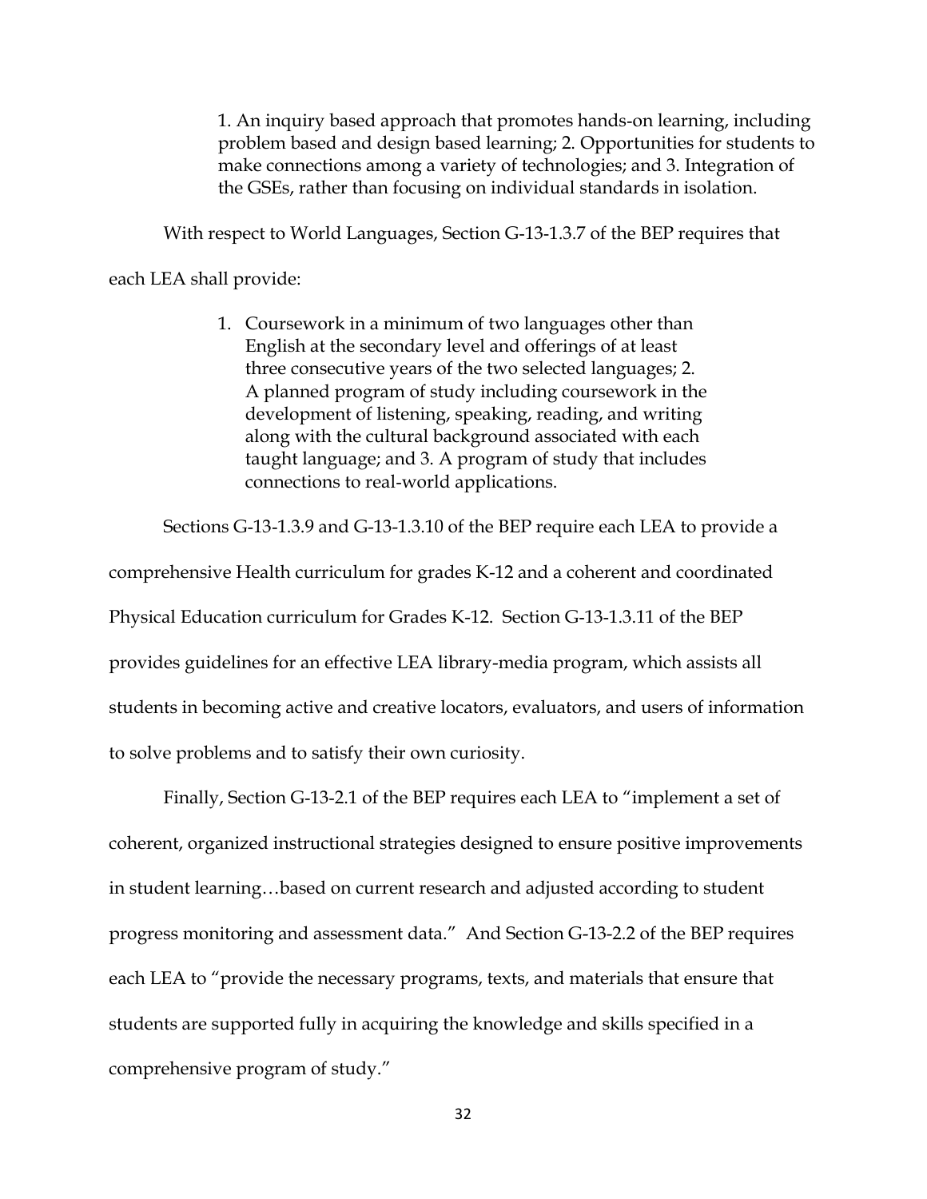> 1. An inquiry based approach that promotes hands-on learning, including problem based and design based learning; 2. Opportunities for students to make connections among a variety of technologies; and 3. Integration of the GSEs, rather than focusing on individual standards in isolation.

With respect to World Languages, Section G-13-1.3.7 of the BEP requires that each LEA shall provide:

> 1. Coursework in a minimum of two languages other than English at the secondary level and offerings of at least three consecutive years of the two selected languages; 2. A planned program of study including coursework in the development of listening, speaking, reading, and writing along with the cultural background associated with each taught language; and 3. A program of study that includes connections to real-world applications.

Sections G-13-1.3.9 and G-13-1.3.10 of the BEP require each LEA to provide a comprehensive Health curriculum for grades K-12 and a coherent and coordinated Physical Education curriculum for Grades K-12. Section G-13-1.3.11 of the BEP provides guidelines for an effective LEA library-media program, which assists all students in becoming active and creative locators, evaluators, and users of information to solve problems and to satisfy their own curiosity.

Finally, Section G-13-2.1 of the BEP requires each LEA to "implement a set of coherent, organized instructional strategies designed to ensure positive improvements in student learning…based on current research and adjusted according to student progress monitoring and assessment data." And Section G-13-2.2 of the BEP requires each LEA to "provide the necessary programs, texts, and materials that ensure that students are supported fully in acquiring the knowledge and skills specified in a comprehensive program of study."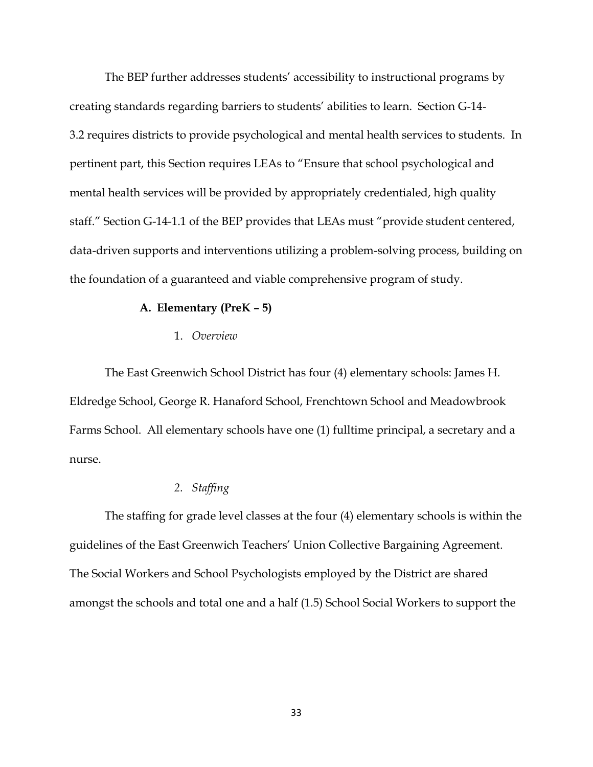The BEP further addresses students' accessibility to instructional programs by creating standards regarding barriers to students' abilities to learn. Section G-14-3.2 requires districts to provide psychological and mental health services to students. In pertinent part, this Section requires LEAs to "Ensure that school psychological and mental health services will be provided by appropriately credentialed, high quality staff." Section G-14-1.1 of the BEP provides that LEAs must "provide student centered, data-driven supports and interventions utilizing a problem-solving process, building on the foundation of a guaranteed and viable comprehensive program of study.

### A. Elementary (PreK – 5)

#### 1. *Overview*

The East Greenwich School District has four (4) elementary schools: James H. Eldredge School, George R. Hanaford School, Frenchtown School and Meadowbrook Farms School. All elementary schools have one (1) fulltime principal, a secretary and a nurse.

#### 2. *Staffing*

The staffing for grade level classes at the four (4) elementary schools is within the guidelines of the East Greenwich Teachers' Union Collective Bargaining Agreement. The Social Workers and School Psychologists employed by the District are shared amongst the schools and total one and a half (1.5) School Social Workers to support the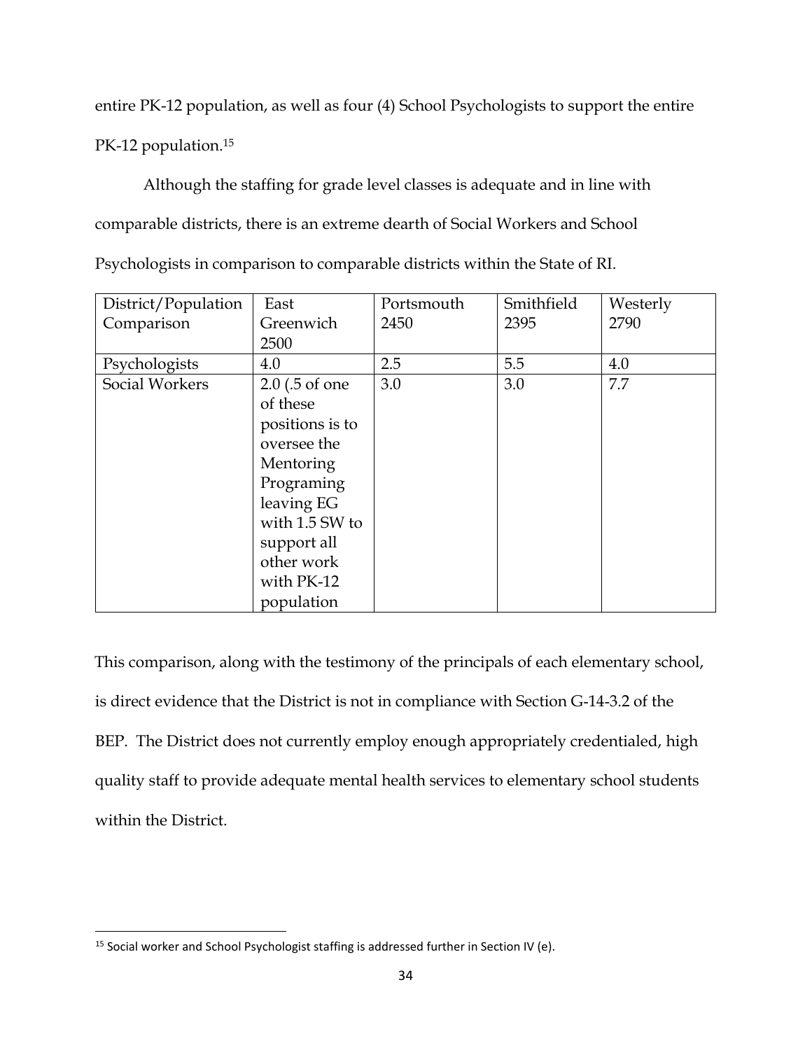entire PK-12 population, as well as four (4) School Psychologists to support the entire PK-12 population.[15]

Although the staffing for grade level classes is adequate and in line with comparable districts, there is an extreme dearth of Social Workers and School Psychologists in comparison to comparable districts within the State of RI.

| District/Population Comparison | East Greenwich 2500 | Portsmouth 2450 | Smithfield 2395 | Westerly 2790 |
|---|---|---|---|---|
| Psychologists | 4.0 | 2.5 | 5.5 | 4.0 |
| Social Workers | 2.0 (.5 of one of these positions is to oversee the Mentoring Programing leaving EG with 1.5 SW to support all other work with PK-12 population | 3.0 | 3.0 | 7.7 |

This comparison, along with the testimony of the principals of each elementary school, is direct evidence that the District is not in compliance with Section G-14-3.2 of the BEP. The District does not currently employ enough appropriately credentialed, high quality staff to provide adequate mental health services to elementary school students within the District.

[15] Social worker and School Psychologist staffing is addressed further in Section IV (e).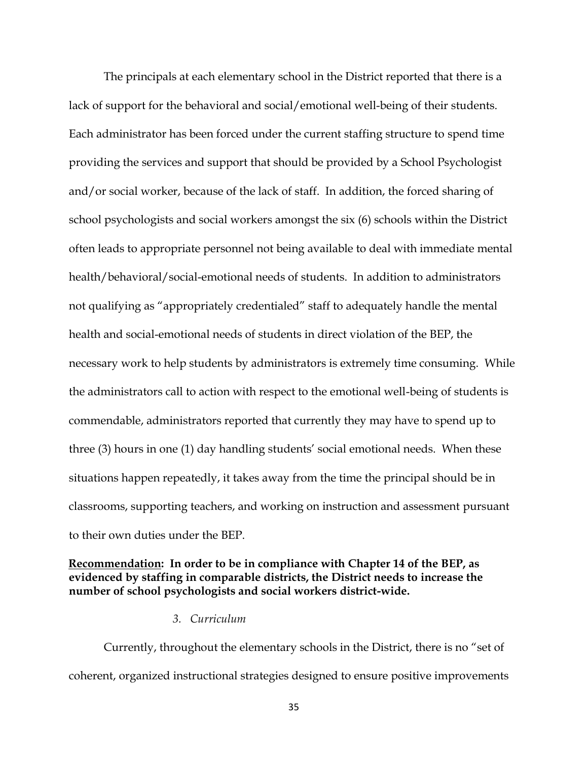The principals at each elementary school in the District reported that there is a lack of support for the behavioral and social/emotional well-being of their students. Each administrator has been forced under the current staffing structure to spend time providing the services and support that should be provided by a School Psychologist and/or social worker, because of the lack of staff. In addition, the forced sharing of school psychologists and social workers amongst the six (6) schools within the District often leads to appropriate personnel not being available to deal with immediate mental health/behavioral/social-emotional needs of students. In addition to administrators not qualifying as "appropriately credentialed" staff to adequately handle the mental health and social-emotional needs of students in direct violation of the BEP, the necessary work to help students by administrators is extremely time consuming. While the administrators call to action with respect to the emotional well-being of students is commendable, administrators reported that currently they may have to spend up to three (3) hours in one (1) day handling students' social emotional needs. When these situations happen repeatedly, it takes away from the time the principal should be in classrooms, supporting teachers, and working on instruction and assessment pursuant to their own duties under the BEP.

**<u>Recommendation</u>: In order to be in compliance with Chapter 14 of the BEP, as evidenced by staffing in comparable districts, the District needs to increase the number of school psychologists and social workers district-wide.**

### *3. Curriculum*

Currently, throughout the elementary schools in the District, there is no "set of coherent, organized instructional strategies designed to ensure positive improvements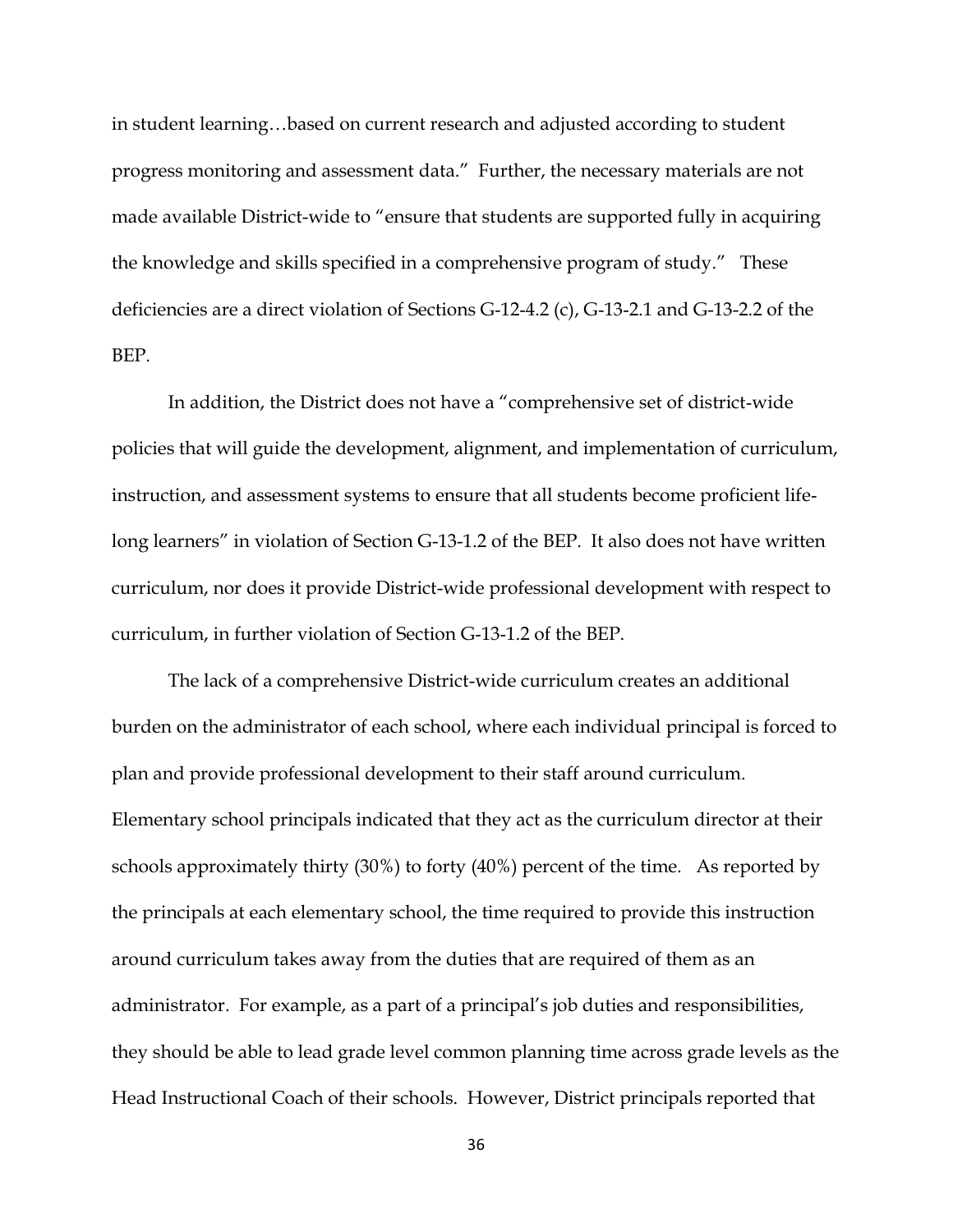in student learning…based on current research and adjusted according to student progress monitoring and assessment data." Further, the necessary materials are not made available District-wide to "ensure that students are supported fully in acquiring the knowledge and skills specified in a comprehensive program of study." These deficiencies are a direct violation of Sections G-12-4.2 (c), G-13-2.1 and G-13-2.2 of the BEP.

In addition, the District does not have a "comprehensive set of district-wide policies that will guide the development, alignment, and implementation of curriculum, instruction, and assessment systems to ensure that all students become proficient life-long learners" in violation of Section G-13-1.2 of the BEP. It also does not have written curriculum, nor does it provide District-wide professional development with respect to curriculum, in further violation of Section G-13-1.2 of the BEP.

The lack of a comprehensive District-wide curriculum creates an additional burden on the administrator of each school, where each individual principal is forced to plan and provide professional development to their staff around curriculum. Elementary school principals indicated that they act as the curriculum director at their schools approximately thirty (30%) to forty (40%) percent of the time. As reported by the principals at each elementary school, the time required to provide this instruction around curriculum takes away from the duties that are required of them as an administrator. For example, as a part of a principal's job duties and responsibilities, they should be able to lead grade level common planning time across grade levels as the Head Instructional Coach of their schools. However, District principals reported that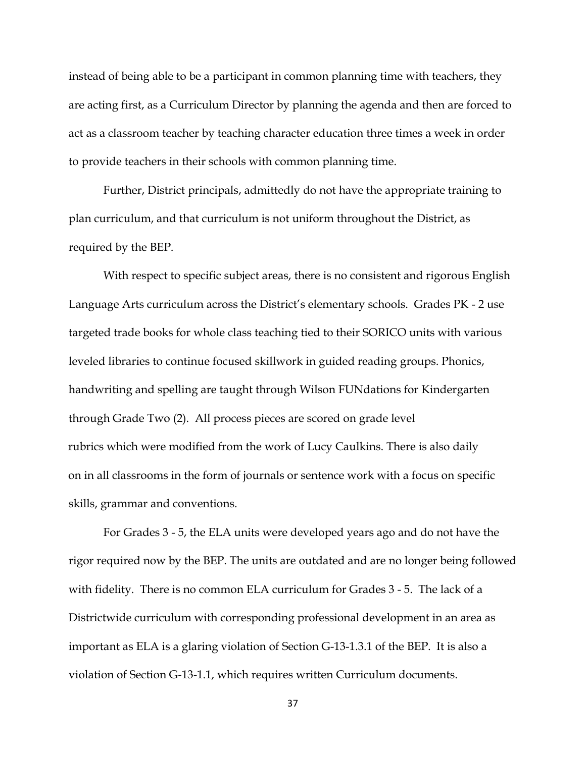instead of being able to be a participant in common planning time with teachers, they are acting first, as a Curriculum Director by planning the agenda and then are forced to act as a classroom teacher by teaching character education three times a week in order to provide teachers in their schools with common planning time.

Further, District principals, admittedly do not have the appropriate training to plan curriculum, and that curriculum is not uniform throughout the District, as required by the BEP.

With respect to specific subject areas, there is no consistent and rigorous English Language Arts curriculum across the District's elementary schools. Grades PK - 2 use targeted trade books for whole class teaching tied to their SORICO units with various leveled libraries to continue focused skillwork in guided reading groups. Phonics, handwriting and spelling are taught through Wilson FUNdations for Kindergarten through Grade Two (2). All process pieces are scored on grade level rubrics which were modified from the work of Lucy Caulkins. There is also daily on in all classrooms in the form of journals or sentence work with a focus on specific skills, grammar and conventions.

For Grades 3 - 5, the ELA units were developed years ago and do not have the rigor required now by the BEP. The units are outdated and are no longer being followed with fidelity. There is no common ELA curriculum for Grades 3 - 5. The lack of a Districtwide curriculum with corresponding professional development in an area as important as ELA is a glaring violation of Section G-13-1.3.1 of the BEP. It is also a violation of Section G-13-1.1, which requires written Curriculum documents.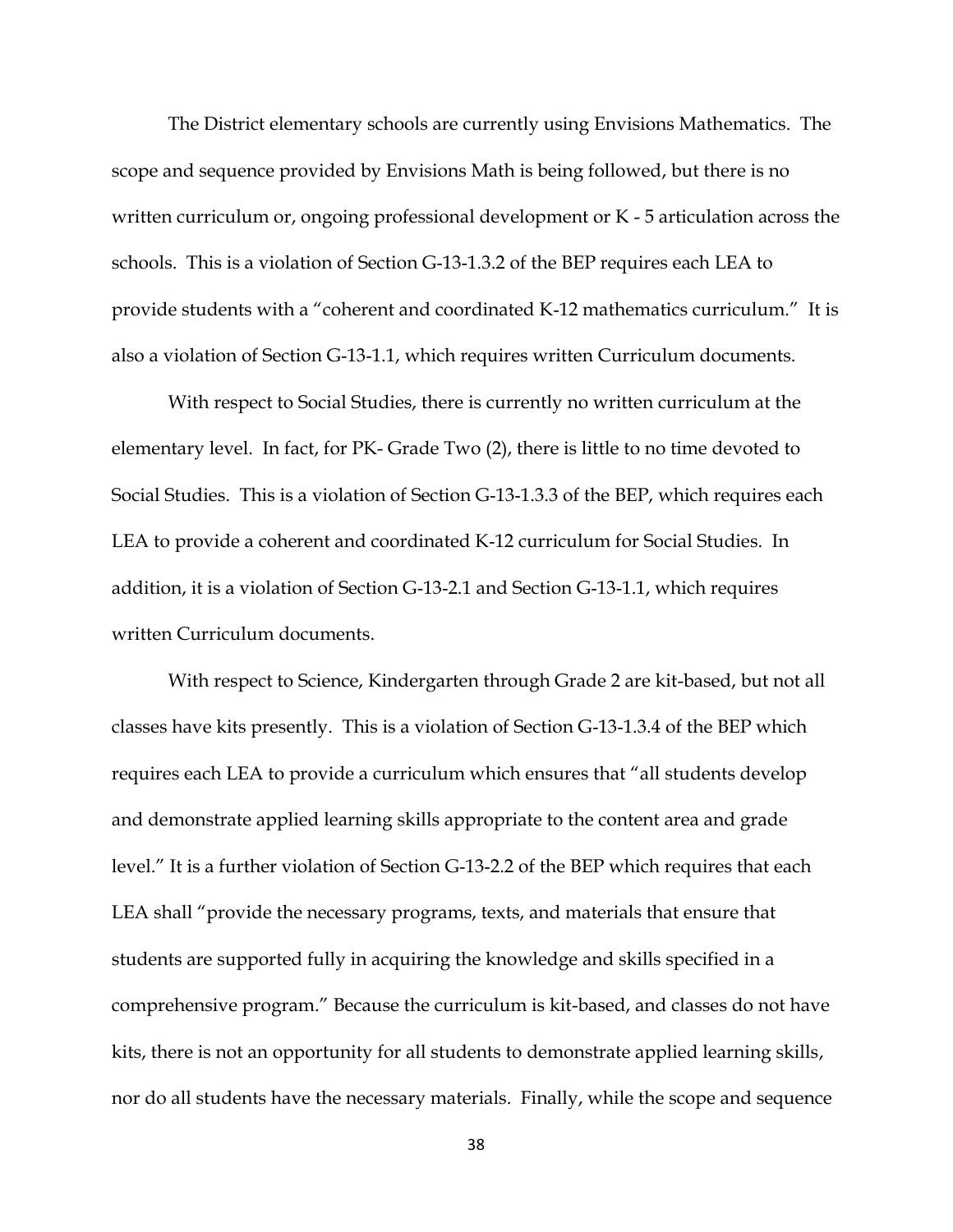The District elementary schools are currently using Envisions Mathematics. The scope and sequence provided by Envisions Math is being followed, but there is no written curriculum or, ongoing professional development or K - 5 articulation across the schools. This is a violation of Section G-13-1.3.2 of the BEP requires each LEA to provide students with a "coherent and coordinated K-12 mathematics curriculum." It is also a violation of Section G-13-1.1, which requires written Curriculum documents.

With respect to Social Studies, there is currently no written curriculum at the elementary level. In fact, for PK- Grade Two (2), there is little to no time devoted to Social Studies. This is a violation of Section G-13-1.3.3 of the BEP, which requires each LEA to provide a coherent and coordinated K-12 curriculum for Social Studies. In addition, it is a violation of Section G-13-2.1 and Section G-13-1.1, which requires written Curriculum documents.

With respect to Science, Kindergarten through Grade 2 are kit-based, but not all classes have kits presently. This is a violation of Section G-13-1.3.4 of the BEP which requires each LEA to provide a curriculum which ensures that "all students develop and demonstrate applied learning skills appropriate to the content area and grade level." It is a further violation of Section G-13-2.2 of the BEP which requires that each LEA shall "provide the necessary programs, texts, and materials that ensure that students are supported fully in acquiring the knowledge and skills specified in a comprehensive program." Because the curriculum is kit-based, and classes do not have kits, there is not an opportunity for all students to demonstrate applied learning skills, nor do all students have the necessary materials. Finally, while the scope and sequence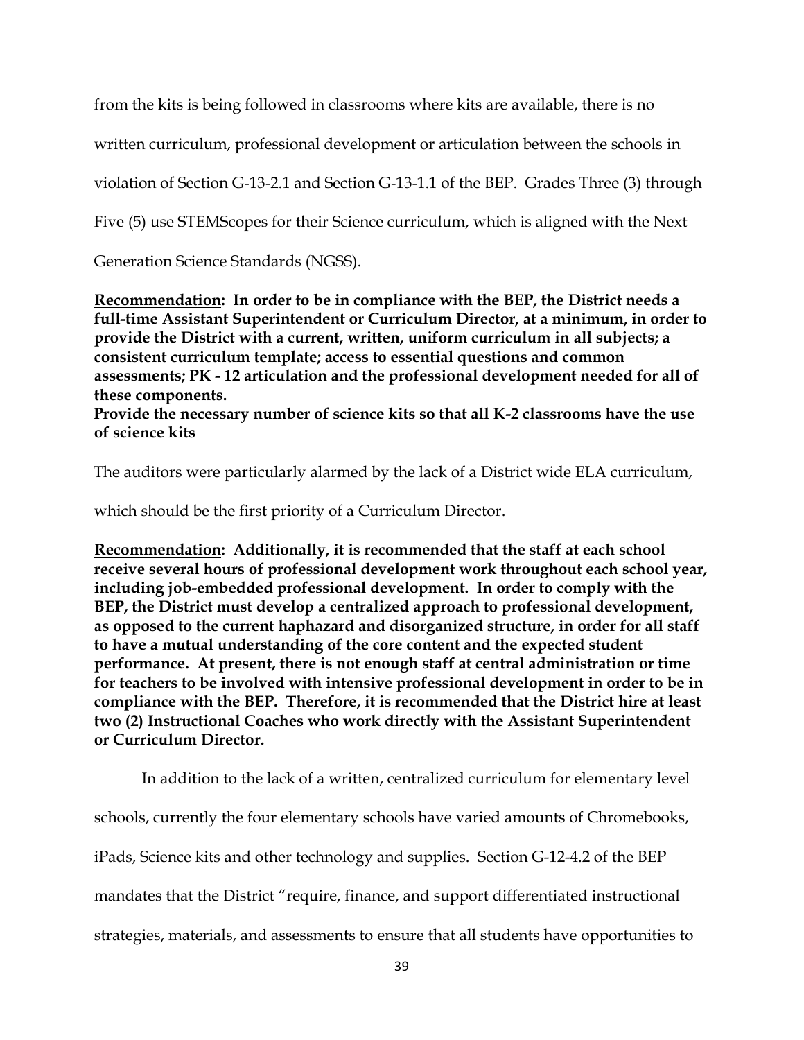from the kits is being followed in classrooms where kits are available, there is no written curriculum, professional development or articulation between the schools in violation of Section G-13-2.1 and Section G-13-1.1 of the BEP. Grades Three (3) through Five (5) use STEMScopes for their Science curriculum, which is aligned with the Next Generation Science Standards (NGSS).

**<u>Recommendation</u>: In order to be in compliance with the BEP, the District needs a full-time Assistant Superintendent or Curriculum Director, at a minimum, in order to provide the District with a current, written, uniform curriculum in all subjects; a consistent curriculum template; access to essential questions and common assessments; PK - 12 articulation and the professional development needed for all of these components.**

**Provide the necessary number of science kits so that all K-2 classrooms have the use of science kits**

The auditors were particularly alarmed by the lack of a District wide ELA curriculum, which should be the first priority of a Curriculum Director.

**<u>Recommendation</u>: Additionally, it is recommended that the staff at each school receive several hours of professional development work throughout each school year, including job-embedded professional development. In order to comply with the BEP, the District must develop a centralized approach to professional development, as opposed to the current haphazard and disorganized structure, in order for all staff to have a mutual understanding of the core content and the expected student performance. At present, there is not enough staff at central administration or time for teachers to be involved with intensive professional development in order to be in compliance with the BEP. Therefore, it is recommended that the District hire at least two (2) Instructional Coaches who work directly with the Assistant Superintendent or Curriculum Director.**

In addition to the lack of a written, centralized curriculum for elementary level schools, currently the four elementary schools have varied amounts of Chromebooks, iPads, Science kits and other technology and supplies. Section G-12-4.2 of the BEP mandates that the District "require, finance, and support differentiated instructional strategies, materials, and assessments to ensure that all students have opportunities to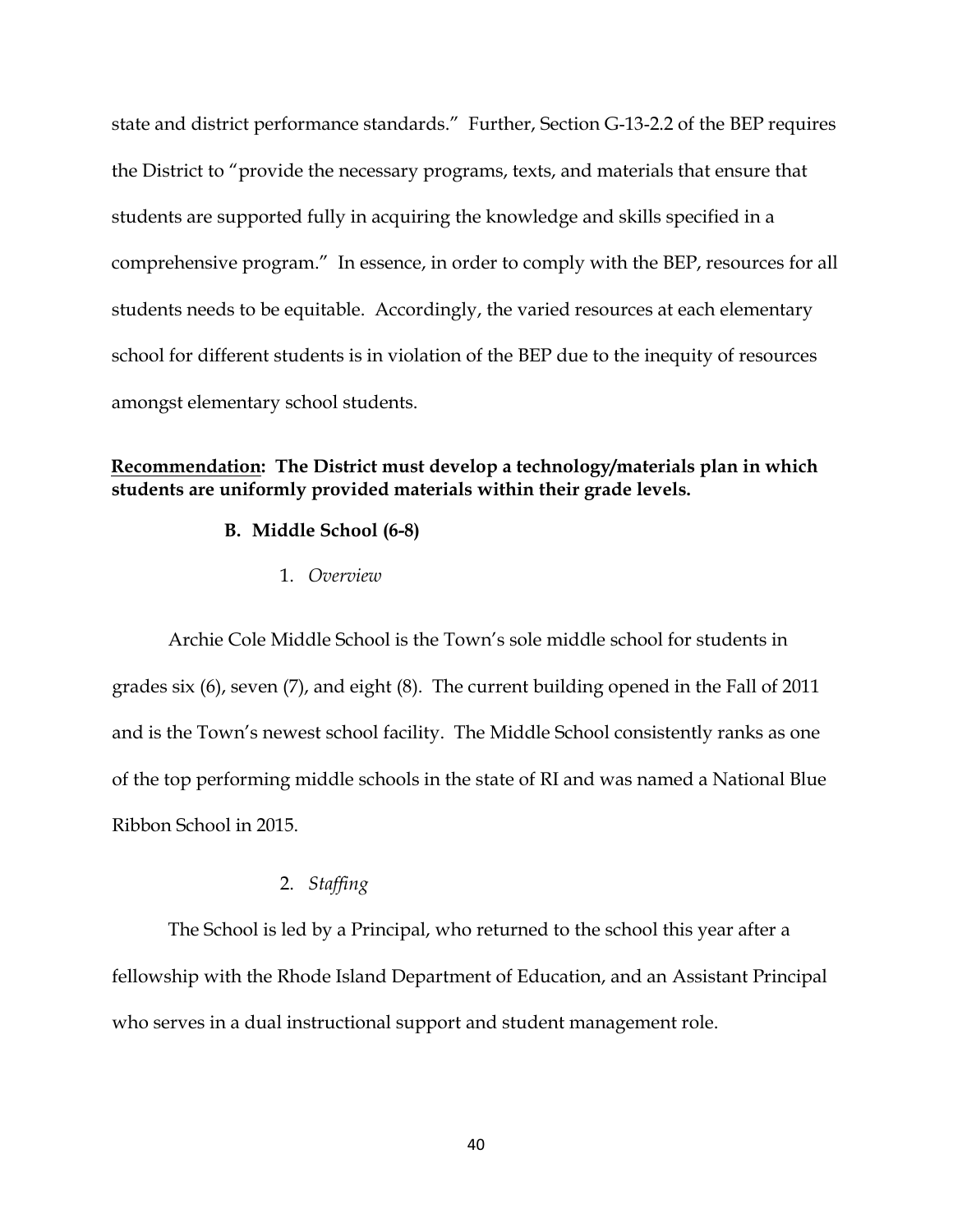state and district performance standards." Further, Section G-13-2.2 of the BEP requires the District to "provide the necessary programs, texts, and materials that ensure that students are supported fully in acquiring the knowledge and skills specified in a comprehensive program." In essence, in order to comply with the BEP, resources for all students needs to be equitable. Accordingly, the varied resources at each elementary school for different students is in violation of the BEP due to the inequity of resources amongst elementary school students.

**<u>Recommendation</u>: The District must develop a technology/materials plan in which students are uniformly provided materials within their grade levels.**

### B. Middle School (6-8)

#### 1. *Overview*

Archie Cole Middle School is the Town's sole middle school for students in grades six (6), seven (7), and eight (8). The current building opened in the Fall of 2011 and is the Town's newest school facility. The Middle School consistently ranks as one of the top performing middle schools in the state of RI and was named a National Blue Ribbon School in 2015.

#### 2. *Staffing*

The School is led by a Principal, who returned to the school this year after a fellowship with the Rhode Island Department of Education, and an Assistant Principal who serves in a dual instructional support and student management role.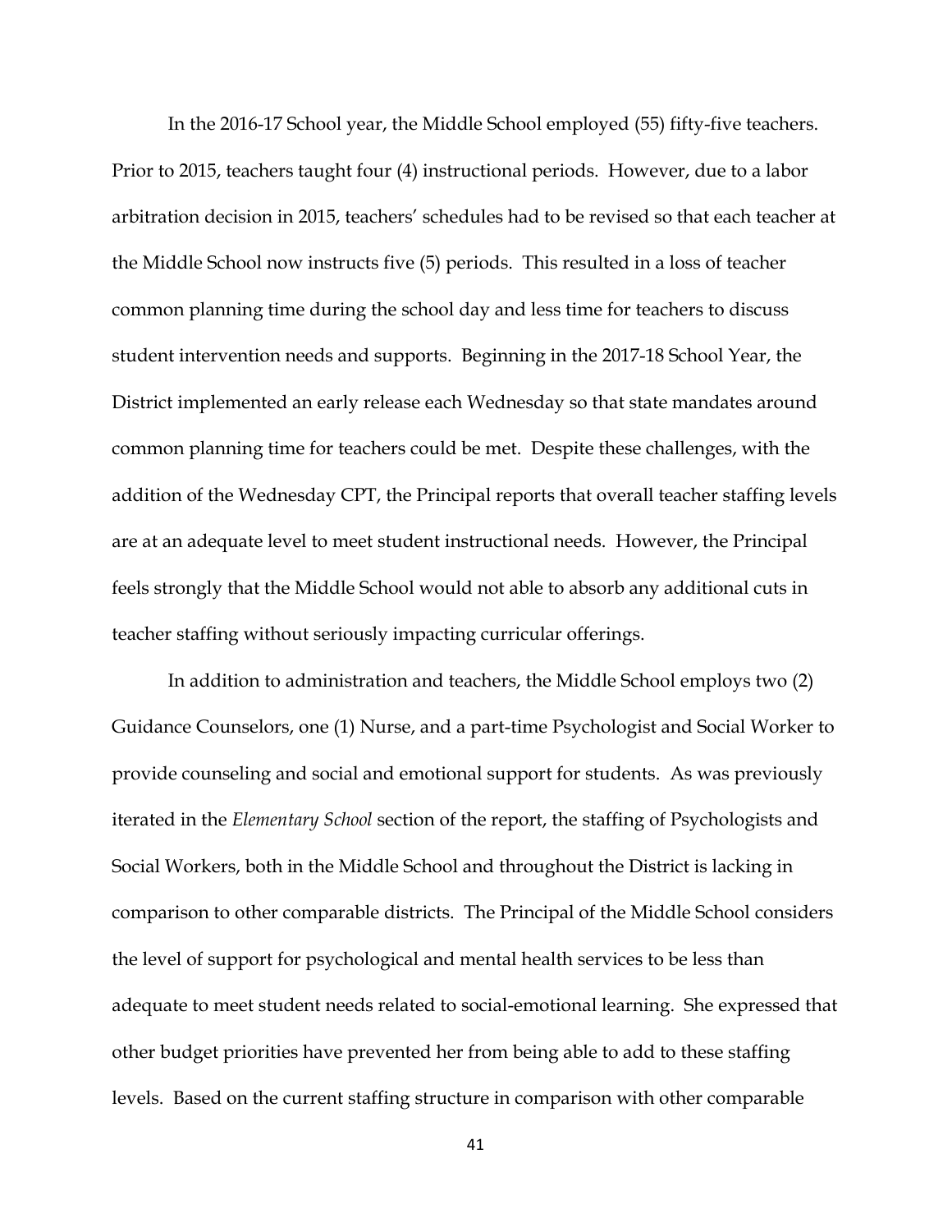In the 2016-17 School year, the Middle School employed (55) fifty-five teachers. Prior to 2015, teachers taught four (4) instructional periods. However, due to a labor arbitration decision in 2015, teachers' schedules had to be revised so that each teacher at the Middle School now instructs five (5) periods. This resulted in a loss of teacher common planning time during the school day and less time for teachers to discuss student intervention needs and supports. Beginning in the 2017-18 School Year, the District implemented an early release each Wednesday so that state mandates around common planning time for teachers could be met. Despite these challenges, with the addition of the Wednesday CPT, the Principal reports that overall teacher staffing levels are at an adequate level to meet student instructional needs. However, the Principal feels strongly that the Middle School would not able to absorb any additional cuts in teacher staffing without seriously impacting curricular offerings.

In addition to administration and teachers, the Middle School employs two (2) Guidance Counselors, one (1) Nurse, and a part-time Psychologist and Social Worker to provide counseling and social and emotional support for students. As was previously iterated in the *Elementary School* section of the report, the staffing of Psychologists and Social Workers, both in the Middle School and throughout the District is lacking in comparison to other comparable districts. The Principal of the Middle School considers the level of support for psychological and mental health services to be less than adequate to meet student needs related to social-emotional learning. She expressed that other budget priorities have prevented her from being able to add to these staffing levels. Based on the current staffing structure in comparison with other comparable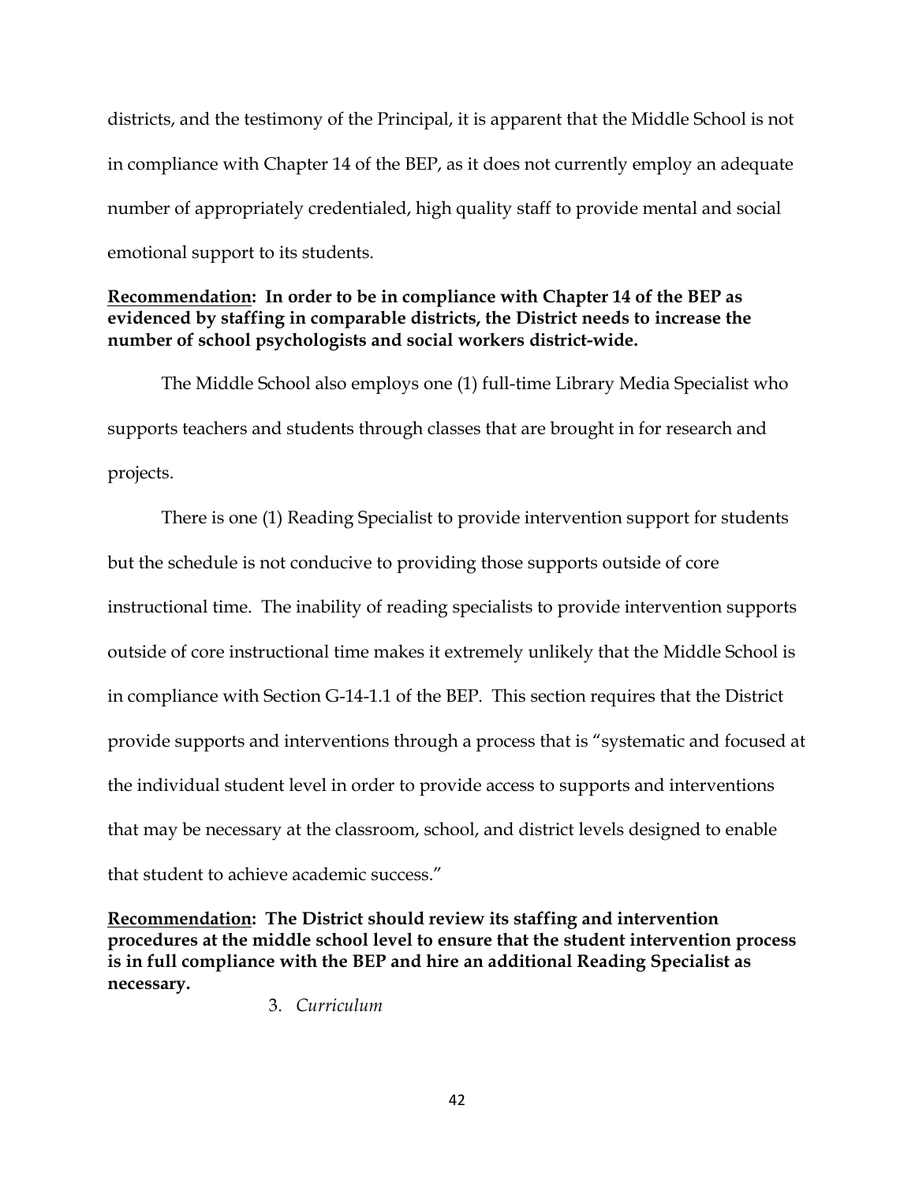districts, and the testimony of the Principal, it is apparent that the Middle School is not in compliance with Chapter 14 of the BEP, as it does not currently employ an adequate number of appropriately credentialed, high quality staff to provide mental and social emotional support to its students.

**<u>Recommendation</u>: In order to be in compliance with Chapter 14 of the BEP as evidenced by staffing in comparable districts, the District needs to increase the number of school psychologists and social workers district-wide.**

The Middle School also employs one (1) full-time Library Media Specialist who supports teachers and students through classes that are brought in for research and projects.

There is one (1) Reading Specialist to provide intervention support for students but the schedule is not conducive to providing those supports outside of core instructional time. The inability of reading specialists to provide intervention supports outside of core instructional time makes it extremely unlikely that the Middle School is in compliance with Section G-14-1.1 of the BEP. This section requires that the District provide supports and interventions through a process that is "systematic and focused at the individual student level in order to provide access to supports and interventions that may be necessary at the classroom, school, and district levels designed to enable that student to achieve academic success."

**<u>Recommendation</u>: The District should review its staffing and intervention procedures at the middle school level to ensure that the student intervention process is in full compliance with the BEP and hire an additional Reading Specialist as necessary.**

3. *Curriculum*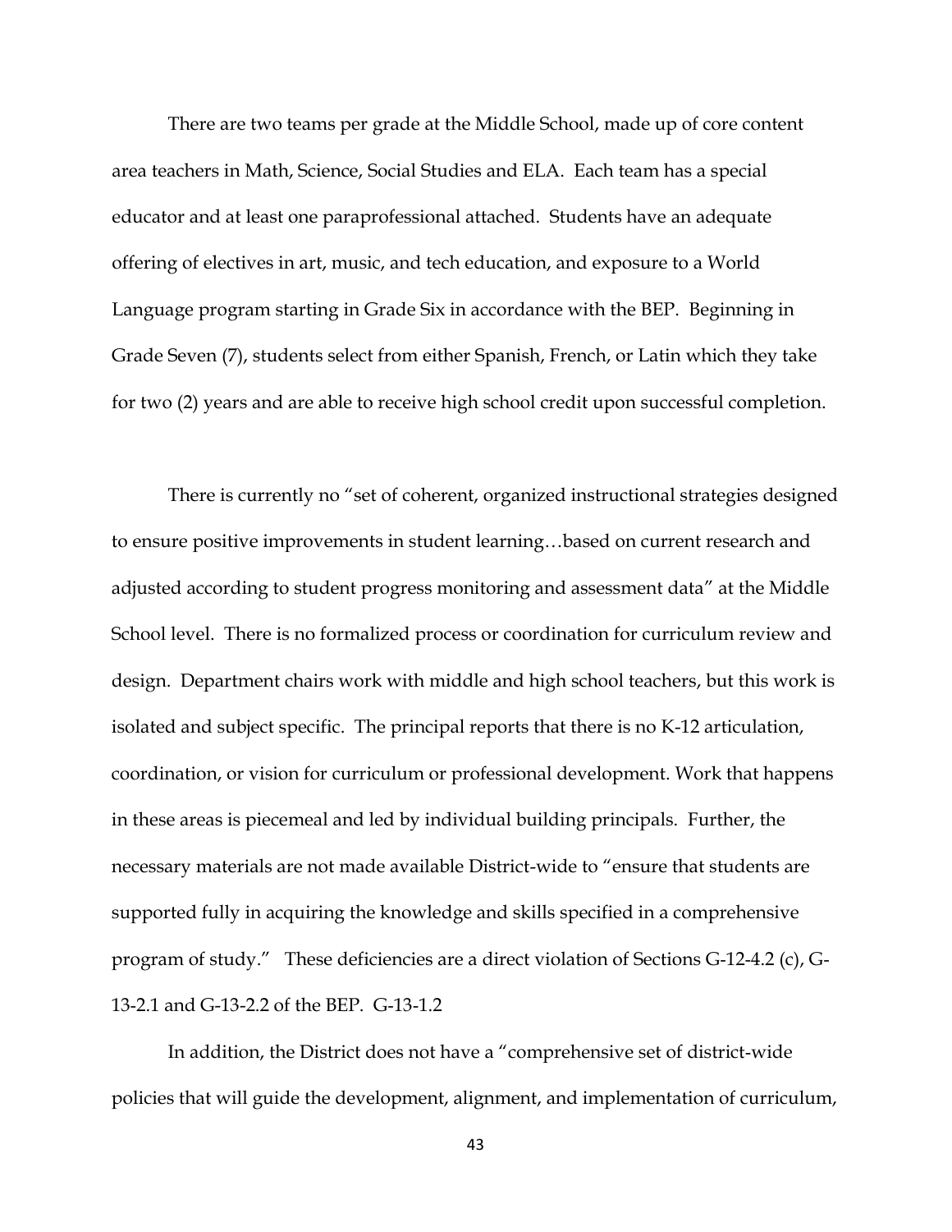There are two teams per grade at the Middle School, made up of core content area teachers in Math, Science, Social Studies and ELA. Each team has a special educator and at least one paraprofessional attached. Students have an adequate offering of electives in art, music, and tech education, and exposure to a World Language program starting in Grade Six in accordance with the BEP. Beginning in Grade Seven (7), students select from either Spanish, French, or Latin which they take for two (2) years and are able to receive high school credit upon successful completion.

There is currently no "set of coherent, organized instructional strategies designed to ensure positive improvements in student learning…based on current research and adjusted according to student progress monitoring and assessment data" at the Middle School level. There is no formalized process or coordination for curriculum review and design. Department chairs work with middle and high school teachers, but this work is isolated and subject specific. The principal reports that there is no K-12 articulation, coordination, or vision for curriculum or professional development. Work that happens in these areas is piecemeal and led by individual building principals. Further, the necessary materials are not made available District-wide to "ensure that students are supported fully in acquiring the knowledge and skills specified in a comprehensive program of study." These deficiencies are a direct violation of Sections G-12-4.2 (c), G-13-2.1 and G-13-2.2 of the BEP. G-13-1.2

In addition, the District does not have a "comprehensive set of district-wide policies that will guide the development, alignment, and implementation of curriculum,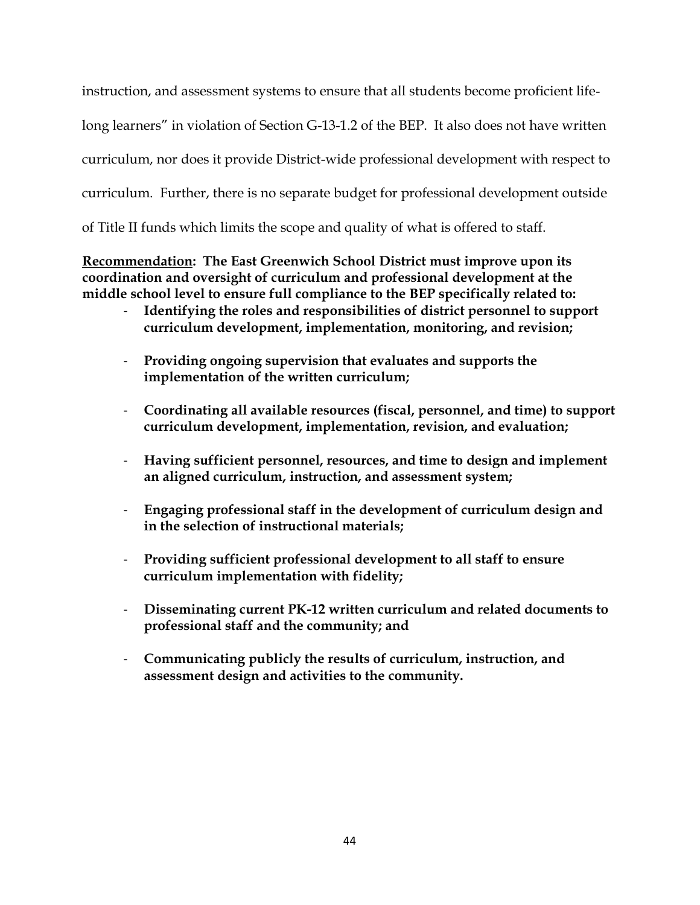instruction, and assessment systems to ensure that all students become proficient life-long learners" in violation of Section G-13-1.2 of the BEP. It also does not have written curriculum, nor does it provide District-wide professional development with respect to curriculum. Further, there is no separate budget for professional development outside of Title II funds which limits the scope and quality of what is offered to staff.

**<u>Recommendation</u>: The East Greenwich School District must improve upon its coordination and oversight of curriculum and professional development at the middle school level to ensure full compliance to the BEP specifically related to:**

- **Identifying the roles and responsibilities of district personnel to support curriculum development, implementation, monitoring, and revision;**
- **Providing ongoing supervision that evaluates and supports the implementation of the written curriculum;**
- **Coordinating all available resources (fiscal, personnel, and time) to support curriculum development, implementation, revision, and evaluation;**
- **Having sufficient personnel, resources, and time to design and implement an aligned curriculum, instruction, and assessment system;**
- **Engaging professional staff in the development of curriculum design and in the selection of instructional materials;**
- **Providing sufficient professional development to all staff to ensure curriculum implementation with fidelity;**
- **Disseminating current PK-12 written curriculum and related documents to professional staff and the community; and**
- **Communicating publicly the results of curriculum, instruction, and assessment design and activities to the community.**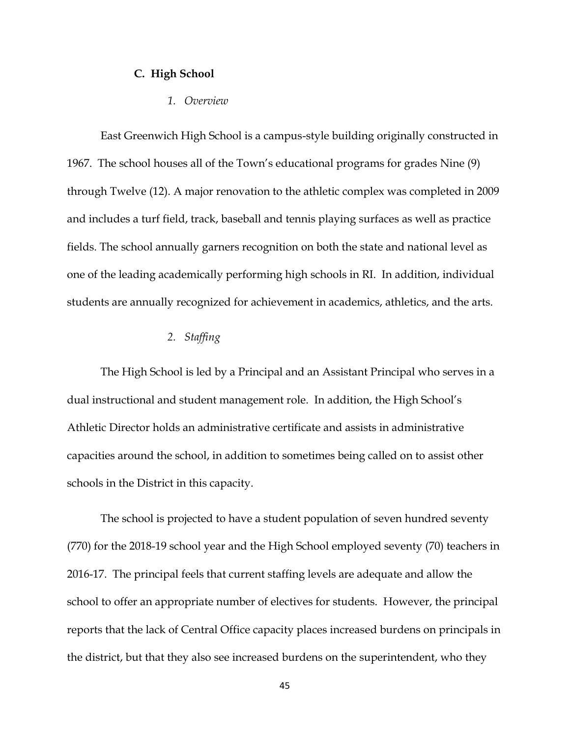### C. High School

#### *1. Overview*

East Greenwich High School is a campus-style building originally constructed in 1967. The school houses all of the Town's educational programs for grades Nine (9) through Twelve (12). A major renovation to the athletic complex was completed in 2009 and includes a turf field, track, baseball and tennis playing surfaces as well as practice fields. The school annually garners recognition on both the state and national level as one of the leading academically performing high schools in RI. In addition, individual students are annually recognized for achievement in academics, athletics, and the arts.

#### *2. Staffing*

The High School is led by a Principal and an Assistant Principal who serves in a dual instructional and student management role. In addition, the High School's Athletic Director holds an administrative certificate and assists in administrative capacities around the school, in addition to sometimes being called on to assist other schools in the District in this capacity.

The school is projected to have a student population of seven hundred seventy (770) for the 2018-19 school year and the High School employed seventy (70) teachers in 2016-17. The principal feels that current staffing levels are adequate and allow the school to offer an appropriate number of electives for students. However, the principal reports that the lack of Central Office capacity places increased burdens on principals in the district, but that they also see increased burdens on the superintendent, who they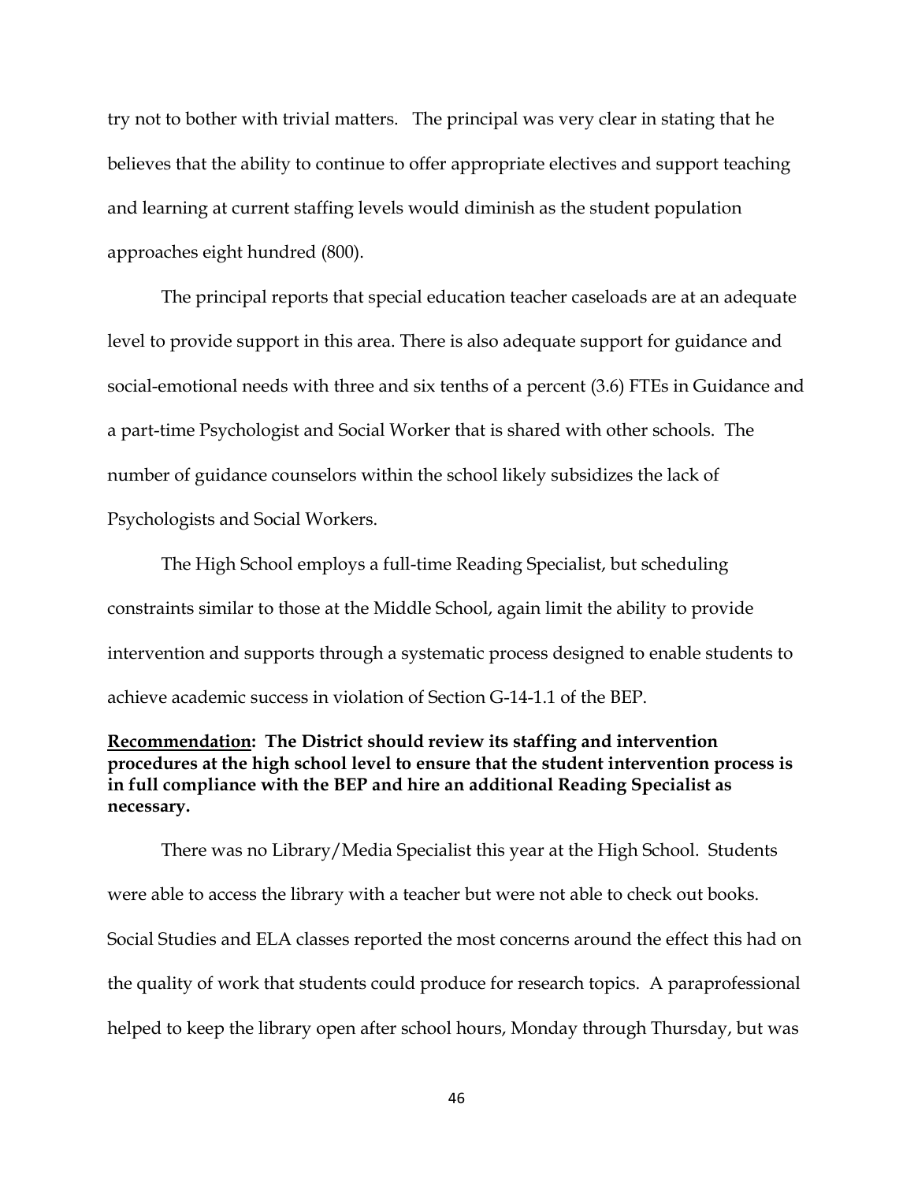try not to bother with trivial matters. The principal was very clear in stating that he believes that the ability to continue to offer appropriate electives and support teaching and learning at current staffing levels would diminish as the student population approaches eight hundred (800).

The principal reports that special education teacher caseloads are at an adequate level to provide support in this area. There is also adequate support for guidance and social-emotional needs with three and six tenths of a percent (3.6) FTEs in Guidance and a part-time Psychologist and Social Worker that is shared with other schools. The number of guidance counselors within the school likely subsidizes the lack of Psychologists and Social Workers.

The High School employs a full-time Reading Specialist, but scheduling constraints similar to those at the Middle School, again limit the ability to provide intervention and supports through a systematic process designed to enable students to achieve academic success in violation of Section G-14-1.1 of the BEP.

**<u>Recommendation</u>: The District should review its staffing and intervention procedures at the high school level to ensure that the student intervention process is in full compliance with the BEP and hire an additional Reading Specialist as necessary.**

There was no Library/Media Specialist this year at the High School. Students were able to access the library with a teacher but were not able to check out books. Social Studies and ELA classes reported the most concerns around the effect this had on the quality of work that students could produce for research topics. A paraprofessional helped to keep the library open after school hours, Monday through Thursday, but was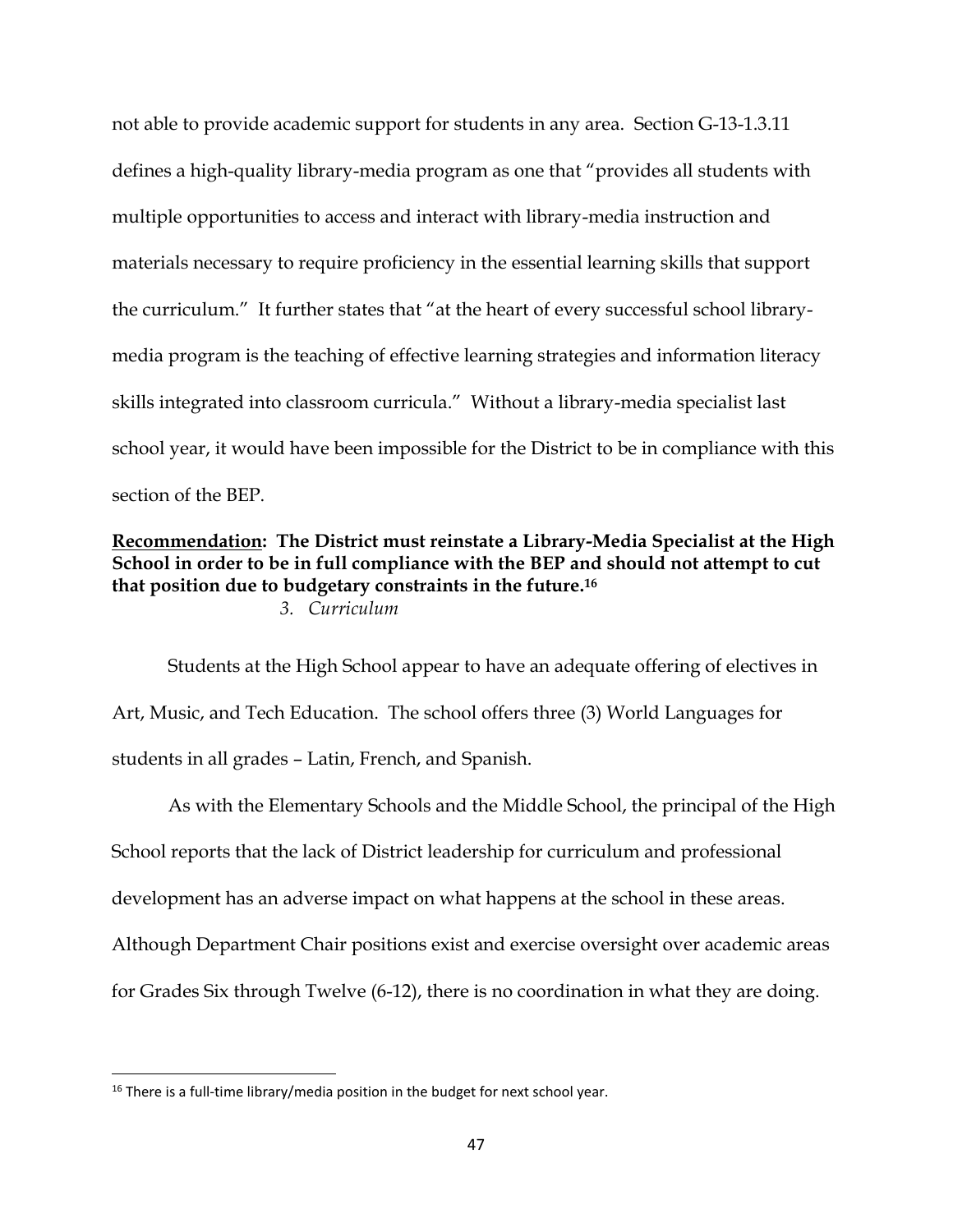not able to provide academic support for students in any area. Section G-13-1.3.11 defines a high-quality library-media program as one that "provides all students with multiple opportunities to access and interact with library-media instruction and materials necessary to require proficiency in the essential learning skills that support the curriculum." It further states that "at the heart of every successful school library-media program is the teaching of effective learning strategies and information literacy skills integrated into classroom curricula." Without a library-media specialist last school year, it would have been impossible for the District to be in compliance with this section of the BEP.

**<u>Recommendation</u>: The District must reinstate a Library-Media Specialist at the High School in order to be in full compliance with the BEP and should not attempt to cut that position due to budgetary constraints in the future.[16]**

*3. Curriculum*

Students at the High School appear to have an adequate offering of electives in Art, Music, and Tech Education. The school offers three (3) World Languages for students in all grades – Latin, French, and Spanish.

As with the Elementary Schools and the Middle School, the principal of the High School reports that the lack of District leadership for curriculum and professional development has an adverse impact on what happens at the school in these areas. Although Department Chair positions exist and exercise oversight over academic areas for Grades Six through Twelve (6-12), there is no coordination in what they are doing.

---

[16] There is a full-time library/media position in the budget for next school year.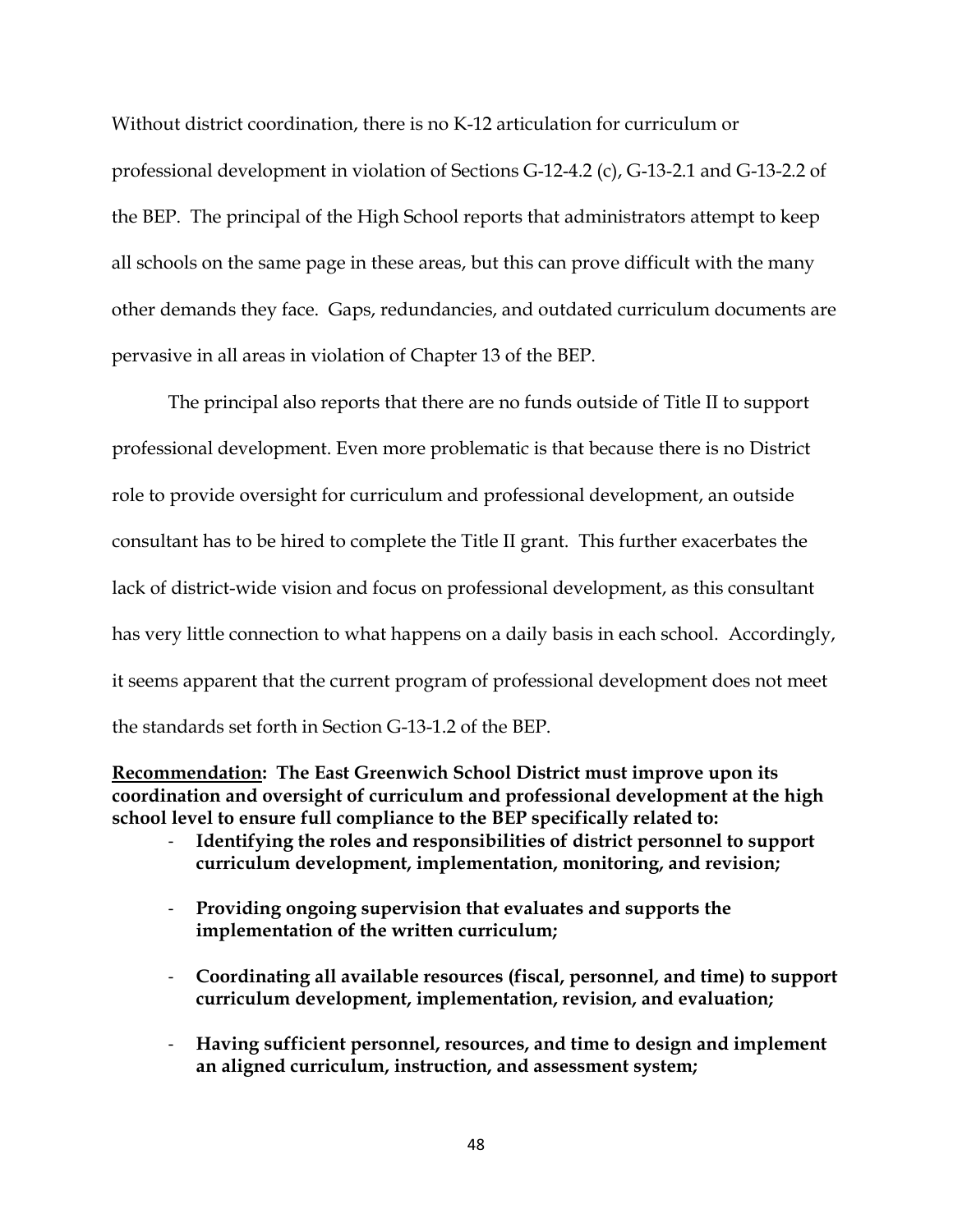Without district coordination, there is no K-12 articulation for curriculum or professional development in violation of Sections G-12-4.2 (c), G-13-2.1 and G-13-2.2 of the BEP. The principal of the High School reports that administrators attempt to keep all schools on the same page in these areas, but this can prove difficult with the many other demands they face. Gaps, redundancies, and outdated curriculum documents are pervasive in all areas in violation of Chapter 13 of the BEP.

The principal also reports that there are no funds outside of Title II to support professional development. Even more problematic is that because there is no District role to provide oversight for curriculum and professional development, an outside consultant has to be hired to complete the Title II grant. This further exacerbates the lack of district-wide vision and focus on professional development, as this consultant has very little connection to what happens on a daily basis in each school. Accordingly, it seems apparent that the current program of professional development does not meet the standards set forth in Section G-13-1.2 of the BEP.

**<u>Recommendation</u>: The East Greenwich School District must improve upon its coordination and oversight of curriculum and professional development at the high school level to ensure full compliance to the BEP specifically related to:**

- **Identifying the roles and responsibilities of district personnel to support curriculum development, implementation, monitoring, and revision;**
- **Providing ongoing supervision that evaluates and supports the implementation of the written curriculum;**
- **Coordinating all available resources (fiscal, personnel, and time) to support curriculum development, implementation, revision, and evaluation;**
- **Having sufficient personnel, resources, and time to design and implement an aligned curriculum, instruction, and assessment system;**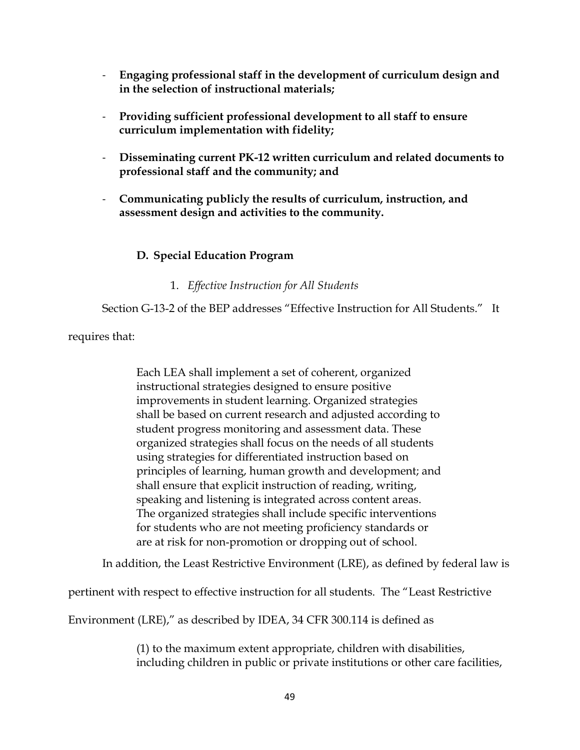- **Engaging professional staff in the development of curriculum design and in the selection of instructional materials;**

- **Providing sufficient professional development to all staff to ensure curriculum implementation with fidelity;**

- **Disseminating current PK-12 written curriculum and related documents to professional staff and the community; and**

- **Communicating publicly the results of curriculum, instruction, and assessment design and activities to the community.**

### D. Special Education Program

#### 1. *Effective Instruction for All Students*

Section G-13-2 of the BEP addresses "Effective Instruction for All Students." It requires that:

> Each LEA shall implement a set of coherent, organized instructional strategies designed to ensure positive improvements in student learning. Organized strategies shall be based on current research and adjusted according to student progress monitoring and assessment data. These organized strategies shall focus on the needs of all students using strategies for differentiated instruction based on principles of learning, human growth and development; and shall ensure that explicit instruction of reading, writing, speaking and listening is integrated across content areas. The organized strategies shall include specific interventions for students who are not meeting proficiency standards or are at risk for non-promotion or dropping out of school.

In addition, the Least Restrictive Environment (LRE), as defined by federal law is pertinent with respect to effective instruction for all students. The "Least Restrictive Environment (LRE)," as described by IDEA, 34 CFR 300.114 is defined as

> (1) to the maximum extent appropriate, children with disabilities, including children in public or private institutions or other care facilities,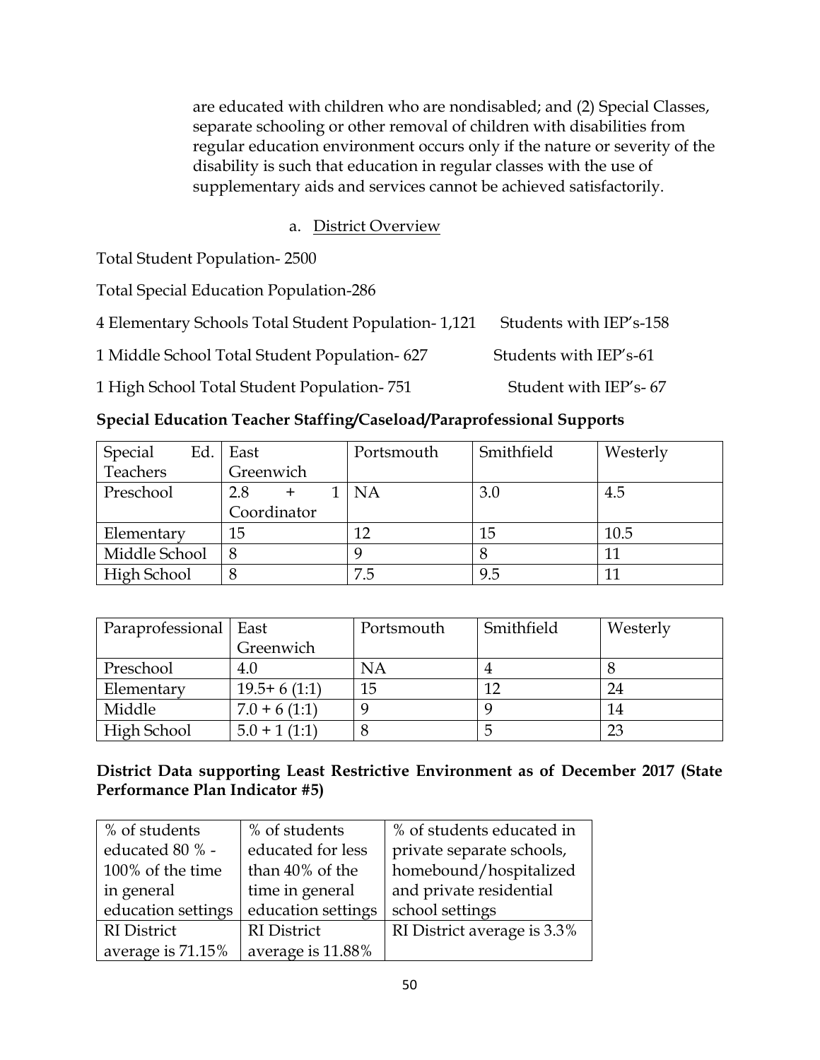are educated with children who are nondisabled; and (2) Special Classes, separate schooling or other removal of children with disabilities from regular education environment occurs only if the nature or severity of the disability is such that education in regular classes with the use of supplementary aids and services cannot be achieved satisfactorily.

a. District Overview

Total Student Population- 2500

Total Special Education Population-286

4 Elementary Schools Total Student Population- 1,121 Students with IEP's-158

1 Middle School Total Student Population- 627 Students with IEP's-61

1 High School Total Student Population- 751 Student with IEP's- 67

**Special Education Teacher Staffing/Caseload/Paraprofessional Supports**

| Special Ed. Teachers | East Greenwich | Portsmouth | Smithfield | Westerly |
|---|---|---|---|---|
| Preschool | 2.8 + 1 Coordinator | NA | 3.0 | 4.5 |
| Elementary | 15 | 12 | 15 | 10.5 |
| Middle School | 8 | 9 | 8 | 11 |
| High School | 8 | 7.5 | 9.5 | 11 |

| Paraprofessional | East Greenwich | Portsmouth | Smithfield | Westerly |
|---|---|---|---|---|
| Preschool | 4.0 | NA | 4 | 8 |
| Elementary | 19.5+ 6 (1:1) | 15 | 12 | 24 |
| Middle | 7.0 + 6 (1:1) | 9 | 9 | 14 |
| High School | 5.0 + 1 (1:1) | 8 | 5 | 23 |

**District Data supporting Least Restrictive Environment as of December 2017 (State Performance Plan Indicator #5)**

| % of students educated 80 % - 100% of the time in general education settings | % of students educated for less than 40% of the time in general education settings | % of students educated in private separate schools, homebound/hospitalized and private residential school settings |
|---|---|---|
| RI District average is 71.15% | RI District average is 11.88% | RI District average is 3.3% |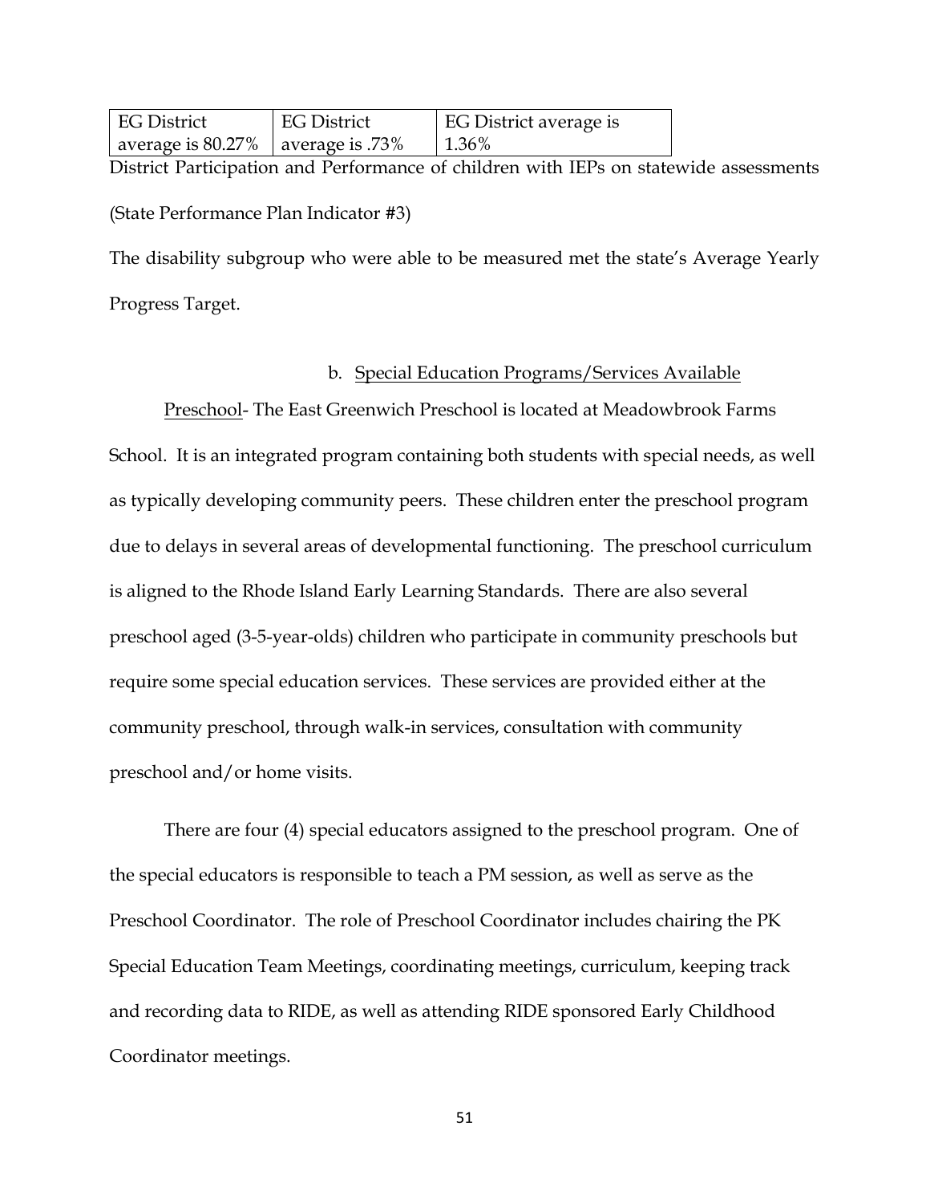| EG District average is 80.27% | EG District average is .73% | EG District average is 1.36% |
|---|---|---|

District Participation and Performance of children with IEPs on statewide assessments (State Performance Plan Indicator #3)

The disability subgroup who were able to be measured met the state's Average Yearly Progress Target.

b. Special Education Programs/Services Available

Preschool- The East Greenwich Preschool is located at Meadowbrook Farms School. It is an integrated program containing both students with special needs, as well as typically developing community peers. These children enter the preschool program due to delays in several areas of developmental functioning. The preschool curriculum is aligned to the Rhode Island Early Learning Standards. There are also several preschool aged (3-5-year-olds) children who participate in community preschools but require some special education services. These services are provided either at the community preschool, through walk-in services, consultation with community preschool and/or home visits.

There are four (4) special educators assigned to the preschool program. One of the special educators is responsible to teach a PM session, as well as serve as the Preschool Coordinator. The role of Preschool Coordinator includes chairing the PK Special Education Team Meetings, coordinating meetings, curriculum, keeping track and recording data to RIDE, as well as attending RIDE sponsored Early Childhood Coordinator meetings.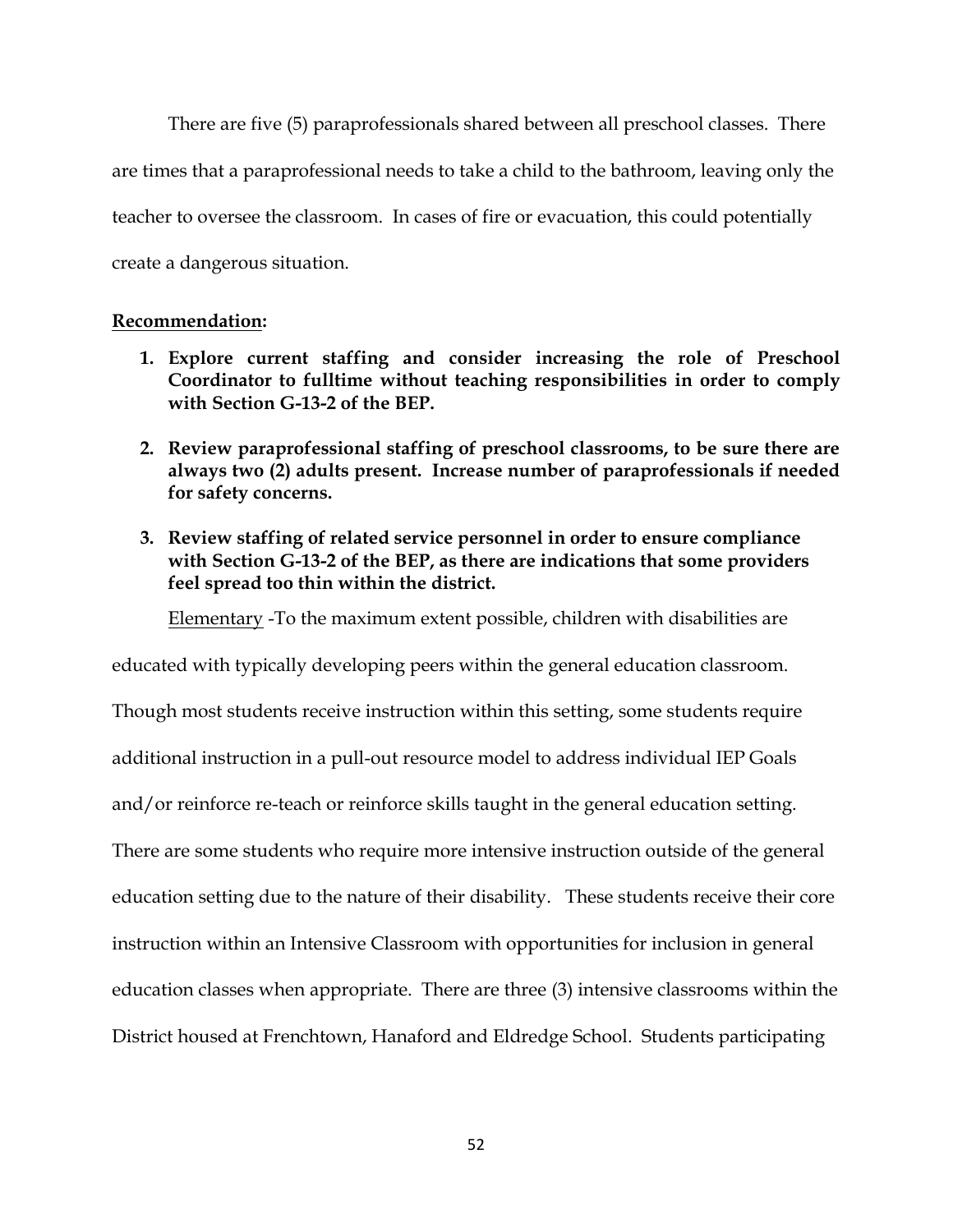There are five (5) paraprofessionals shared between all preschool classes. There are times that a paraprofessional needs to take a child to the bathroom, leaving only the teacher to oversee the classroom. In cases of fire or evacuation, this could potentially create a dangerous situation.

**Recommendation:**

1. **Explore current staffing and consider increasing the role of Preschool Coordinator to fulltime without teaching responsibilities in order to comply with Section G-13-2 of the BEP.**
2. **Review paraprofessional staffing of preschool classrooms, to be sure there are always two (2) adults present. Increase number of paraprofessionals if needed for safety concerns.**
3. **Review staffing of related service personnel in order to ensure compliance with Section G-13-2 of the BEP, as there are indications that some providers feel spread too thin within the district.**

Elementary -To the maximum extent possible, children with disabilities are educated with typically developing peers within the general education classroom. Though most students receive instruction within this setting, some students require additional instruction in a pull-out resource model to address individual IEP Goals and/or reinforce re-teach or reinforce skills taught in the general education setting. There are some students who require more intensive instruction outside of the general education setting due to the nature of their disability. These students receive their core instruction within an Intensive Classroom with opportunities for inclusion in general education classes when appropriate. There are three (3) intensive classrooms within the District housed at Frenchtown, Hanaford and Eldredge School. Students participating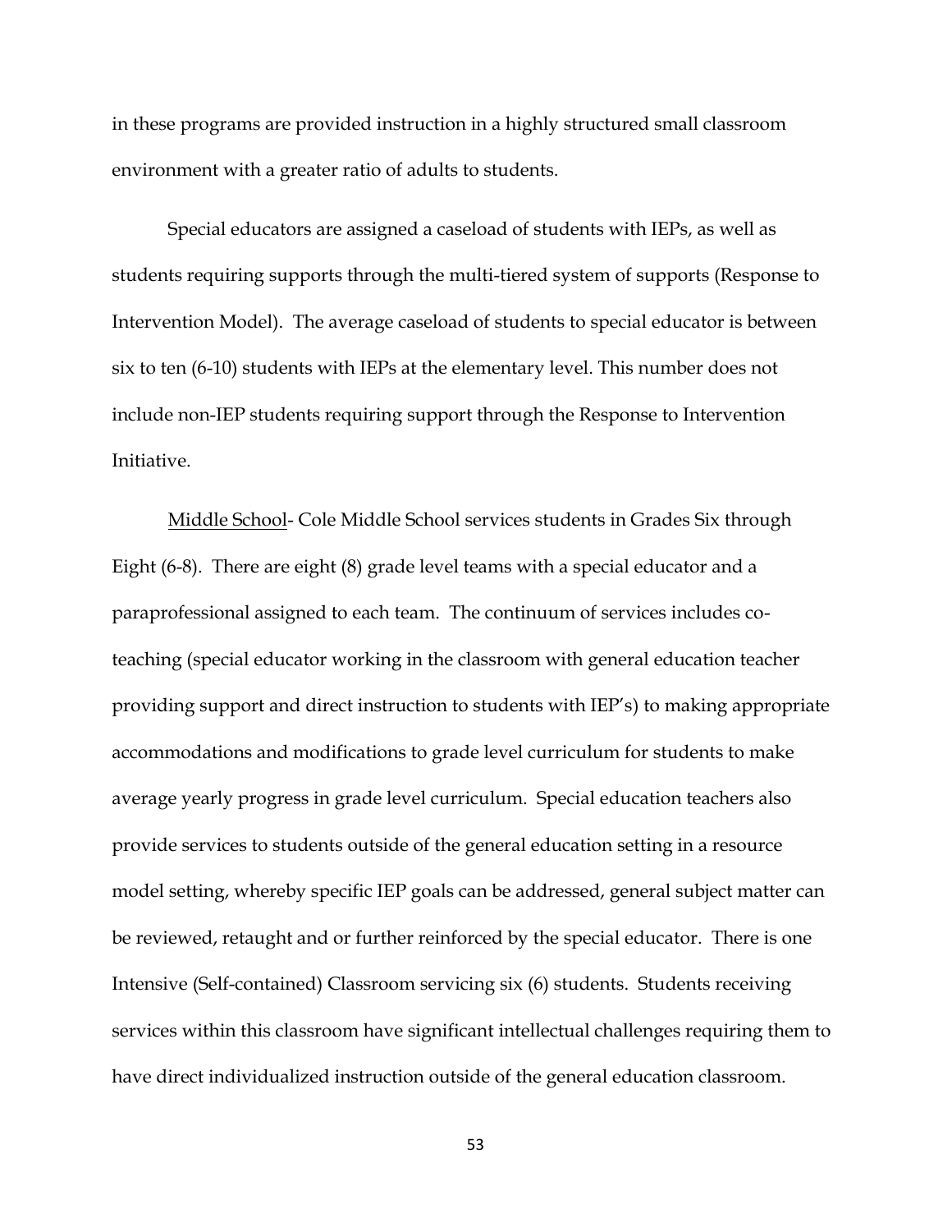in these programs are provided instruction in a highly structured small classroom environment with a greater ratio of adults to students.

Special educators are assigned a caseload of students with IEPs, as well as students requiring supports through the multi-tiered system of supports (Response to Intervention Model). The average caseload of students to special educator is between six to ten (6-10) students with IEPs at the elementary level. This number does not include non-IEP students requiring support through the Response to Intervention Initiative.

<u>Middle School</u>- Cole Middle School services students in Grades Six through Eight (6-8). There are eight (8) grade level teams with a special educator and a paraprofessional assigned to each team. The continuum of services includes co-teaching (special educator working in the classroom with general education teacher providing support and direct instruction to students with IEP's) to making appropriate accommodations and modifications to grade level curriculum for students to make average yearly progress in grade level curriculum. Special education teachers also provide services to students outside of the general education setting in a resource model setting, whereby specific IEP goals can be addressed, general subject matter can be reviewed, retaught and or further reinforced by the special educator. There is one Intensive (Self-contained) Classroom servicing six (6) students. Students receiving services within this classroom have significant intellectual challenges requiring them to have direct individualized instruction outside of the general education classroom.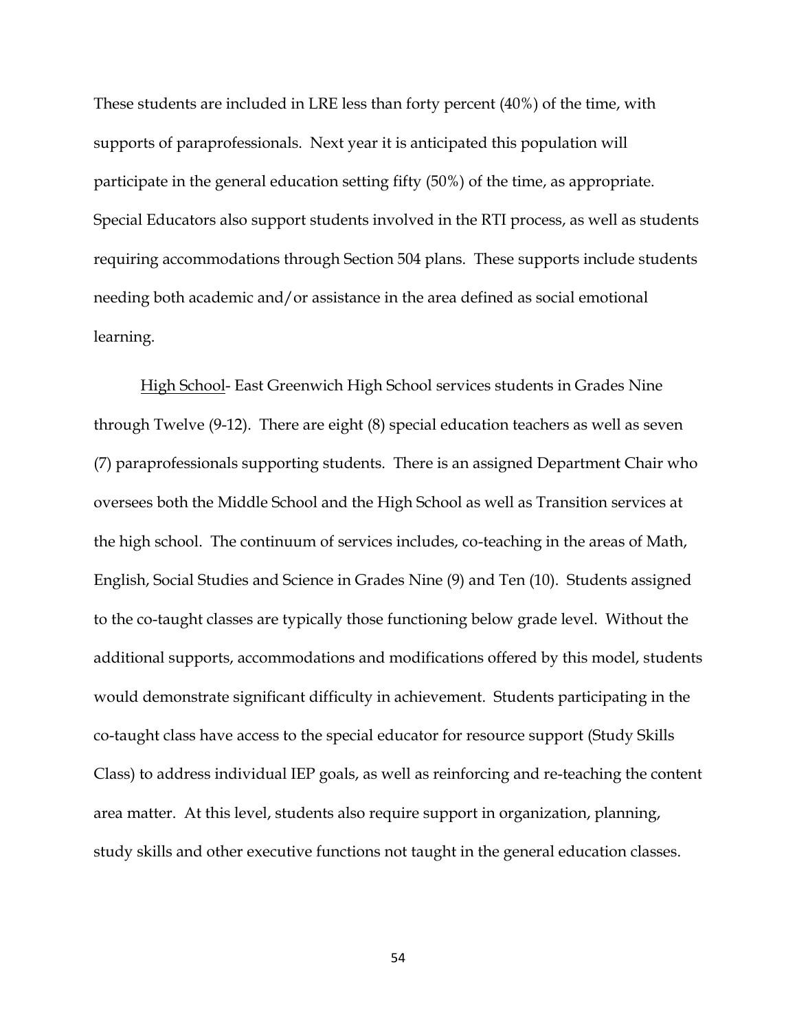These students are included in LRE less than forty percent (40%) of the time, with supports of paraprofessionals. Next year it is anticipated this population will participate in the general education setting fifty (50%) of the time, as appropriate. Special Educators also support students involved in the RTI process, as well as students requiring accommodations through Section 504 plans. These supports include students needing both academic and/or assistance in the area defined as social emotional learning.

<u>High School</u>- East Greenwich High School services students in Grades Nine through Twelve (9-12). There are eight (8) special education teachers as well as seven (7) paraprofessionals supporting students. There is an assigned Department Chair who oversees both the Middle School and the High School as well as Transition services at the high school. The continuum of services includes, co-teaching in the areas of Math, English, Social Studies and Science in Grades Nine (9) and Ten (10). Students assigned to the co-taught classes are typically those functioning below grade level. Without the additional supports, accommodations and modifications offered by this model, students would demonstrate significant difficulty in achievement. Students participating in the co-taught class have access to the special educator for resource support (Study Skills Class) to address individual IEP goals, as well as reinforcing and re-teaching the content area matter. At this level, students also require support in organization, planning, study skills and other executive functions not taught in the general education classes.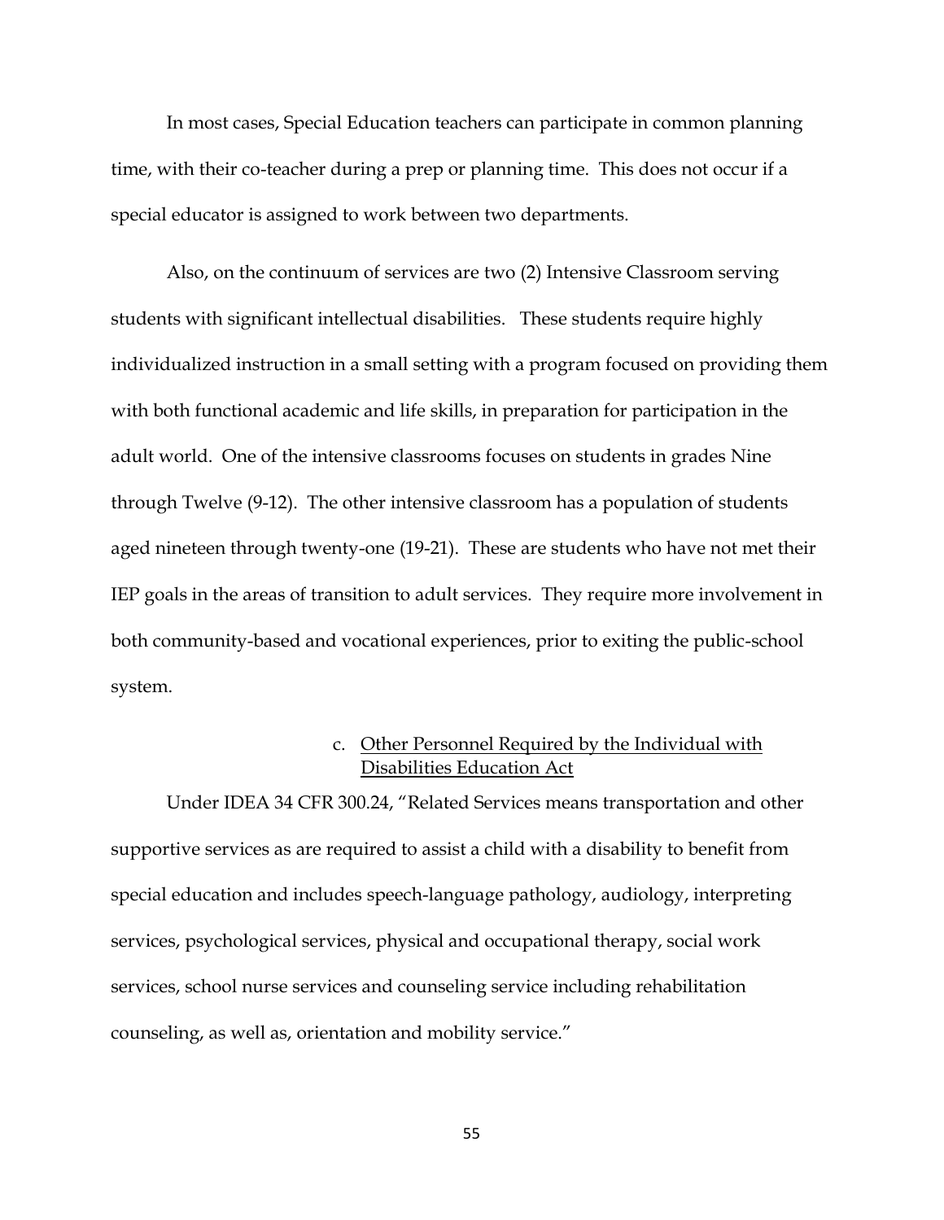In most cases, Special Education teachers can participate in common planning time, with their co-teacher during a prep or planning time. This does not occur if a special educator is assigned to work between two departments.

Also, on the continuum of services are two (2) Intensive Classroom serving students with significant intellectual disabilities. These students require highly individualized instruction in a small setting with a program focused on providing them with both functional academic and life skills, in preparation for participation in the adult world. One of the intensive classrooms focuses on students in grades Nine through Twelve (9-12). The other intensive classroom has a population of students aged nineteen through twenty-one (19-21). These are students who have not met their IEP goals in the areas of transition to adult services. They require more involvement in both community-based and vocational experiences, prior to exiting the public-school system.

### c. Other Personnel Required by the Individual with Disabilities Education Act

Under IDEA 34 CFR 300.24, "Related Services means transportation and other supportive services as are required to assist a child with a disability to benefit from special education and includes speech-language pathology, audiology, interpreting services, psychological services, physical and occupational therapy, social work services, school nurse services and counseling service including rehabilitation counseling, as well as, orientation and mobility service."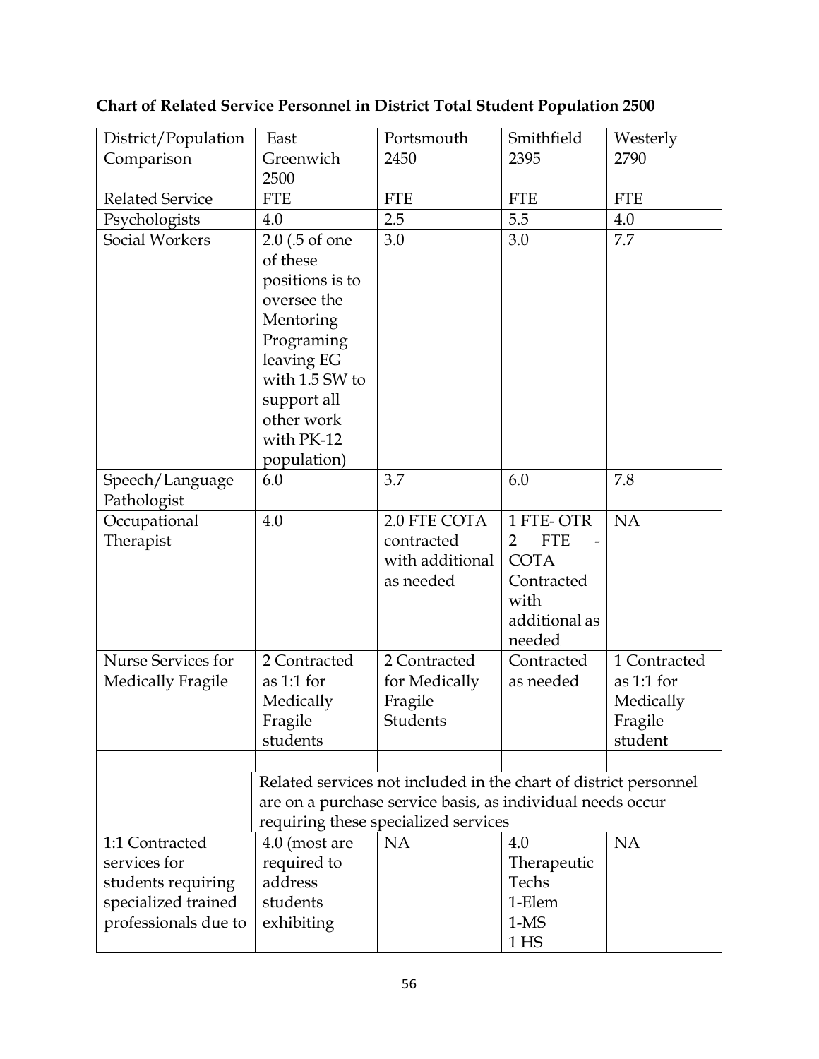**Chart of Related Service Personnel in District Total Student Population 2500**

| District/Population Comparison | East Greenwich 2500 | Portsmouth 2450 | Smithfield 2395 | Westerly 2790 |
|---|---|---|---|---|
| Related Service | FTE | FTE | FTE | FTE |
| Psychologists | 4.0 | 2.5 | 5.5 | 4.0 |
| Social Workers | 2.0 (.5 of one of these positions is to oversee the Mentoring Programing leaving EG with 1.5 SW to support all other work with PK-12 population) | 3.0 | 3.0 | 7.7 |
| Speech/Language Pathologist | 6.0 | 3.7 | 6.0 | 7.8 |
| Occupational Therapist | 4.0 | 2.0 FTE COTA contracted with additional as needed | 1 FTE- OTR 2 FTE - COTA Contracted with additional as needed | NA |
| Nurse Services for Medically Fragile | 2 Contracted as 1:1 for Medically Fragile students | 2 Contracted for Medically Fragile Students | Contracted as needed | 1 Contracted as 1:1 for Medically Fragile student |
| | | | | |
| | Related services not included in the chart of district personnel are on a purchase service basis, as individual needs occur requiring these specialized services | | | |
| 1:1 Contracted services for students requiring specialized trained professionals due to | 4.0 (most are required to address students exhibiting | NA | 4.0 Therapeutic Techs 1-Elem 1-MS 1 HS | NA |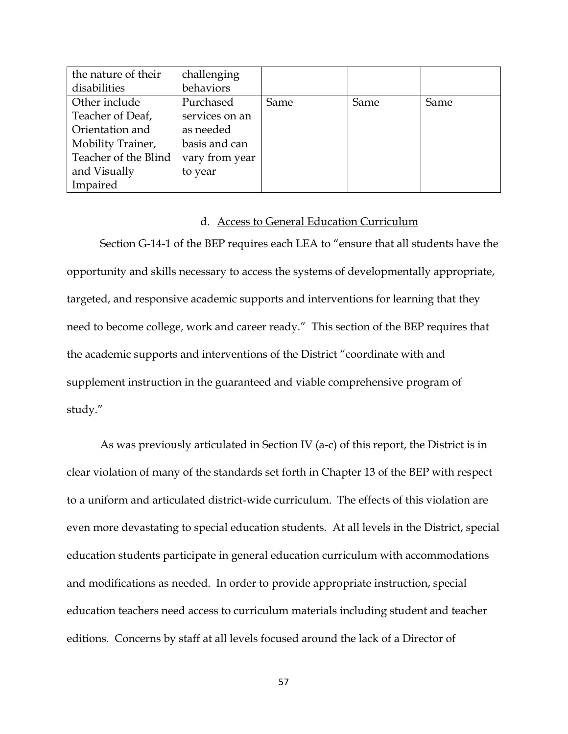| | | | | |
|---|---|---|---|---|
| the nature of their disabilities | challenging behaviors | | | |
| Other include Teacher of Deaf, Orientation and Mobility Trainer, Teacher of the Blind and Visually Impaired | Purchased services on an as needed basis and can vary from year to year | Same | Same | Same |

### d. Access to General Education Curriculum

Section G-14-1 of the BEP requires each LEA to "ensure that all students have the opportunity and skills necessary to access the systems of developmentally appropriate, targeted, and responsive academic supports and interventions for learning that they need to become college, work and career ready." This section of the BEP requires that the academic supports and interventions of the District "coordinate with and supplement instruction in the guaranteed and viable comprehensive program of study."

As was previously articulated in Section IV (a-c) of this report, the District is in clear violation of many of the standards set forth in Chapter 13 of the BEP with respect to a uniform and articulated district-wide curriculum. The effects of this violation are even more devastating to special education students. At all levels in the District, special education students participate in general education curriculum with accommodations and modifications as needed. In order to provide appropriate instruction, special education teachers need access to curriculum materials including student and teacher editions. Concerns by staff at all levels focused around the lack of a Director of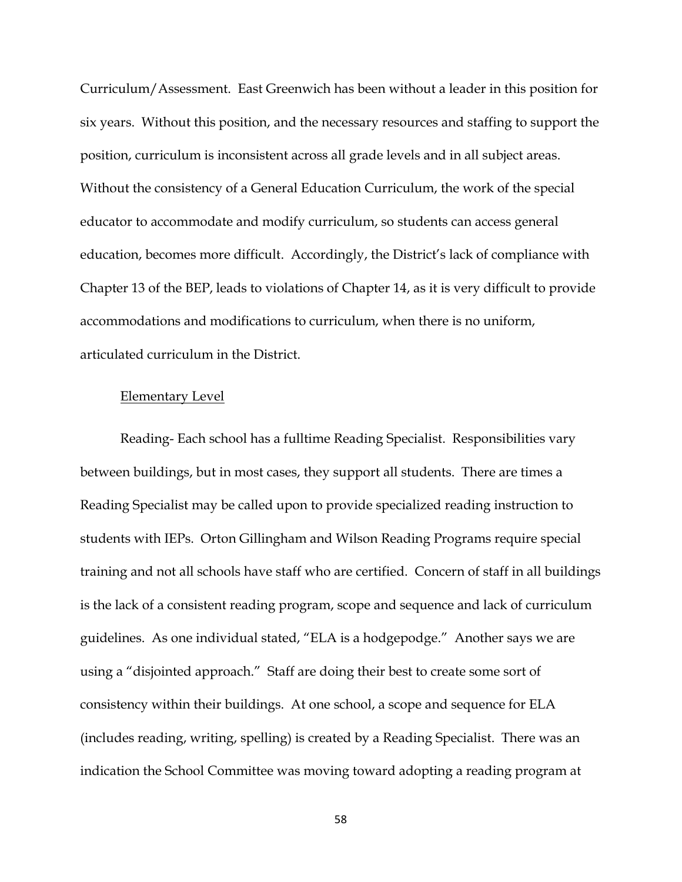Curriculum/Assessment. East Greenwich has been without a leader in this position for six years. Without this position, and the necessary resources and staffing to support the position, curriculum is inconsistent across all grade levels and in all subject areas. Without the consistency of a General Education Curriculum, the work of the special educator to accommodate and modify curriculum, so students can access general education, becomes more difficult. Accordingly, the District's lack of compliance with Chapter 13 of the BEP, leads to violations of Chapter 14, as it is very difficult to provide accommodations and modifications to curriculum, when there is no uniform, articulated curriculum in the District.

<u>Elementary Level</u>

Reading- Each school has a fulltime Reading Specialist. Responsibilities vary between buildings, but in most cases, they support all students. There are times a Reading Specialist may be called upon to provide specialized reading instruction to students with IEPs. Orton Gillingham and Wilson Reading Programs require special training and not all schools have staff who are certified. Concern of staff in all buildings is the lack of a consistent reading program, scope and sequence and lack of curriculum guidelines. As one individual stated, "ELA is a hodgepodge." Another says we are using a "disjointed approach." Staff are doing their best to create some sort of consistency within their buildings. At one school, a scope and sequence for ELA (includes reading, writing, spelling) is created by a Reading Specialist. There was an indication the School Committee was moving toward adopting a reading program at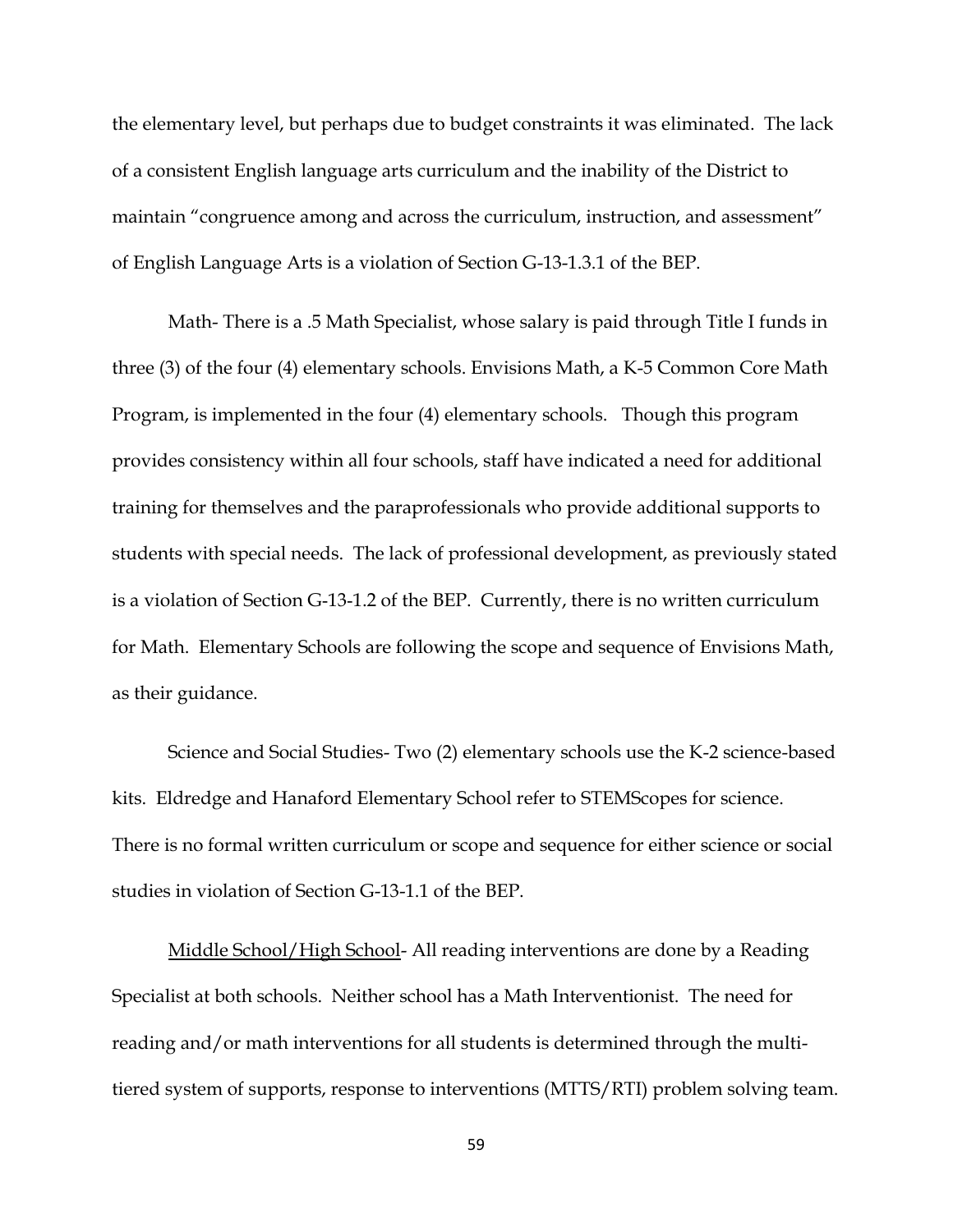the elementary level, but perhaps due to budget constraints it was eliminated. The lack of a consistent English language arts curriculum and the inability of the District to maintain "congruence among and across the curriculum, instruction, and assessment" of English Language Arts is a violation of Section G-13-1.3.1 of the BEP.

Math- There is a .5 Math Specialist, whose salary is paid through Title I funds in three (3) of the four (4) elementary schools. Envisions Math, a K-5 Common Core Math Program, is implemented in the four (4) elementary schools. Though this program provides consistency within all four schools, staff have indicated a need for additional training for themselves and the paraprofessionals who provide additional supports to students with special needs. The lack of professional development, as previously stated is a violation of Section G-13-1.2 of the BEP. Currently, there is no written curriculum for Math. Elementary Schools are following the scope and sequence of Envisions Math, as their guidance.

Science and Social Studies- Two (2) elementary schools use the K-2 science-based kits. Eldredge and Hanaford Elementary School refer to STEMScopes for science. There is no formal written curriculum or scope and sequence for either science or social studies in violation of Section G-13-1.1 of the BEP.

<u>Middle School/High School</u>- All reading interventions are done by a Reading Specialist at both schools. Neither school has a Math Interventionist. The need for reading and/or math interventions for all students is determined through the multi-tiered system of supports, response to interventions (MTTS/RTI) problem solving team.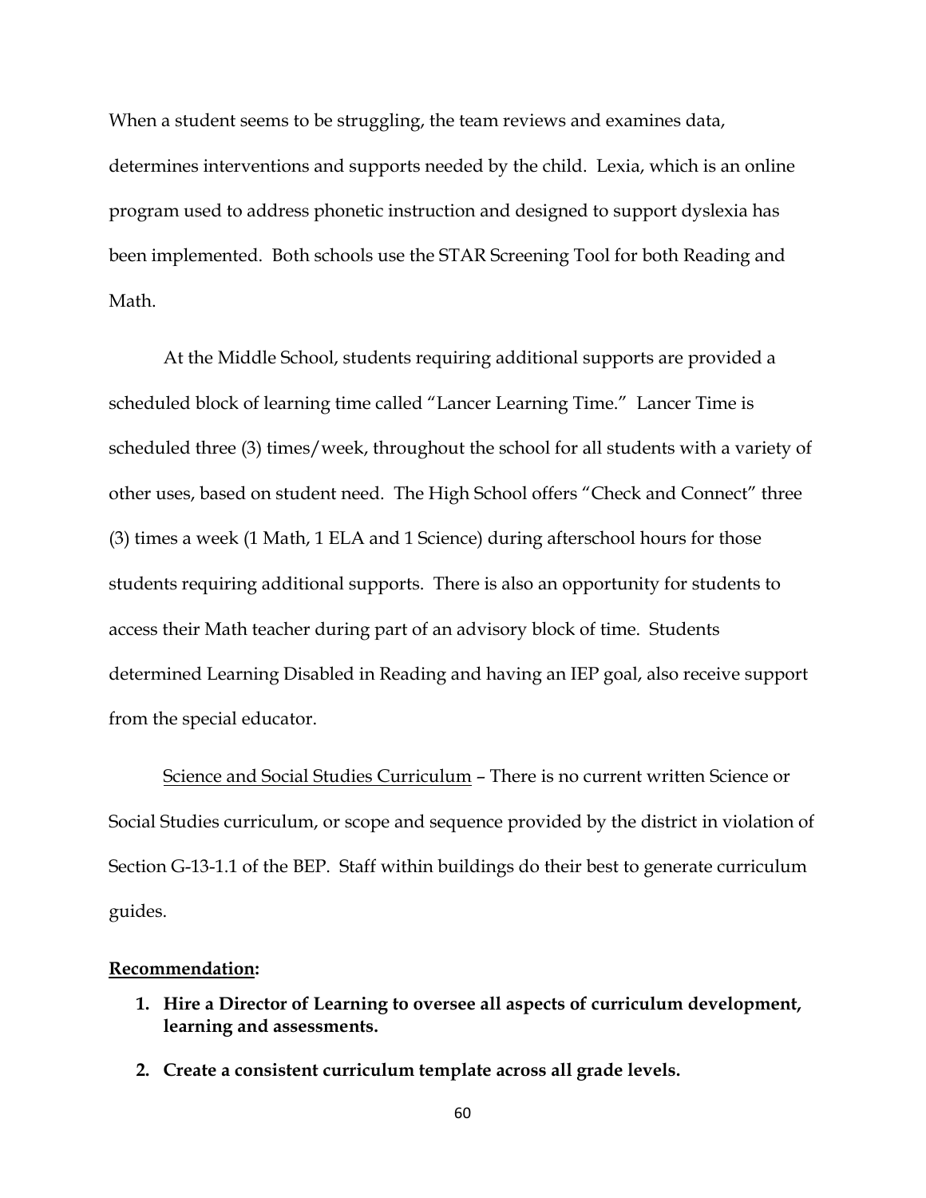When a student seems to be struggling, the team reviews and examines data, determines interventions and supports needed by the child. Lexia, which is an online program used to address phonetic instruction and designed to support dyslexia has been implemented. Both schools use the STAR Screening Tool for both Reading and Math.

At the Middle School, students requiring additional supports are provided a scheduled block of learning time called "Lancer Learning Time." Lancer Time is scheduled three (3) times/week, throughout the school for all students with a variety of other uses, based on student need. The High School offers "Check and Connect" three (3) times a week (1 Math, 1 ELA and 1 Science) during afterschool hours for those students requiring additional supports. There is also an opportunity for students to access their Math teacher during part of an advisory block of time. Students determined Learning Disabled in Reading and having an IEP goal, also receive support from the special educator.

<u>Science and Social Studies Curriculum</u> – There is no current written Science or Social Studies curriculum, or scope and sequence provided by the district in violation of Section G-13-1.1 of the BEP. Staff within buildings do their best to generate curriculum guides.

**<u>Recommendation</u>:**

1. **Hire a Director of Learning to oversee all aspects of curriculum development, learning and assessments.**
2. **Create a consistent curriculum template across all grade levels.**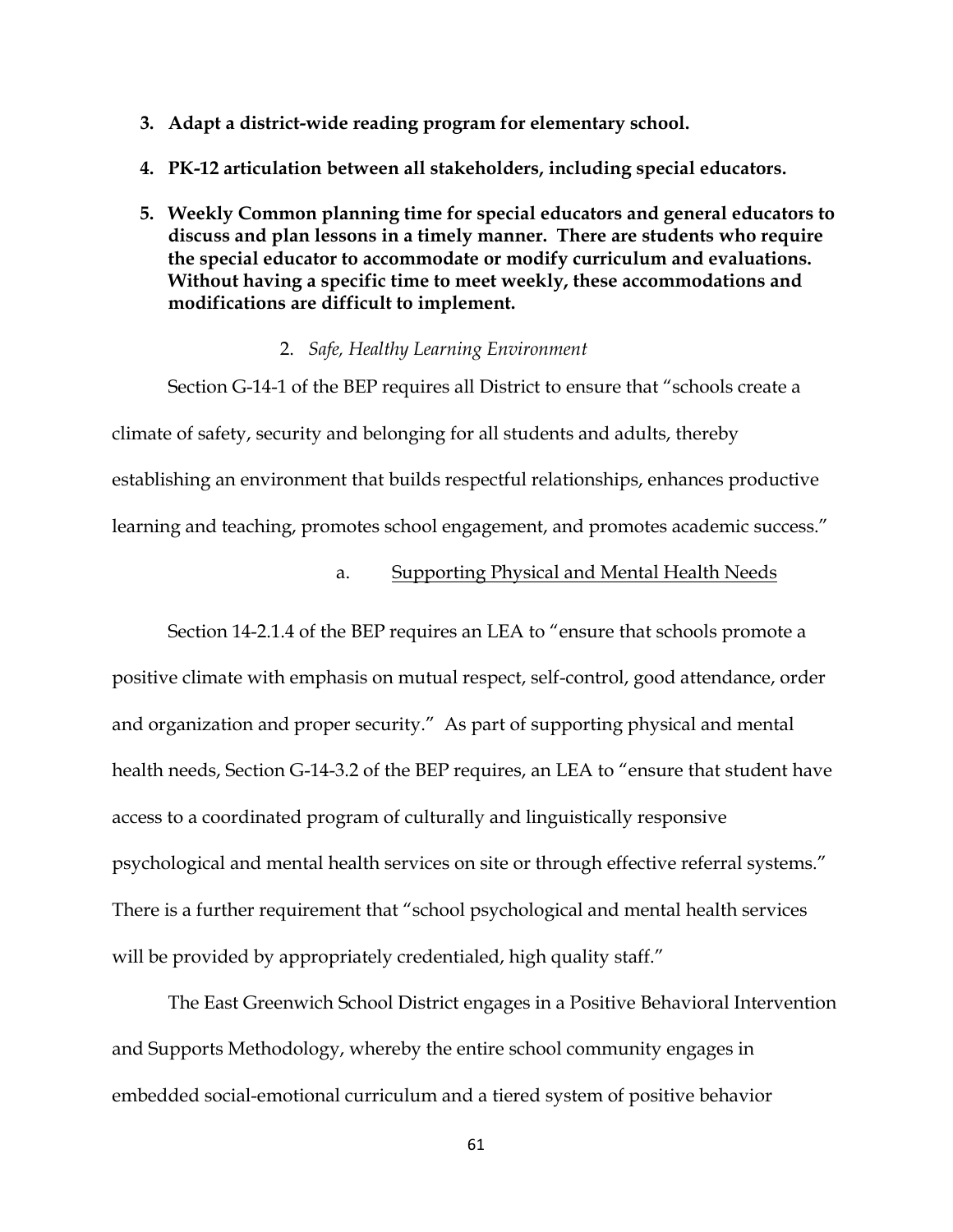3. **Adapt a district-wide reading program for elementary school.**

4. **PK-12 articulation between all stakeholders, including special educators.**

5. **Weekly Common planning time for special educators and general educators to discuss and plan lessons in a timely manner. There are students who require the special educator to accommodate or modify curriculum and evaluations. Without having a specific time to meet weekly, these accommodations and modifications are difficult to implement.**

2. *Safe, Healthy Learning Environment*

Section G-14-1 of the BEP requires all District to ensure that "schools create a climate of safety, security and belonging for all students and adults, thereby establishing an environment that builds respectful relationships, enhances productive learning and teaching, promotes school engagement, and promotes academic success."

a. <u>Supporting Physical and Mental Health Needs</u>

Section 14-2.1.4 of the BEP requires an LEA to "ensure that schools promote a positive climate with emphasis on mutual respect, self-control, good attendance, order and organization and proper security." As part of supporting physical and mental health needs, Section G-14-3.2 of the BEP requires, an LEA to "ensure that student have access to a coordinated program of culturally and linguistically responsive psychological and mental health services on site or through effective referral systems." There is a further requirement that "school psychological and mental health services will be provided by appropriately credentialed, high quality staff."

The East Greenwich School District engages in a Positive Behavioral Intervention and Supports Methodology, whereby the entire school community engages in embedded social-emotional curriculum and a tiered system of positive behavior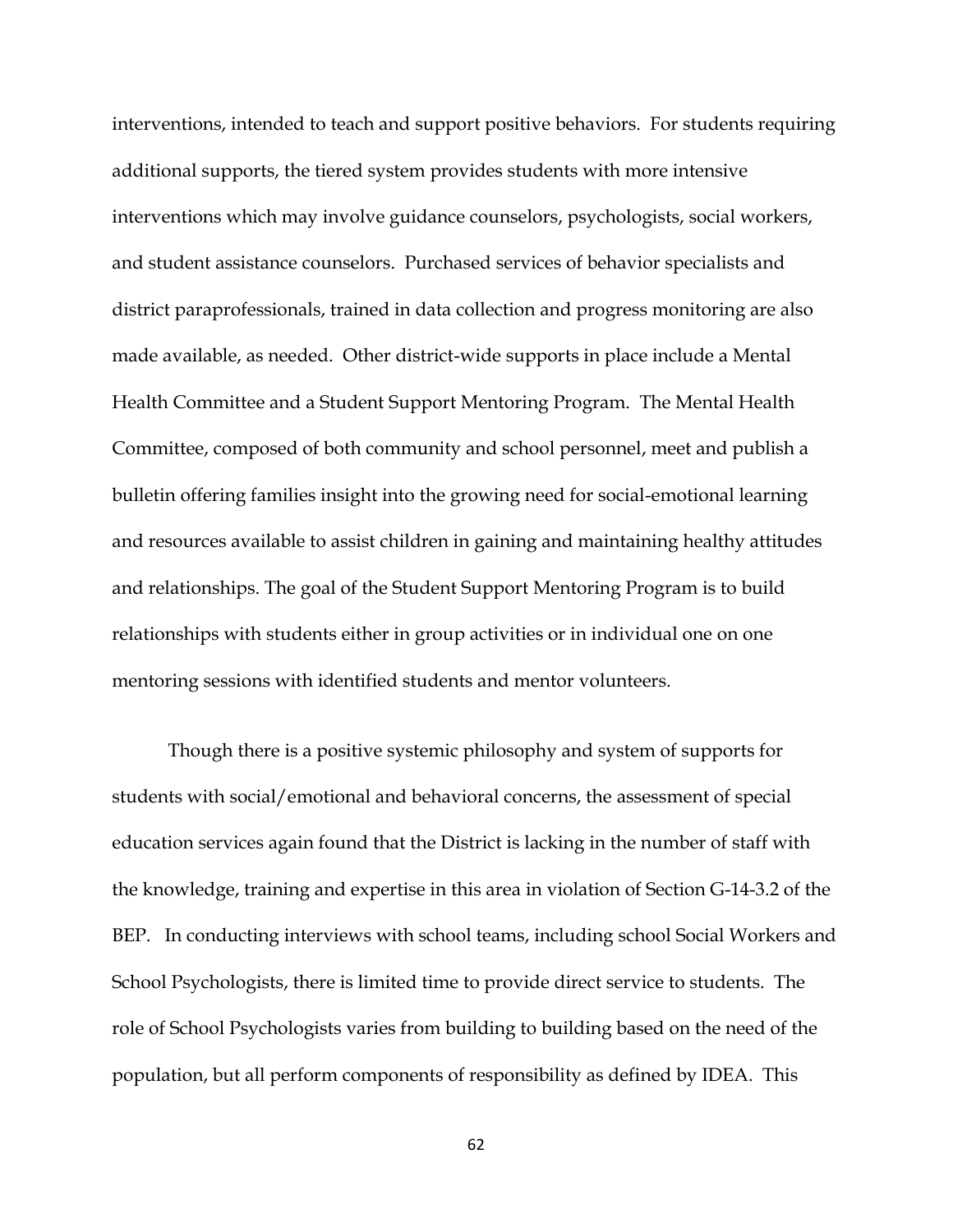interventions, intended to teach and support positive behaviors. For students requiring additional supports, the tiered system provides students with more intensive interventions which may involve guidance counselors, psychologists, social workers, and student assistance counselors. Purchased services of behavior specialists and district paraprofessionals, trained in data collection and progress monitoring are also made available, as needed. Other district-wide supports in place include a Mental Health Committee and a Student Support Mentoring Program. The Mental Health Committee, composed of both community and school personnel, meet and publish a bulletin offering families insight into the growing need for social-emotional learning and resources available to assist children in gaining and maintaining healthy attitudes and relationships. The goal of the Student Support Mentoring Program is to build relationships with students either in group activities or in individual one on one mentoring sessions with identified students and mentor volunteers.

Though there is a positive systemic philosophy and system of supports for students with social/emotional and behavioral concerns, the assessment of special education services again found that the District is lacking in the number of staff with the knowledge, training and expertise in this area in violation of Section G-14-3.2 of the BEP. In conducting interviews with school teams, including school Social Workers and School Psychologists, there is limited time to provide direct service to students. The role of School Psychologists varies from building to building based on the need of the population, but all perform components of responsibility as defined by IDEA. This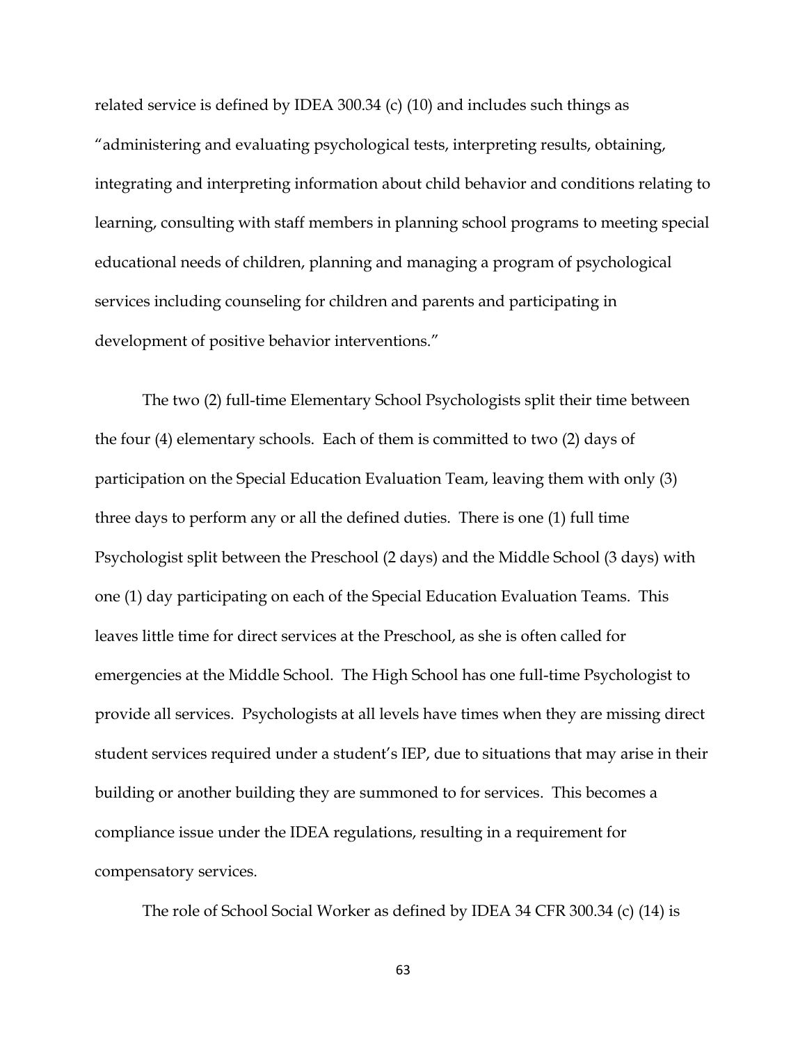related service is defined by IDEA 300.34 (c) (10) and includes such things as "administering and evaluating psychological tests, interpreting results, obtaining, integrating and interpreting information about child behavior and conditions relating to learning, consulting with staff members in planning school programs to meeting special educational needs of children, planning and managing a program of psychological services including counseling for children and parents and participating in development of positive behavior interventions."

The two (2) full-time Elementary School Psychologists split their time between the four (4) elementary schools. Each of them is committed to two (2) days of participation on the Special Education Evaluation Team, leaving them with only (3) three days to perform any or all the defined duties. There is one (1) full time Psychologist split between the Preschool (2 days) and the Middle School (3 days) with one (1) day participating on each of the Special Education Evaluation Teams. This leaves little time for direct services at the Preschool, as she is often called for emergencies at the Middle School. The High School has one full-time Psychologist to provide all services. Psychologists at all levels have times when they are missing direct student services required under a student's IEP, due to situations that may arise in their building or another building they are summoned to for services. This becomes a compliance issue under the IDEA regulations, resulting in a requirement for compensatory services.

The role of School Social Worker as defined by IDEA 34 CFR 300.34 (c) (14) is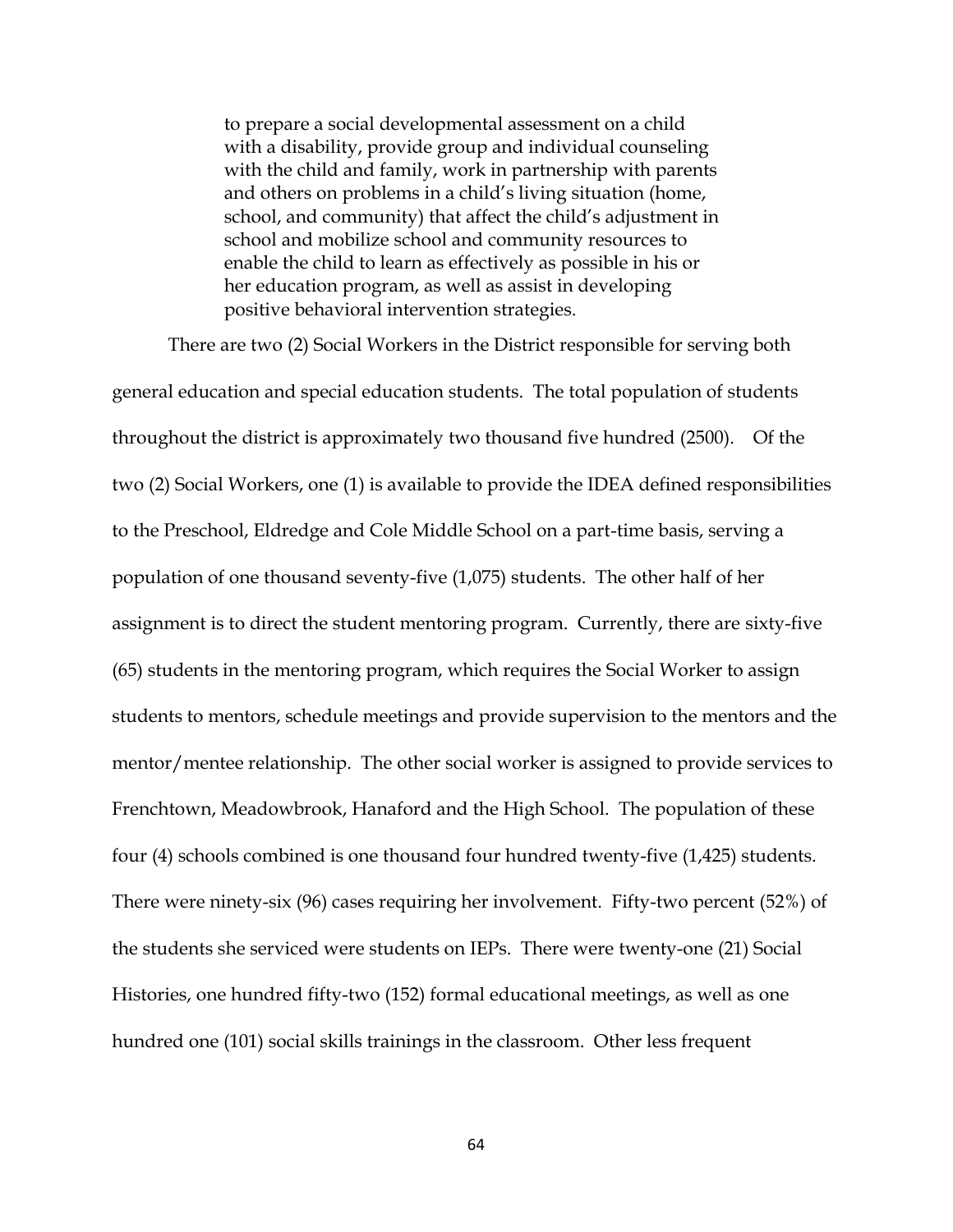> to prepare a social developmental assessment on a child with a disability, provide group and individual counseling with the child and family, work in partnership with parents and others on problems in a child's living situation (home, school, and community) that affect the child's adjustment in school and mobilize school and community resources to enable the child to learn as effectively as possible in his or her education program, as well as assist in developing positive behavioral intervention strategies.

There are two (2) Social Workers in the District responsible for serving both general education and special education students. The total population of students throughout the district is approximately two thousand five hundred (2500). Of the two (2) Social Workers, one (1) is available to provide the IDEA defined responsibilities to the Preschool, Eldredge and Cole Middle School on a part-time basis, serving a population of one thousand seventy-five (1,075) students. The other half of her assignment is to direct the student mentoring program. Currently, there are sixty-five (65) students in the mentoring program, which requires the Social Worker to assign students to mentors, schedule meetings and provide supervision to the mentors and the mentor/mentee relationship. The other social worker is assigned to provide services to Frenchtown, Meadowbrook, Hanaford and the High School. The population of these four (4) schools combined is one thousand four hundred twenty-five (1,425) students. There were ninety-six (96) cases requiring her involvement. Fifty-two percent (52%) of the students she serviced were students on IEPs. There were twenty-one (21) Social Histories, one hundred fifty-two (152) formal educational meetings, as well as one hundred one (101) social skills trainings in the classroom. Other less frequent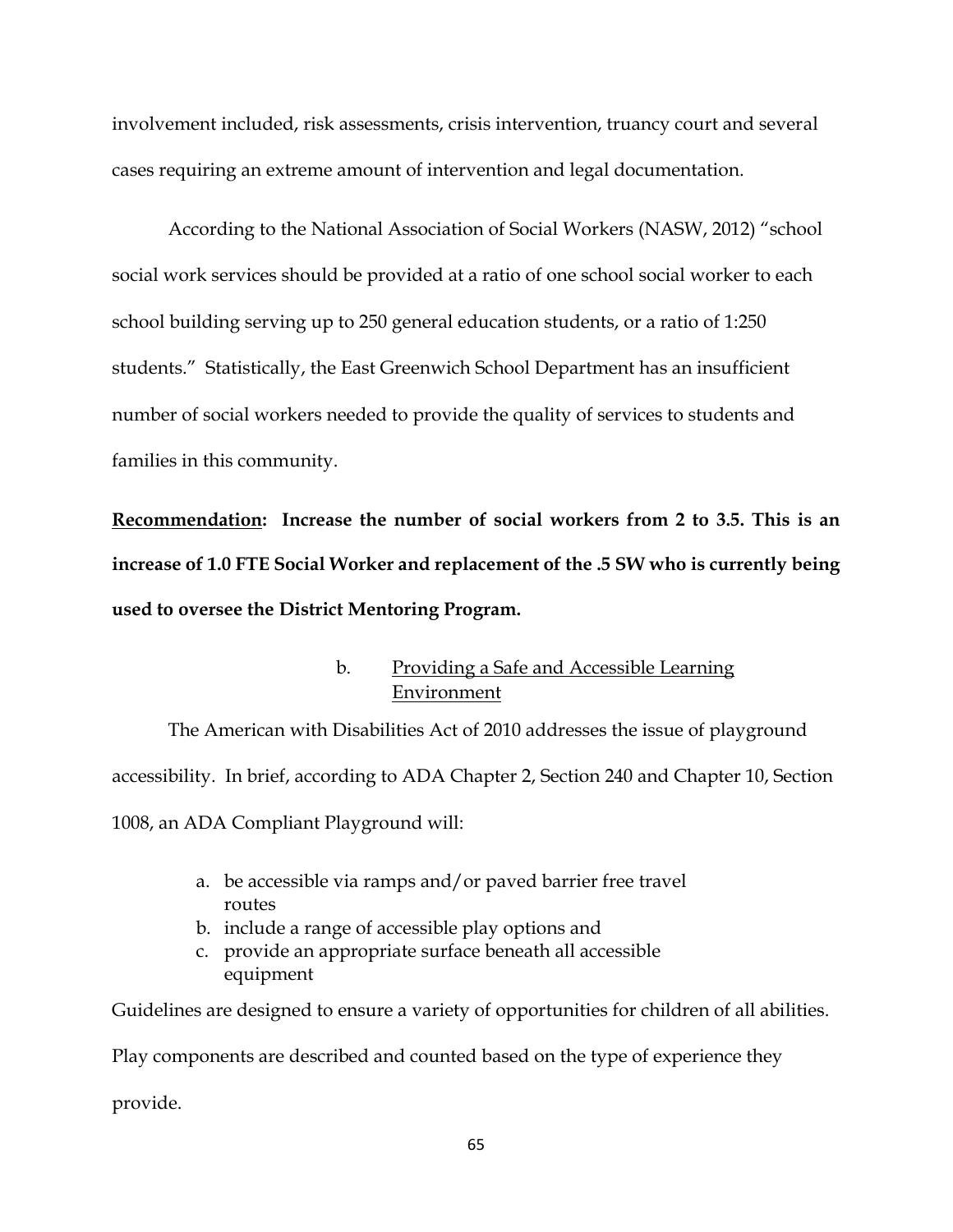involvement included, risk assessments, crisis intervention, truancy court and several cases requiring an extreme amount of intervention and legal documentation.

According to the National Association of Social Workers (NASW, 2012) "school social work services should be provided at a ratio of one school social worker to each school building serving up to 250 general education students, or a ratio of 1:250 students." Statistically, the East Greenwich School Department has an insufficient number of social workers needed to provide the quality of services to students and families in this community.

**<u>Recommendation</u>: Increase the number of social workers from 2 to 3.5. This is an increase of 1.0 FTE Social Worker and replacement of the .5 SW who is currently being used to oversee the District Mentoring Program.**

b. <u>Providing a Safe and Accessible Learning Environment</u>

The American with Disabilities Act of 2010 addresses the issue of playground accessibility. In brief, according to ADA Chapter 2, Section 240 and Chapter 10, Section 1008, an ADA Compliant Playground will:

a. be accessible via ramps and/or paved barrier free travel routes
b. include a range of accessible play options and
c. provide an appropriate surface beneath all accessible equipment

Guidelines are designed to ensure a variety of opportunities for children of all abilities. Play components are described and counted based on the type of experience they provide.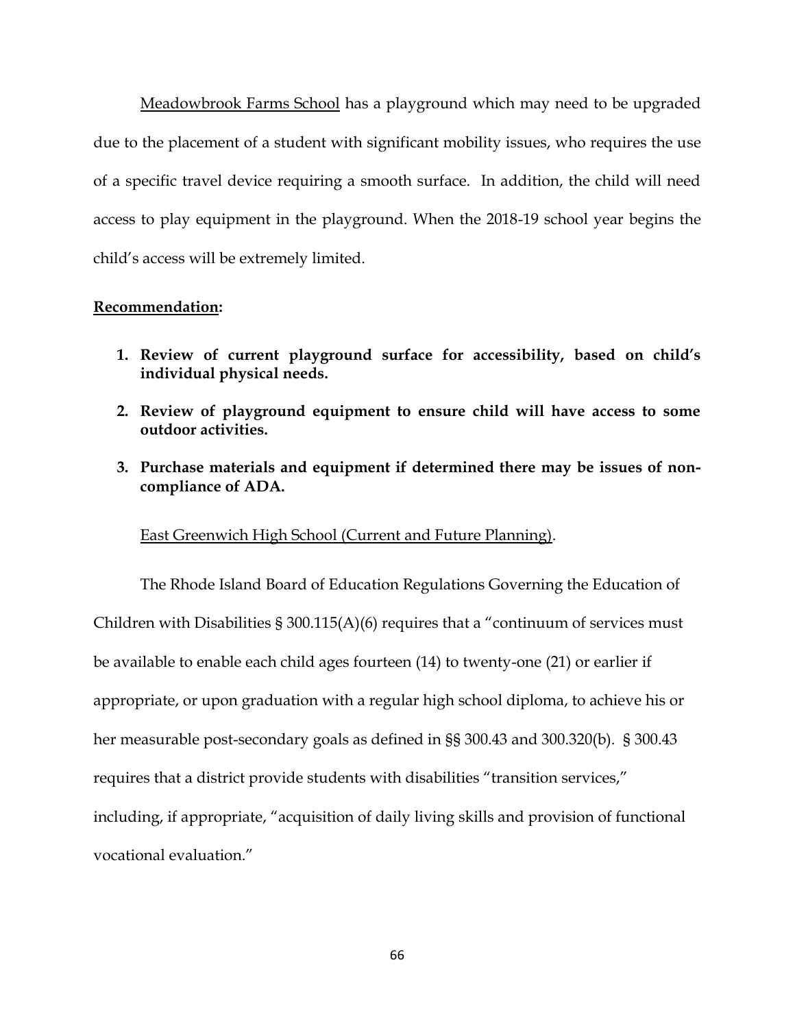<u>Meadowbrook Farms School</u> has a playground which may need to be upgraded due to the placement of a student with significant mobility issues, who requires the use of a specific travel device requiring a smooth surface. In addition, the child will need access to play equipment in the playground. When the 2018-19 school year begins the child's access will be extremely limited.

**<u>Recommendation</u>:**

1. **Review of current playground surface for accessibility, based on child's individual physical needs.**
2. **Review of playground equipment to ensure child will have access to some outdoor activities.**
3. **Purchase materials and equipment if determined there may be issues of non-compliance of ADA.**

<u>East Greenwich High School (Current and Future Planning)</u>.

The Rhode Island Board of Education Regulations Governing the Education of Children with Disabilities § 300.115(A)(6) requires that a "continuum of services must be available to enable each child ages fourteen (14) to twenty-one (21) or earlier if appropriate, or upon graduation with a regular high school diploma, to achieve his or her measurable post-secondary goals as defined in §§ 300.43 and 300.320(b). § 300.43 requires that a district provide students with disabilities "transition services," including, if appropriate, "acquisition of daily living skills and provision of functional vocational evaluation."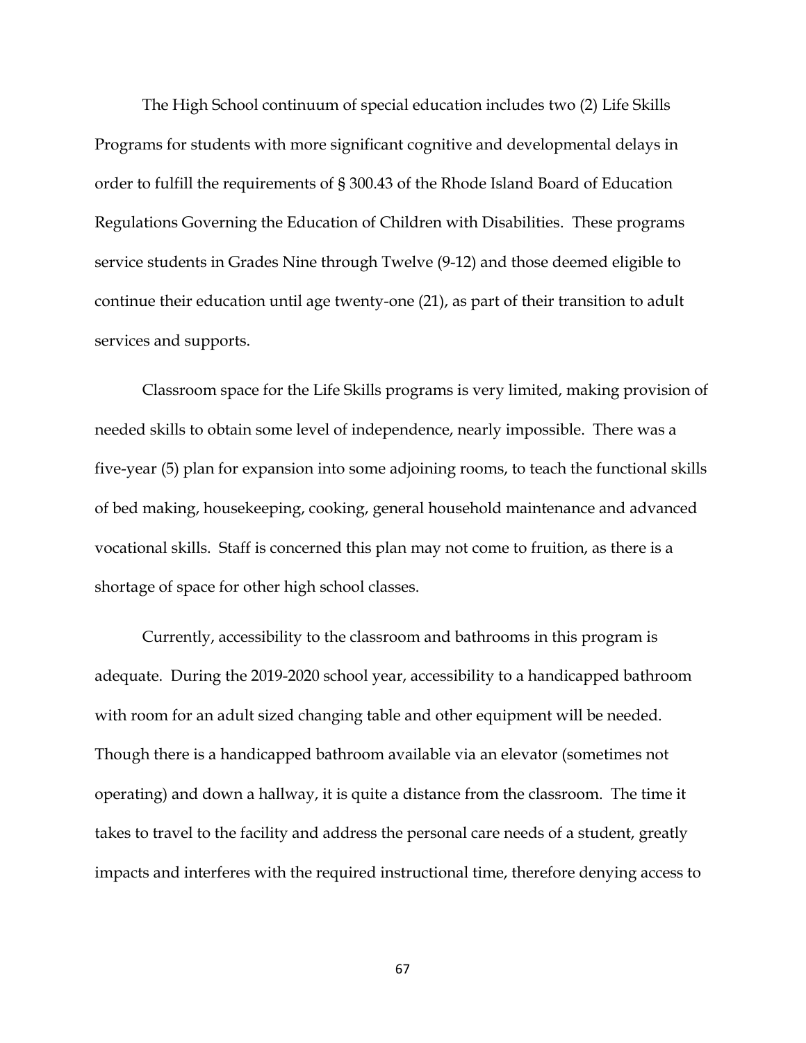The High School continuum of special education includes two (2) Life Skills Programs for students with more significant cognitive and developmental delays in order to fulfill the requirements of § 300.43 of the Rhode Island Board of Education Regulations Governing the Education of Children with Disabilities. These programs service students in Grades Nine through Twelve (9-12) and those deemed eligible to continue their education until age twenty-one (21), as part of their transition to adult services and supports.

Classroom space for the Life Skills programs is very limited, making provision of needed skills to obtain some level of independence, nearly impossible. There was a five-year (5) plan for expansion into some adjoining rooms, to teach the functional skills of bed making, housekeeping, cooking, general household maintenance and advanced vocational skills. Staff is concerned this plan may not come to fruition, as there is a shortage of space for other high school classes.

Currently, accessibility to the classroom and bathrooms in this program is adequate. During the 2019-2020 school year, accessibility to a handicapped bathroom with room for an adult sized changing table and other equipment will be needed. Though there is a handicapped bathroom available via an elevator (sometimes not operating) and down a hallway, it is quite a distance from the classroom. The time it takes to travel to the facility and address the personal care needs of a student, greatly impacts and interferes with the required instructional time, therefore denying access to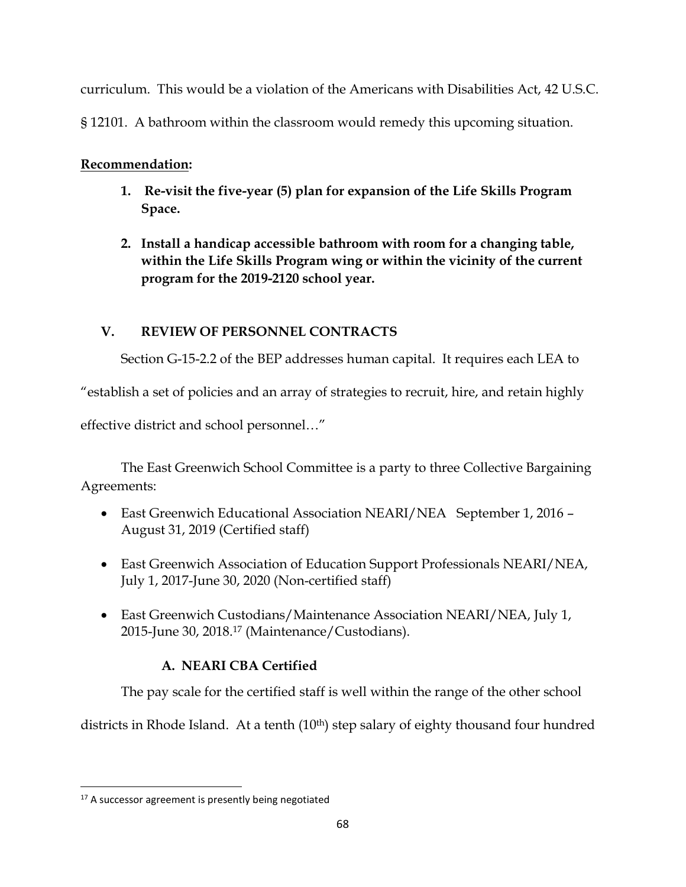curriculum. This would be a violation of the Americans with Disabilities Act, 42 U.S.C. § 12101. A bathroom within the classroom would remedy this upcoming situation.

**Recommendation:**

1. **Re-visit the five-year (5) plan for expansion of the Life Skills Program Space.**
2. **Install a handicap accessible bathroom with room for a changing table, within the Life Skills Program wing or within the vicinity of the current program for the 2019-2120 school year.**

## V. REVIEW OF PERSONNEL CONTRACTS

Section G-15-2.2 of the BEP addresses human capital. It requires each LEA to "establish a set of policies and an array of strategies to recruit, hire, and retain highly effective district and school personnel…"

The East Greenwich School Committee is a party to three Collective Bargaining Agreements:

- East Greenwich Educational Association NEARI/NEA September 1, 2016 – August 31, 2019 (Certified staff)
- East Greenwich Association of Education Support Professionals NEARI/NEA, July 1, 2017-June 30, 2020 (Non-certified staff)
- East Greenwich Custodians/Maintenance Association NEARI/NEA, July 1, 2015-June 30, 2018.[17] (Maintenance/Custodians).

### A. NEARI CBA Certified

The pay scale for the certified staff is well within the range of the other school districts in Rhode Island. At a tenth (10th) step salary of eighty thousand four hundred

[17] A successor agreement is presently being negotiated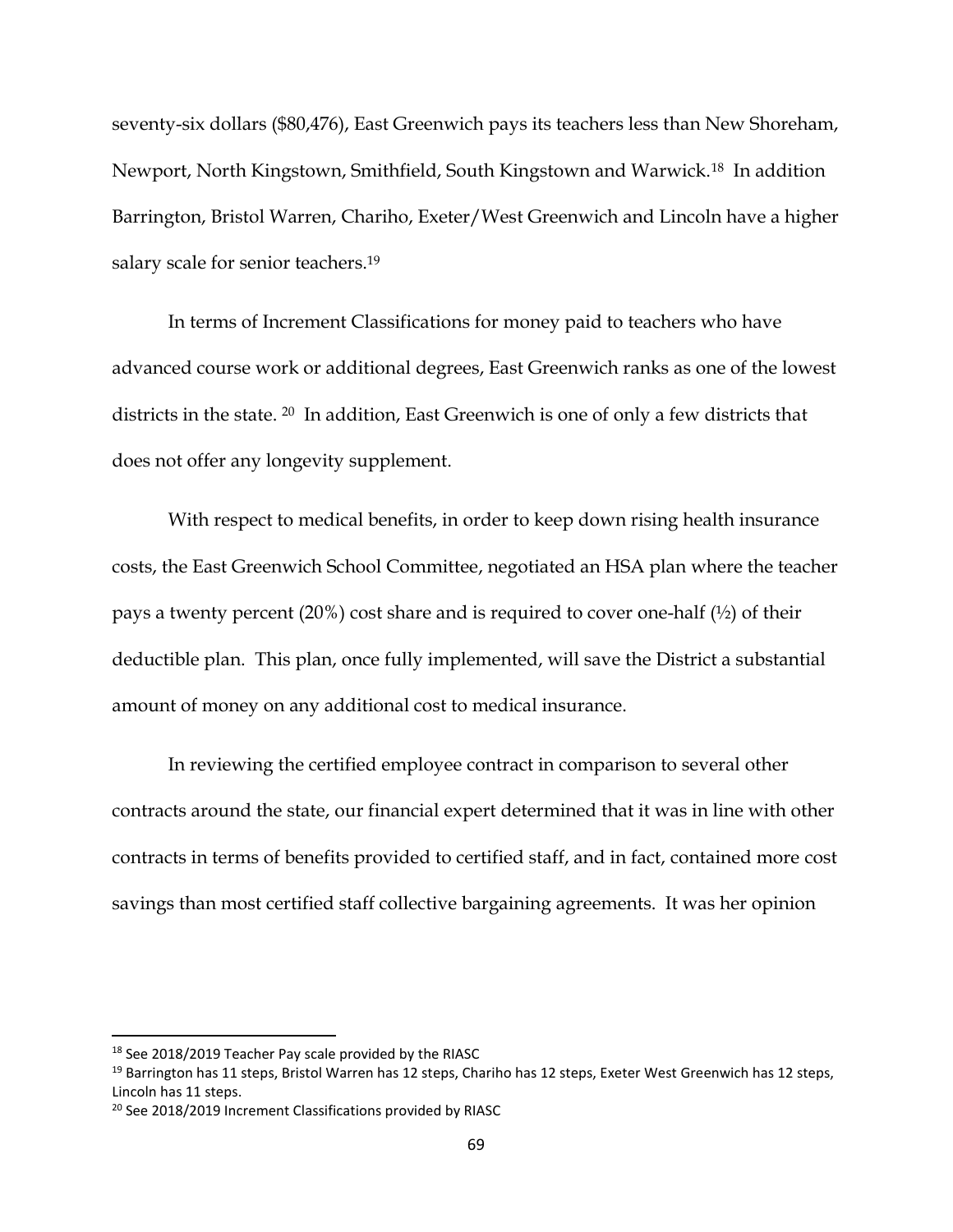seventy-six dollars ($80,476), East Greenwich pays its teachers less than New Shoreham, Newport, North Kingstown, Smithfield, South Kingstown and Warwick.[18] In addition Barrington, Bristol Warren, Chariho, Exeter/West Greenwich and Lincoln have a higher salary scale for senior teachers.[19]

In terms of Increment Classifications for money paid to teachers who have advanced course work or additional degrees, East Greenwich ranks as one of the lowest districts in the state. [20] In addition, East Greenwich is one of only a few districts that does not offer any longevity supplement.

With respect to medical benefits, in order to keep down rising health insurance costs, the East Greenwich School Committee, negotiated an HSA plan where the teacher pays a twenty percent (20%) cost share and is required to cover one-half (½) of their deductible plan. This plan, once fully implemented, will save the District a substantial amount of money on any additional cost to medical insurance.

In reviewing the certified employee contract in comparison to several other contracts around the state, our financial expert determined that it was in line with other contracts in terms of benefits provided to certified staff, and in fact, contained more cost savings than most certified staff collective bargaining agreements. It was her opinion

---

[18] See 2018/2019 Teacher Pay scale provided by the RIASC

[19] Barrington has 11 steps, Bristol Warren has 12 steps, Chariho has 12 steps, Exeter West Greenwich has 12 steps, Lincoln has 11 steps.

[20] See 2018/2019 Increment Classifications provided by RIASC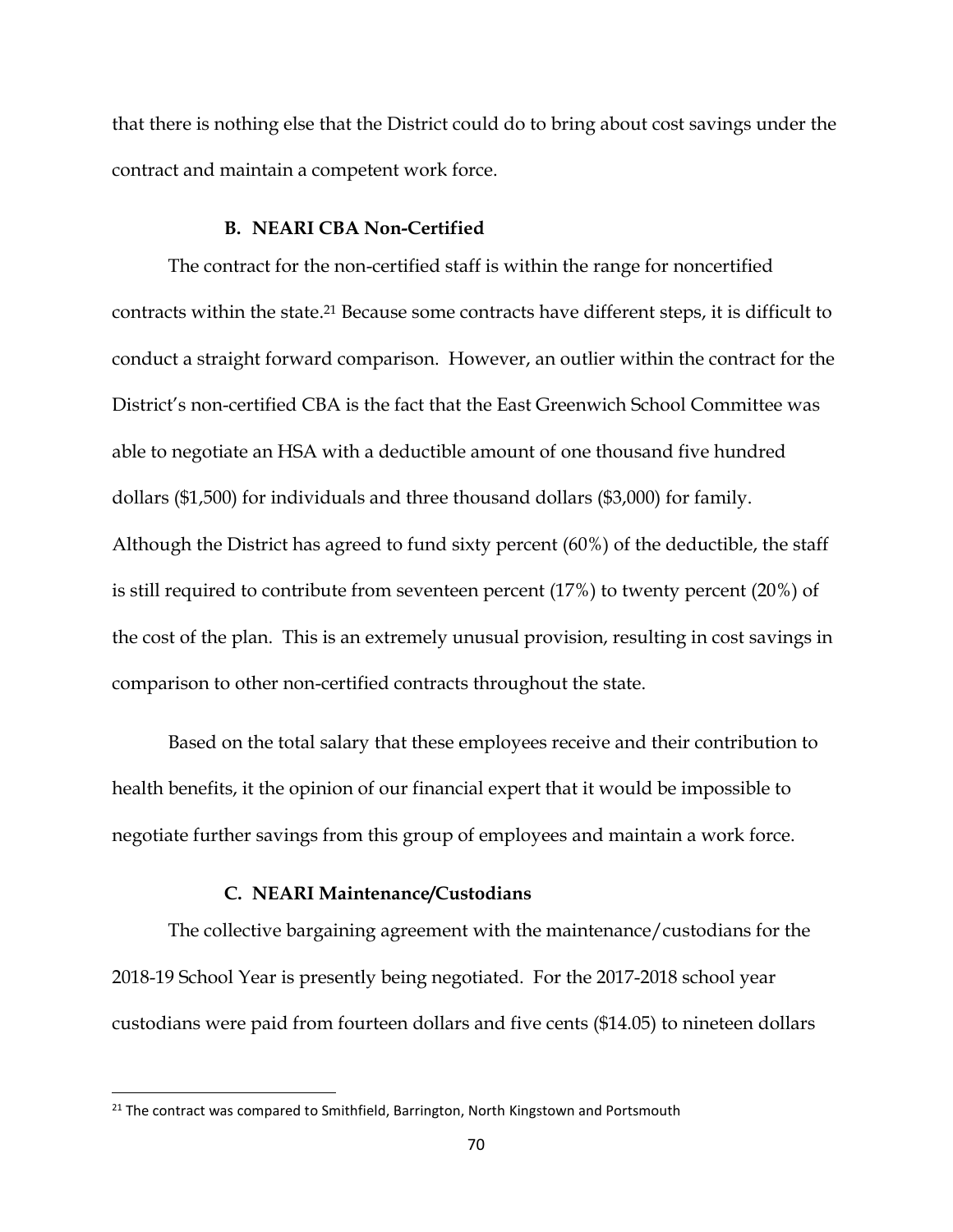that there is nothing else that the District could do to bring about cost savings under the contract and maintain a competent work force.

### B. NEARI CBA Non-Certified

The contract for the non-certified staff is within the range for noncertified contracts within the state.[21] Because some contracts have different steps, it is difficult to conduct a straight forward comparison. However, an outlier within the contract for the District's non-certified CBA is the fact that the East Greenwich School Committee was able to negotiate an HSA with a deductible amount of one thousand five hundred dollars ($1,500) for individuals and three thousand dollars ($3,000) for family. Although the District has agreed to fund sixty percent (60%) of the deductible, the staff is still required to contribute from seventeen percent (17%) to twenty percent (20%) of the cost of the plan. This is an extremely unusual provision, resulting in cost savings in comparison to other non-certified contracts throughout the state.

Based on the total salary that these employees receive and their contribution to health benefits, it the opinion of our financial expert that it would be impossible to negotiate further savings from this group of employees and maintain a work force.

### C. NEARI Maintenance/Custodians

The collective bargaining agreement with the maintenance/custodians for the 2018-19 School Year is presently being negotiated. For the 2017-2018 school year custodians were paid from fourteen dollars and five cents ($14.05) to nineteen dollars

[21] The contract was compared to Smithfield, Barrington, North Kingstown and Portsmouth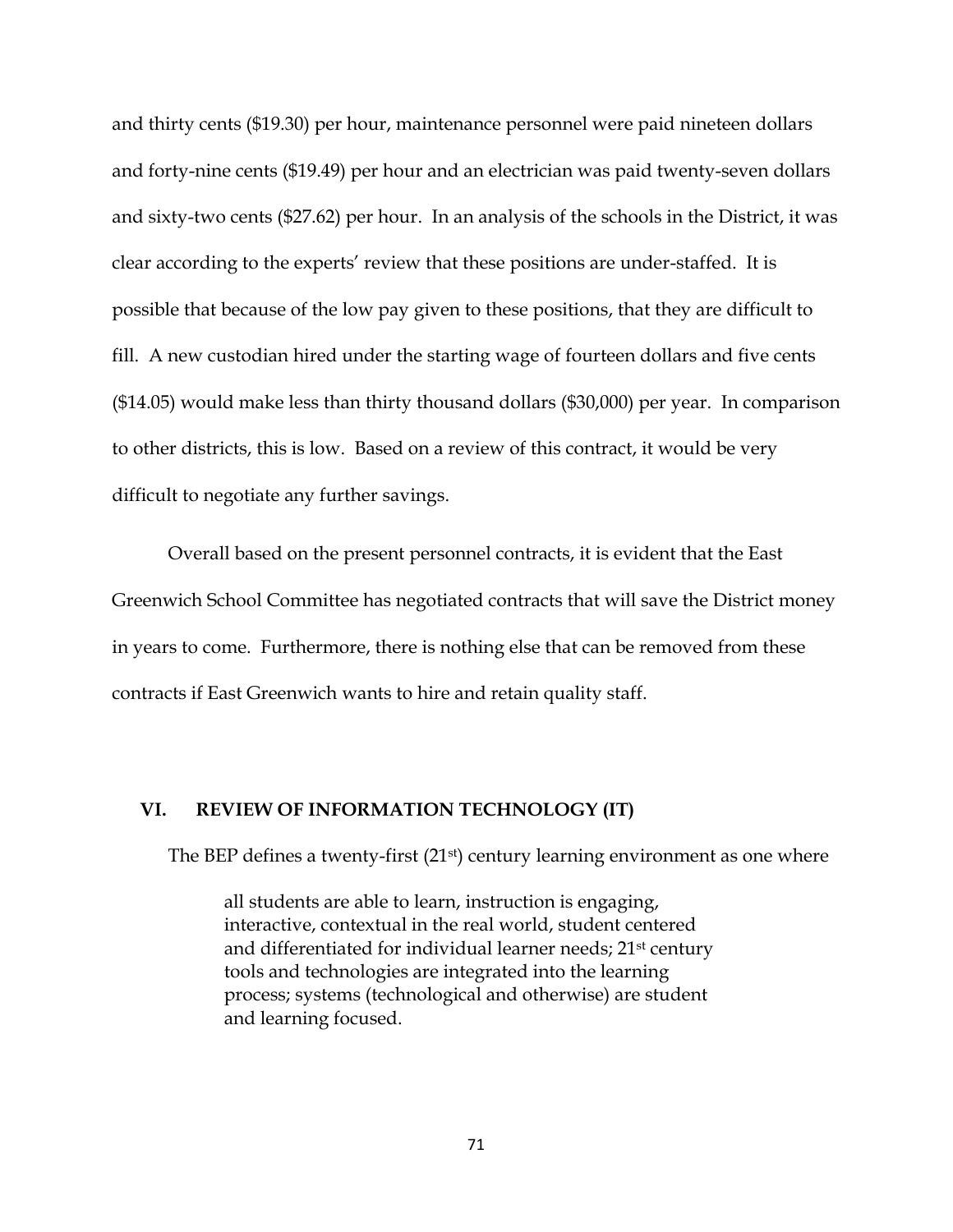and thirty cents ($19.30) per hour, maintenance personnel were paid nineteen dollars and forty-nine cents ($19.49) per hour and an electrician was paid twenty-seven dollars and sixty-two cents ($27.62) per hour. In an analysis of the schools in the District, it was clear according to the experts' review that these positions are under-staffed. It is possible that because of the low pay given to these positions, that they are difficult to fill. A new custodian hired under the starting wage of fourteen dollars and five cents ($14.05) would make less than thirty thousand dollars ($30,000) per year. In comparison to other districts, this is low. Based on a review of this contract, it would be very difficult to negotiate any further savings.

Overall based on the present personnel contracts, it is evident that the East Greenwich School Committee has negotiated contracts that will save the District money in years to come. Furthermore, there is nothing else that can be removed from these contracts if East Greenwich wants to hire and retain quality staff.

## VI. REVIEW OF INFORMATION TECHNOLOGY (IT)

The BEP defines a twenty-first (21st) century learning environment as one where

> all students are able to learn, instruction is engaging, interactive, contextual in the real world, student centered and differentiated for individual learner needs; 21st century tools and technologies are integrated into the learning process; systems (technological and otherwise) are student and learning focused.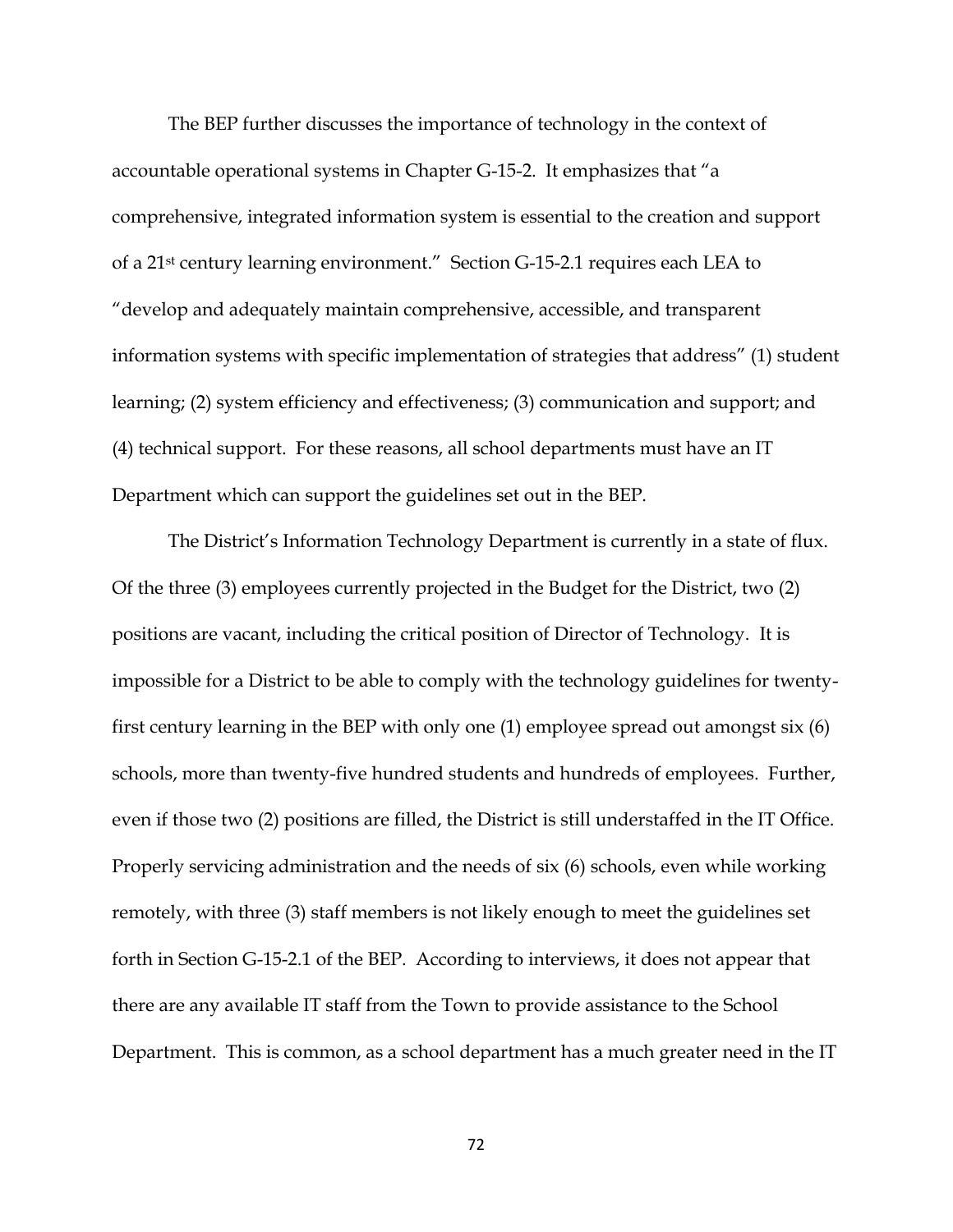The BEP further discusses the importance of technology in the context of accountable operational systems in Chapter G-15-2. It emphasizes that "a comprehensive, integrated information system is essential to the creation and support of a 21st century learning environment." Section G-15-2.1 requires each LEA to "develop and adequately maintain comprehensive, accessible, and transparent information systems with specific implementation of strategies that address" (1) student learning; (2) system efficiency and effectiveness; (3) communication and support; and (4) technical support. For these reasons, all school departments must have an IT Department which can support the guidelines set out in the BEP.

The District's Information Technology Department is currently in a state of flux. Of the three (3) employees currently projected in the Budget for the District, two (2) positions are vacant, including the critical position of Director of Technology. It is impossible for a District to be able to comply with the technology guidelines for twenty-first century learning in the BEP with only one (1) employee spread out amongst six (6) schools, more than twenty-five hundred students and hundreds of employees. Further, even if those two (2) positions are filled, the District is still understaffed in the IT Office. Properly servicing administration and the needs of six (6) schools, even while working remotely, with three (3) staff members is not likely enough to meet the guidelines set forth in Section G-15-2.1 of the BEP. According to interviews, it does not appear that there are any available IT staff from the Town to provide assistance to the School Department. This is common, as a school department has a much greater need in the IT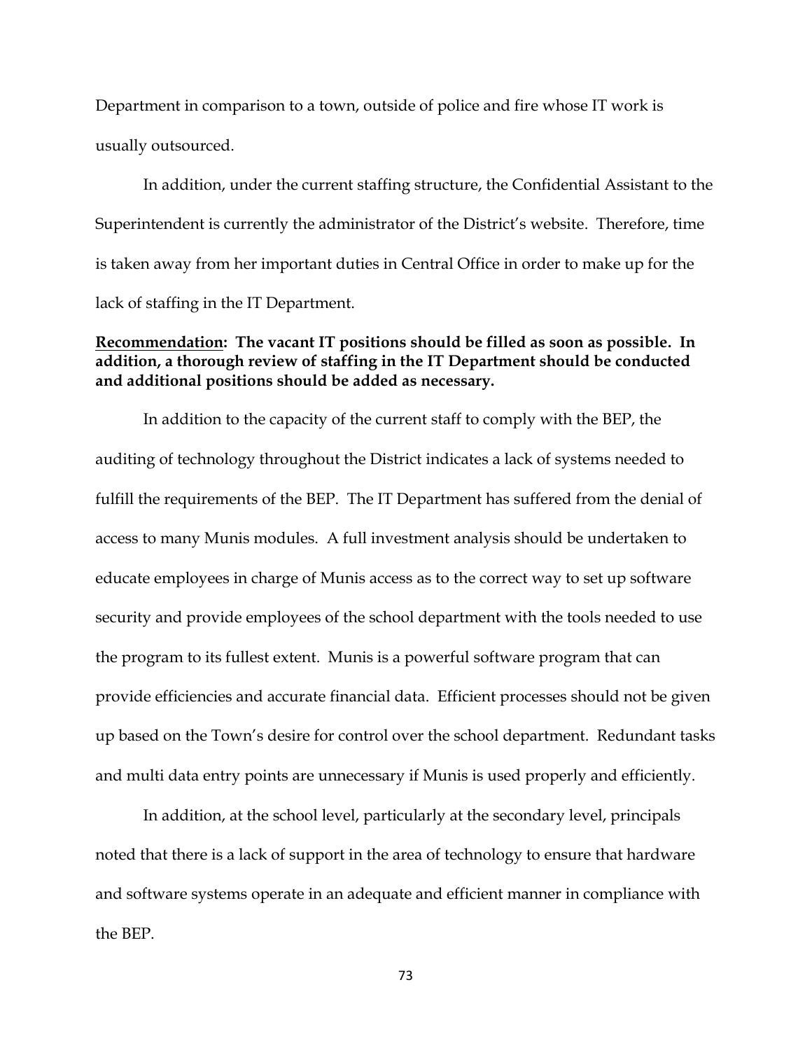Department in comparison to a town, outside of police and fire whose IT work is usually outsourced.

In addition, under the current staffing structure, the Confidential Assistant to the Superintendent is currently the administrator of the District's website. Therefore, time is taken away from her important duties in Central Office in order to make up for the lack of staffing in the IT Department.

**<u>Recommendation</u>: The vacant IT positions should be filled as soon as possible. In addition, a thorough review of staffing in the IT Department should be conducted and additional positions should be added as necessary.**

In addition to the capacity of the current staff to comply with the BEP, the auditing of technology throughout the District indicates a lack of systems needed to fulfill the requirements of the BEP. The IT Department has suffered from the denial of access to many Munis modules. A full investment analysis should be undertaken to educate employees in charge of Munis access as to the correct way to set up software security and provide employees of the school department with the tools needed to use the program to its fullest extent. Munis is a powerful software program that can provide efficiencies and accurate financial data. Efficient processes should not be given up based on the Town's desire for control over the school department. Redundant tasks and multi data entry points are unnecessary if Munis is used properly and efficiently.

In addition, at the school level, particularly at the secondary level, principals noted that there is a lack of support in the area of technology to ensure that hardware and software systems operate in an adequate and efficient manner in compliance with the BEP.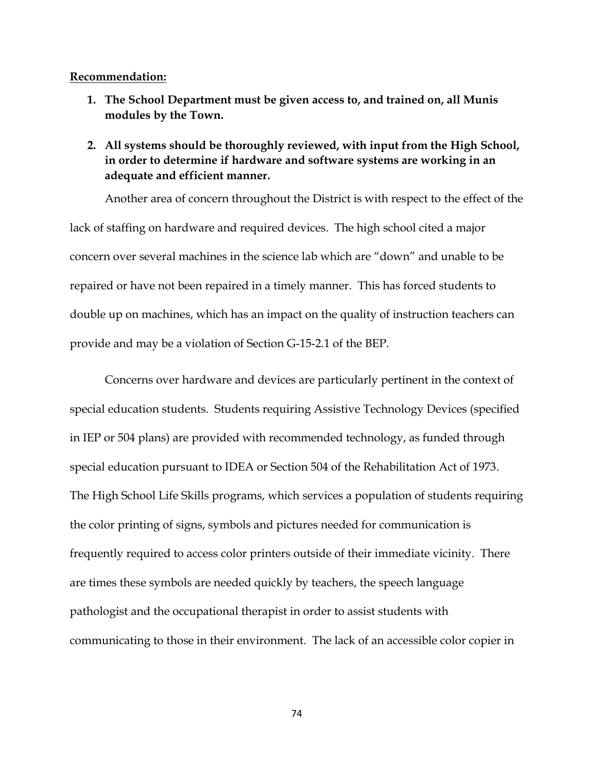<u>**Recommendation:**</u>

1. **The School Department must be given access to, and trained on, all Munis modules by the Town.**

2. **All systems should be thoroughly reviewed, with input from the High School, in order to determine if hardware and software systems are working in an adequate and efficient manner.**

Another area of concern throughout the District is with respect to the effect of the lack of staffing on hardware and required devices. The high school cited a major concern over several machines in the science lab which are "down" and unable to be repaired or have not been repaired in a timely manner. This has forced students to double up on machines, which has an impact on the quality of instruction teachers can provide and may be a violation of Section G-15-2.1 of the BEP.

Concerns over hardware and devices are particularly pertinent in the context of special education students. Students requiring Assistive Technology Devices (specified in IEP or 504 plans) are provided with recommended technology, as funded through special education pursuant to IDEA or Section 504 of the Rehabilitation Act of 1973. The High School Life Skills programs, which services a population of students requiring the color printing of signs, symbols and pictures needed for communication is frequently required to access color printers outside of their immediate vicinity. There are times these symbols are needed quickly by teachers, the speech language pathologist and the occupational therapist in order to assist students with communicating to those in their environment. The lack of an accessible color copier in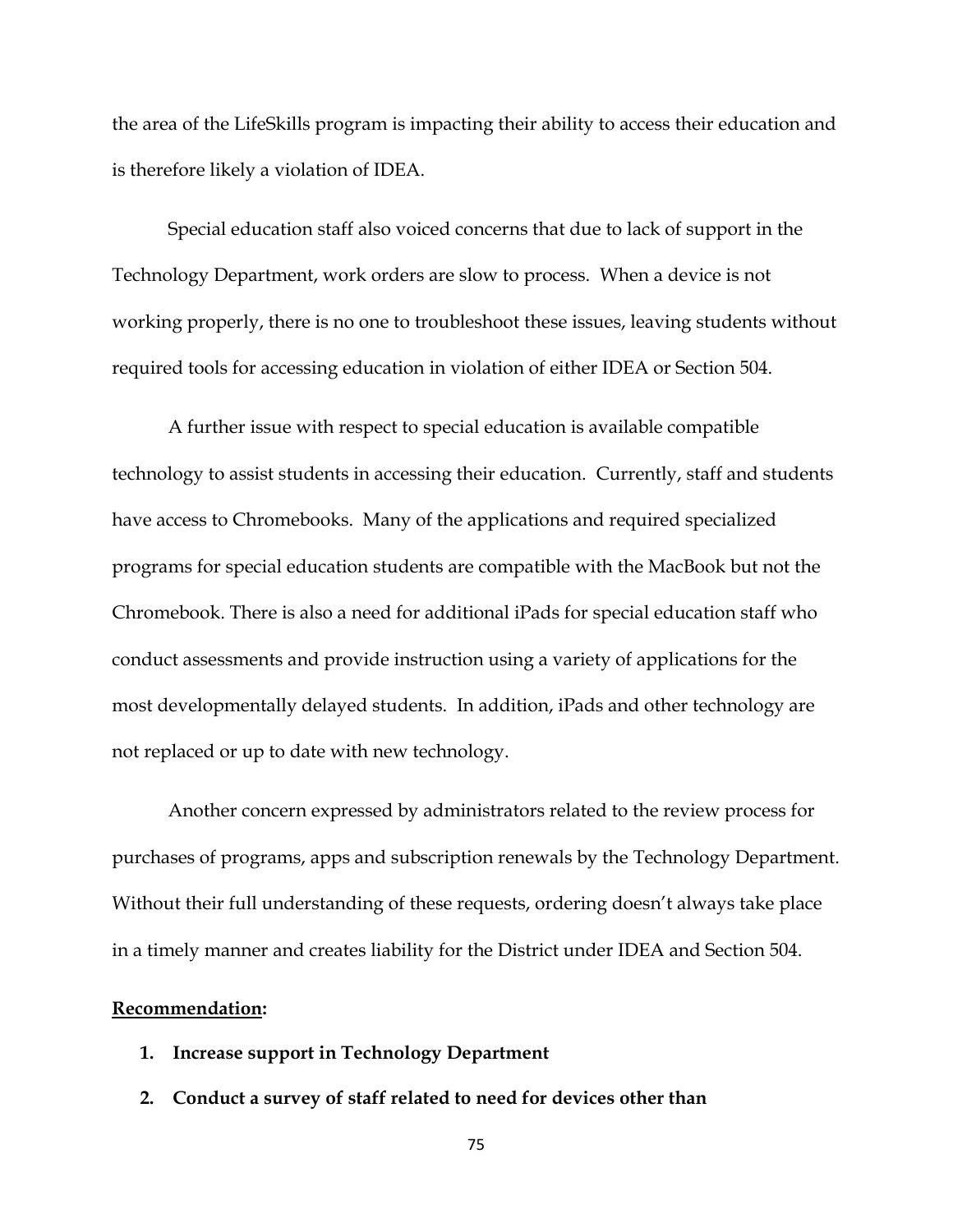the area of the LifeSkills program is impacting their ability to access their education and is therefore likely a violation of IDEA.

Special education staff also voiced concerns that due to lack of support in the Technology Department, work orders are slow to process. When a device is not working properly, there is no one to troubleshoot these issues, leaving students without required tools for accessing education in violation of either IDEA or Section 504.

A further issue with respect to special education is available compatible technology to assist students in accessing their education. Currently, staff and students have access to Chromebooks. Many of the applications and required specialized programs for special education students are compatible with the MacBook but not the Chromebook. There is also a need for additional iPads for special education staff who conduct assessments and provide instruction using a variety of applications for the most developmentally delayed students. In addition, iPads and other technology are not replaced or up to date with new technology.

Another concern expressed by administrators related to the review process for purchases of programs, apps and subscription renewals by the Technology Department. Without their full understanding of these requests, ordering doesn't always take place in a timely manner and creates liability for the District under IDEA and Section 504.

**<u>Recommendation</u>:**

1. **Increase support in Technology Department**
2. **Conduct a survey of staff related to need for devices other than**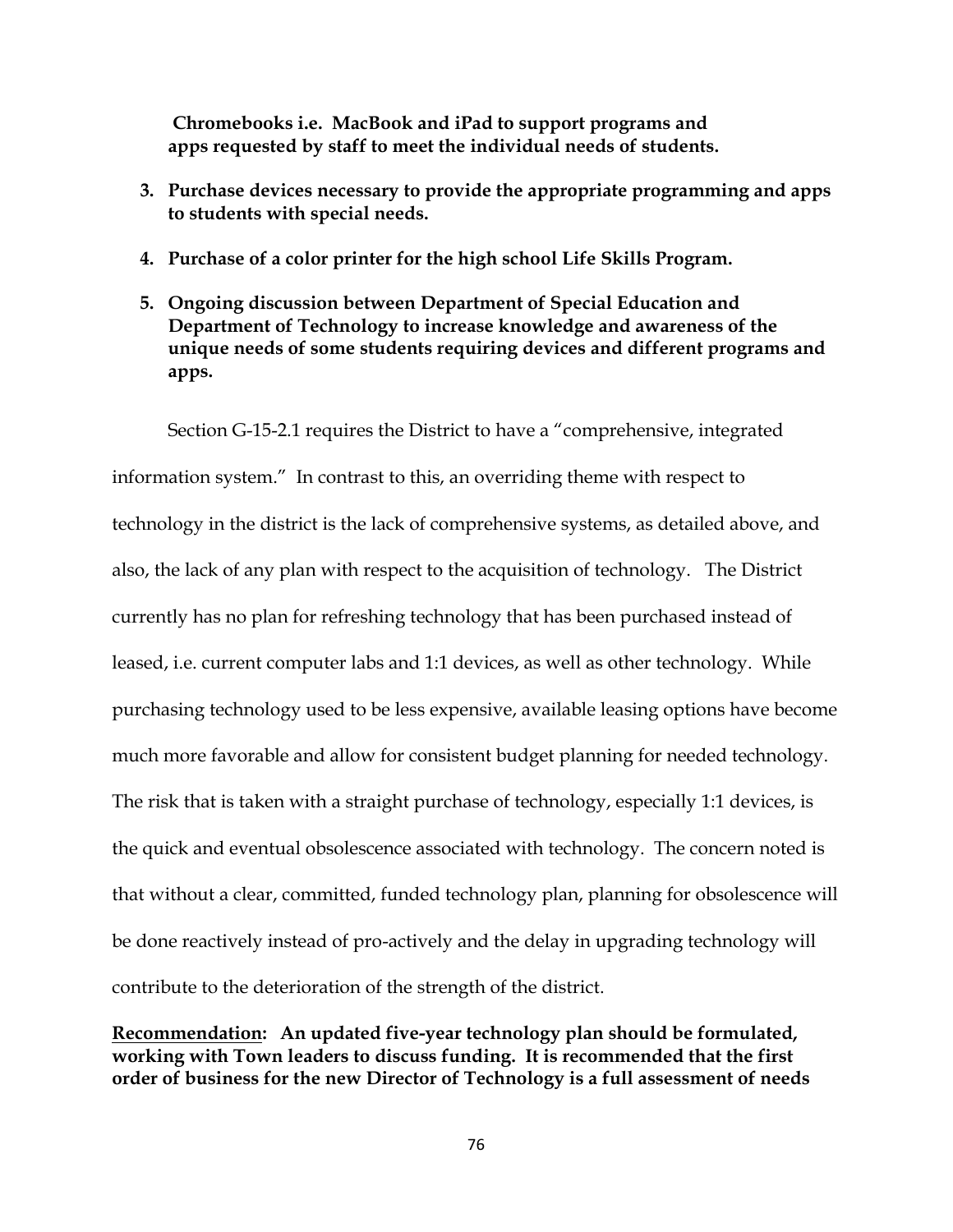**Chromebooks i.e. MacBook and iPad to support programs and apps requested by staff to meet the individual needs of students.**

3. **Purchase devices necessary to provide the appropriate programming and apps to students with special needs.**
4. **Purchase of a color printer for the high school Life Skills Program.**
5. **Ongoing discussion between Department of Special Education and Department of Technology to increase knowledge and awareness of the unique needs of some students requiring devices and different programs and apps.**

Section G-15-2.1 requires the District to have a "comprehensive, integrated information system." In contrast to this, an overriding theme with respect to technology in the district is the lack of comprehensive systems, as detailed above, and also, the lack of any plan with respect to the acquisition of technology. The District currently has no plan for refreshing technology that has been purchased instead of leased, i.e. current computer labs and 1:1 devices, as well as other technology. While purchasing technology used to be less expensive, available leasing options have become much more favorable and allow for consistent budget planning for needed technology. The risk that is taken with a straight purchase of technology, especially 1:1 devices, is the quick and eventual obsolescence associated with technology. The concern noted is that without a clear, committed, funded technology plan, planning for obsolescence will be done reactively instead of pro-actively and the delay in upgrading technology will contribute to the deterioration of the strength of the district.

**<u>Recommendation</u>: An updated five-year technology plan should be formulated, working with Town leaders to discuss funding. It is recommended that the first order of business for the new Director of Technology is a full assessment of needs**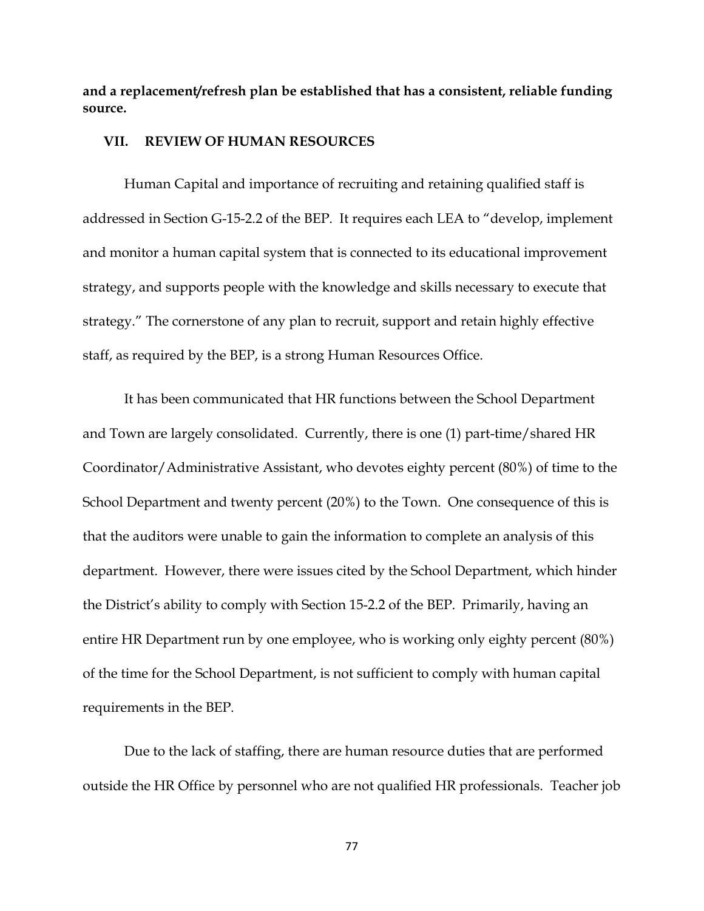**and a replacement/refresh plan be established that has a consistent, reliable funding source.**

## VII. REVIEW OF HUMAN RESOURCES

Human Capital and importance of recruiting and retaining qualified staff is addressed in Section G-15-2.2 of the BEP. It requires each LEA to "develop, implement and monitor a human capital system that is connected to its educational improvement strategy, and supports people with the knowledge and skills necessary to execute that strategy." The cornerstone of any plan to recruit, support and retain highly effective staff, as required by the BEP, is a strong Human Resources Office.

It has been communicated that HR functions between the School Department and Town are largely consolidated. Currently, there is one (1) part-time/shared HR Coordinator/Administrative Assistant, who devotes eighty percent (80%) of time to the School Department and twenty percent (20%) to the Town. One consequence of this is that the auditors were unable to gain the information to complete an analysis of this department. However, there were issues cited by the School Department, which hinder the District's ability to comply with Section 15-2.2 of the BEP. Primarily, having an entire HR Department run by one employee, who is working only eighty percent (80%) of the time for the School Department, is not sufficient to comply with human capital requirements in the BEP.

Due to the lack of staffing, there are human resource duties that are performed outside the HR Office by personnel who are not qualified HR professionals. Teacher job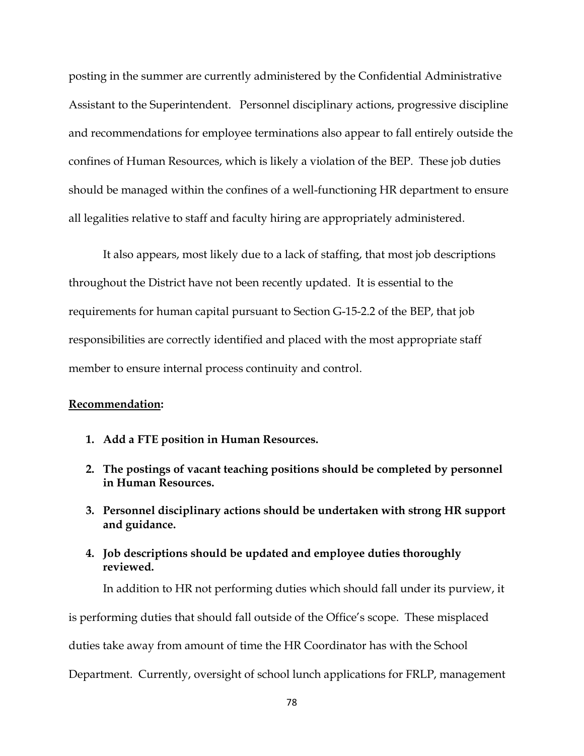posting in the summer are currently administered by the Confidential Administrative Assistant to the Superintendent. Personnel disciplinary actions, progressive discipline and recommendations for employee terminations also appear to fall entirely outside the confines of Human Resources, which is likely a violation of the BEP. These job duties should be managed within the confines of a well-functioning HR department to ensure all legalities relative to staff and faculty hiring are appropriately administered.

It also appears, most likely due to a lack of staffing, that most job descriptions throughout the District have not been recently updated. It is essential to the requirements for human capital pursuant to Section G-15-2.2 of the BEP, that job responsibilities are correctly identified and placed with the most appropriate staff member to ensure internal process continuity and control.

**<u>Recommendation</u>:**

1. **Add a FTE position in Human Resources.**
2. **The postings of vacant teaching positions should be completed by personnel in Human Resources.**
3. **Personnel disciplinary actions should be undertaken with strong HR support and guidance.**
4. **Job descriptions should be updated and employee duties thoroughly reviewed.**

In addition to HR not performing duties which should fall under its purview, it is performing duties that should fall outside of the Office's scope. These misplaced duties take away from amount of time the HR Coordinator has with the School Department. Currently, oversight of school lunch applications for FRLP, management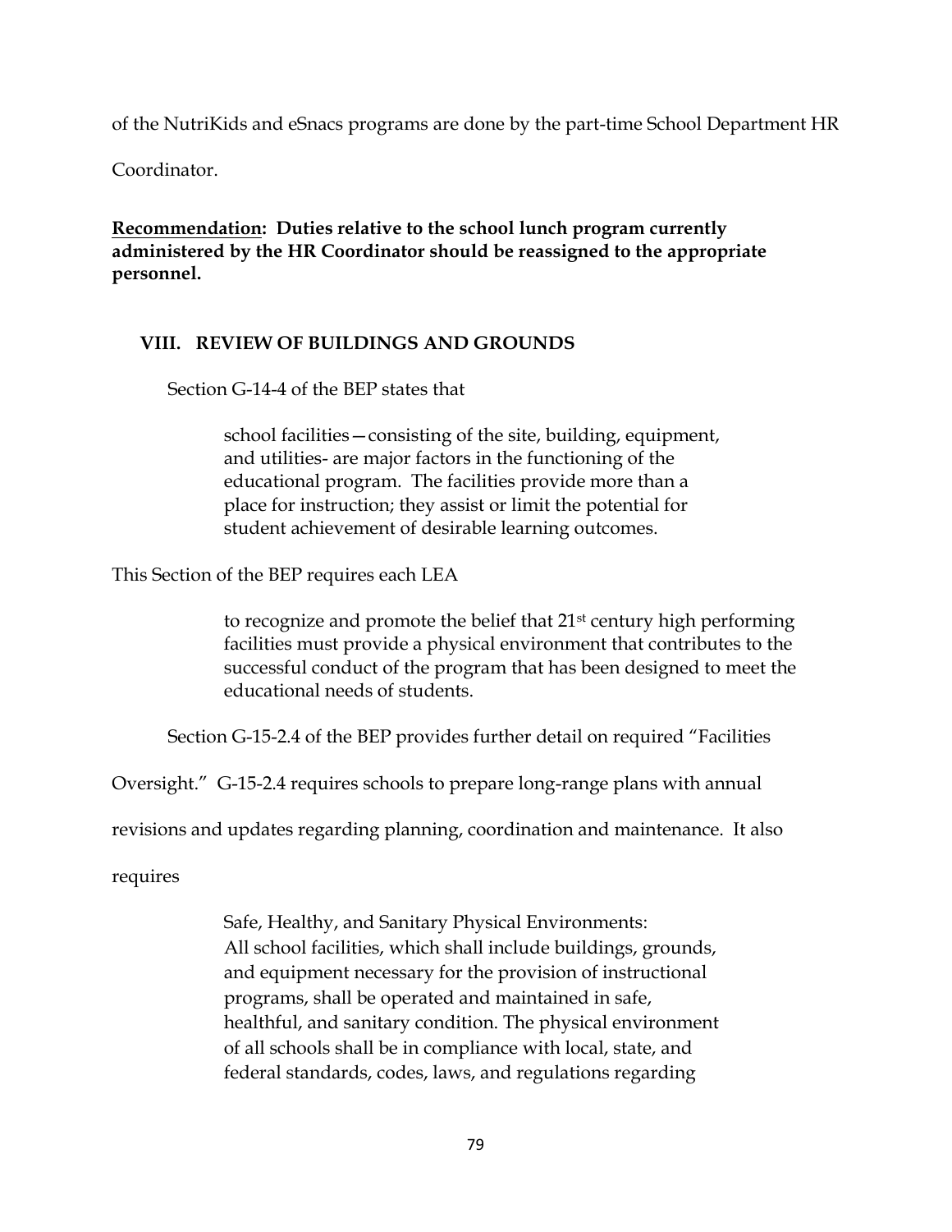of the NutriKids and eSnacs programs are done by the part-time School Department HR Coordinator.

**<u>Recommendation</u>: Duties relative to the school lunch program currently administered by the HR Coordinator should be reassigned to the appropriate personnel.**

## VIII. REVIEW OF BUILDINGS AND GROUNDS

Section G-14-4 of the BEP states that

> school facilities—consisting of the site, building, equipment, and utilities- are major factors in the functioning of the educational program. The facilities provide more than a place for instruction; they assist or limit the potential for student achievement of desirable learning outcomes.

This Section of the BEP requires each LEA

> to recognize and promote the belief that 21st century high performing facilities must provide a physical environment that contributes to the successful conduct of the program that has been designed to meet the educational needs of students.

Section G-15-2.4 of the BEP provides further detail on required "Facilities Oversight." G-15-2.4 requires schools to prepare long-range plans with annual revisions and updates regarding planning, coordination and maintenance. It also requires

> Safe, Healthy, and Sanitary Physical Environments:
> All school facilities, which shall include buildings, grounds, and equipment necessary for the provision of instructional programs, shall be operated and maintained in safe, healthful, and sanitary condition. The physical environment of all schools shall be in compliance with local, state, and federal standards, codes, laws, and regulations regarding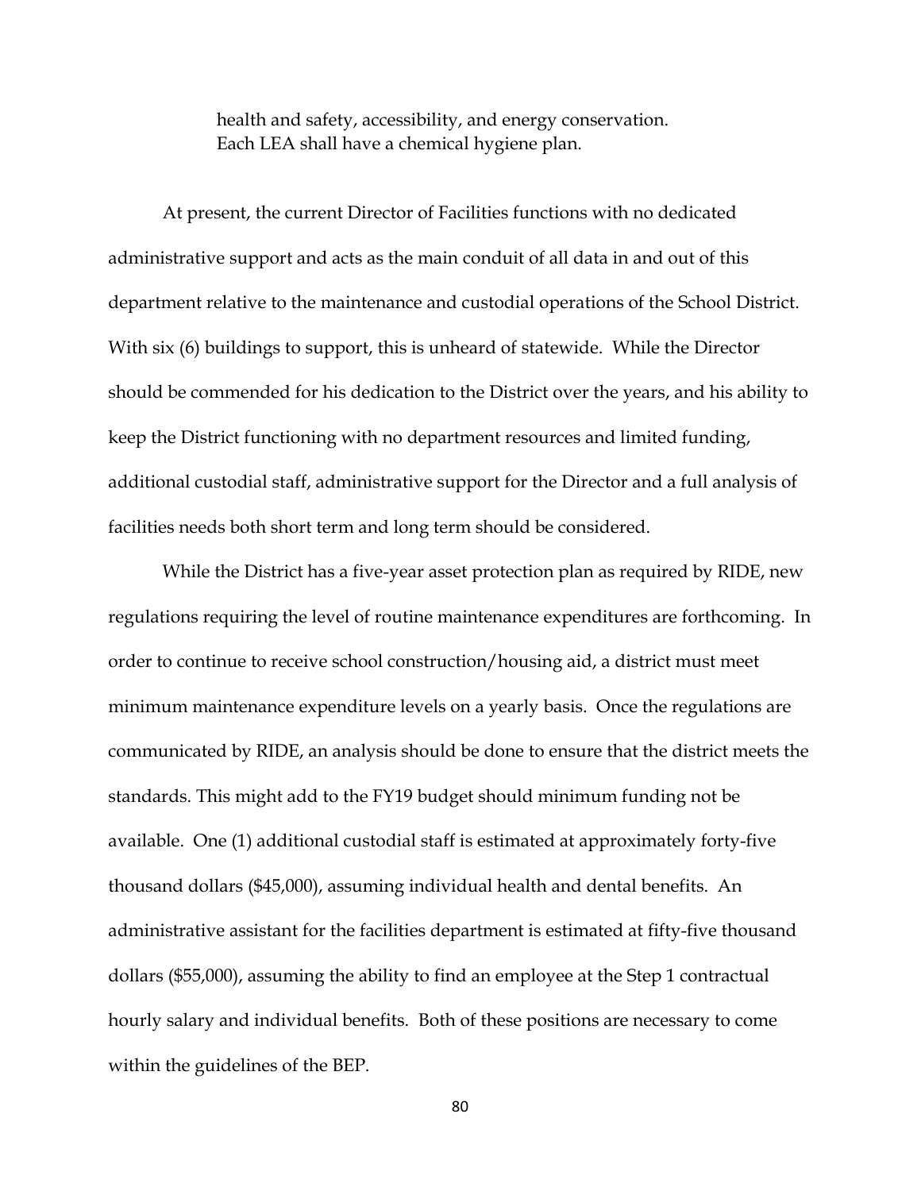> health and safety, accessibility, and energy conservation. Each LEA shall have a chemical hygiene plan.

At present, the current Director of Facilities functions with no dedicated administrative support and acts as the main conduit of all data in and out of this department relative to the maintenance and custodial operations of the School District. With six (6) buildings to support, this is unheard of statewide. While the Director should be commended for his dedication to the District over the years, and his ability to keep the District functioning with no department resources and limited funding, additional custodial staff, administrative support for the Director and a full analysis of facilities needs both short term and long term should be considered.

While the District has a five-year asset protection plan as required by RIDE, new regulations requiring the level of routine maintenance expenditures are forthcoming. In order to continue to receive school construction/housing aid, a district must meet minimum maintenance expenditure levels on a yearly basis. Once the regulations are communicated by RIDE, an analysis should be done to ensure that the district meets the standards. This might add to the FY19 budget should minimum funding not be available. One (1) additional custodial staff is estimated at approximately forty-five thousand dollars ($45,000), assuming individual health and dental benefits. An administrative assistant for the facilities department is estimated at fifty-five thousand dollars ($55,000), assuming the ability to find an employee at the Step 1 contractual hourly salary and individual benefits. Both of these positions are necessary to come within the guidelines of the BEP.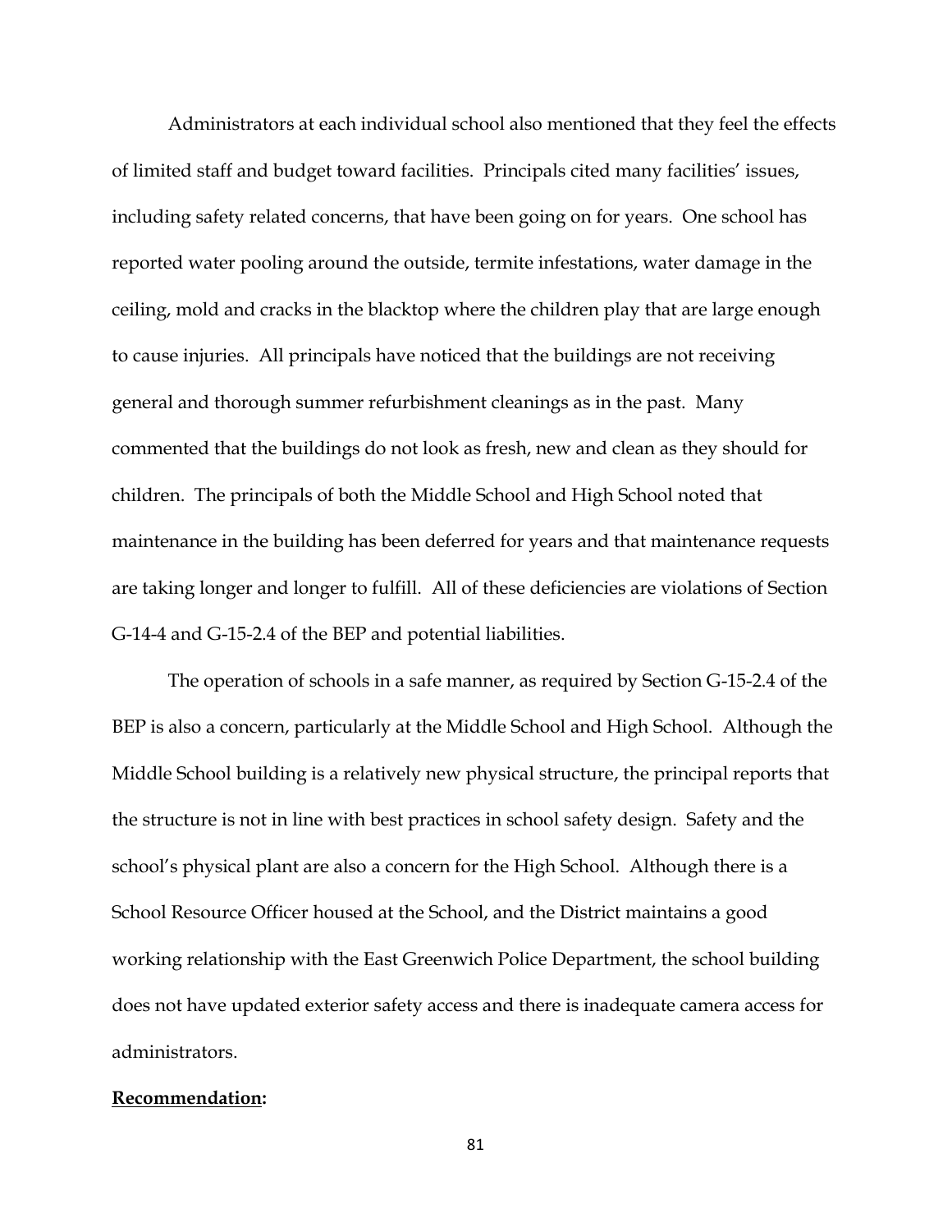Administrators at each individual school also mentioned that they feel the effects of limited staff and budget toward facilities. Principals cited many facilities' issues, including safety related concerns, that have been going on for years. One school has reported water pooling around the outside, termite infestations, water damage in the ceiling, mold and cracks in the blacktop where the children play that are large enough to cause injuries. All principals have noticed that the buildings are not receiving general and thorough summer refurbishment cleanings as in the past. Many commented that the buildings do not look as fresh, new and clean as they should for children. The principals of both the Middle School and High School noted that maintenance in the building has been deferred for years and that maintenance requests are taking longer and longer to fulfill. All of these deficiencies are violations of Section G-14-4 and G-15-2.4 of the BEP and potential liabilities.

The operation of schools in a safe manner, as required by Section G-15-2.4 of the BEP is also a concern, particularly at the Middle School and High School. Although the Middle School building is a relatively new physical structure, the principal reports that the structure is not in line with best practices in school safety design. Safety and the school's physical plant are also a concern for the High School. Although there is a School Resource Officer housed at the School, and the District maintains a good working relationship with the East Greenwich Police Department, the school building does not have updated exterior safety access and there is inadequate camera access for administrators.

**<u>Recommendation</u>:**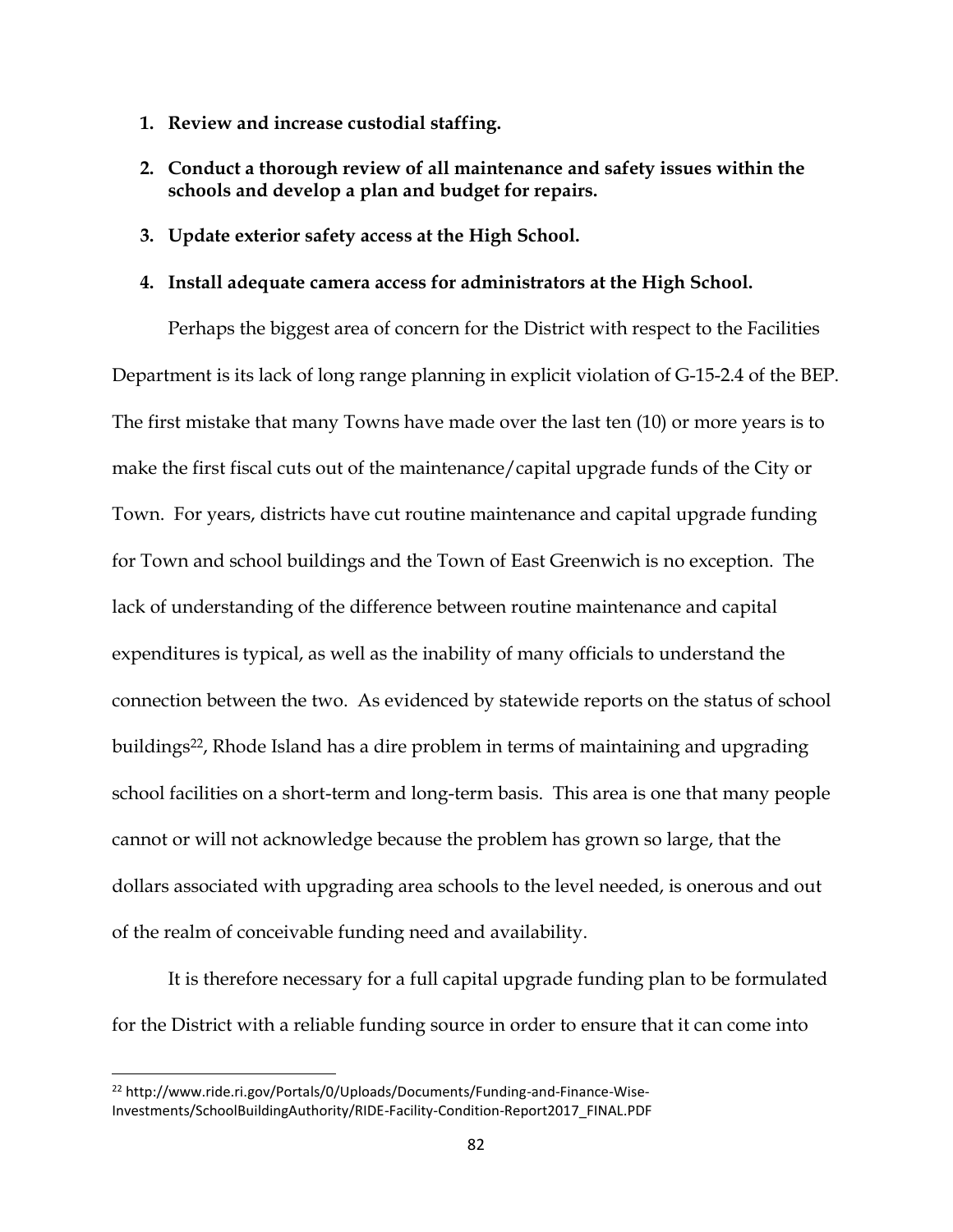1. **Review and increase custodial staffing.**

2. **Conduct a thorough review of all maintenance and safety issues within the schools and develop a plan and budget for repairs.**

3. **Update exterior safety access at the High School.**

4. **Install adequate camera access for administrators at the High School.**

Perhaps the biggest area of concern for the District with respect to the Facilities Department is its lack of long range planning in explicit violation of G-15-2.4 of the BEP. The first mistake that many Towns have made over the last ten (10) or more years is to make the first fiscal cuts out of the maintenance/capital upgrade funds of the City or Town. For years, districts have cut routine maintenance and capital upgrade funding for Town and school buildings and the Town of East Greenwich is no exception. The lack of understanding of the difference between routine maintenance and capital expenditures is typical, as well as the inability of many officials to understand the connection between the two. As evidenced by statewide reports on the status of school buildings[22], Rhode Island has a dire problem in terms of maintaining and upgrading school facilities on a short-term and long-term basis. This area is one that many people cannot or will not acknowledge because the problem has grown so large, that the dollars associated with upgrading area schools to the level needed, is onerous and out of the realm of conceivable funding need and availability.

It is therefore necessary for a full capital upgrade funding plan to be formulated for the District with a reliable funding source in order to ensure that it can come into

[22] http://www.ride.ri.gov/Portals/0/Uploads/Documents/Funding-and-Finance-Wise-Investments/SchoolBuildingAuthority/RIDE-Facility-Condition-Report2017_FINAL.PDF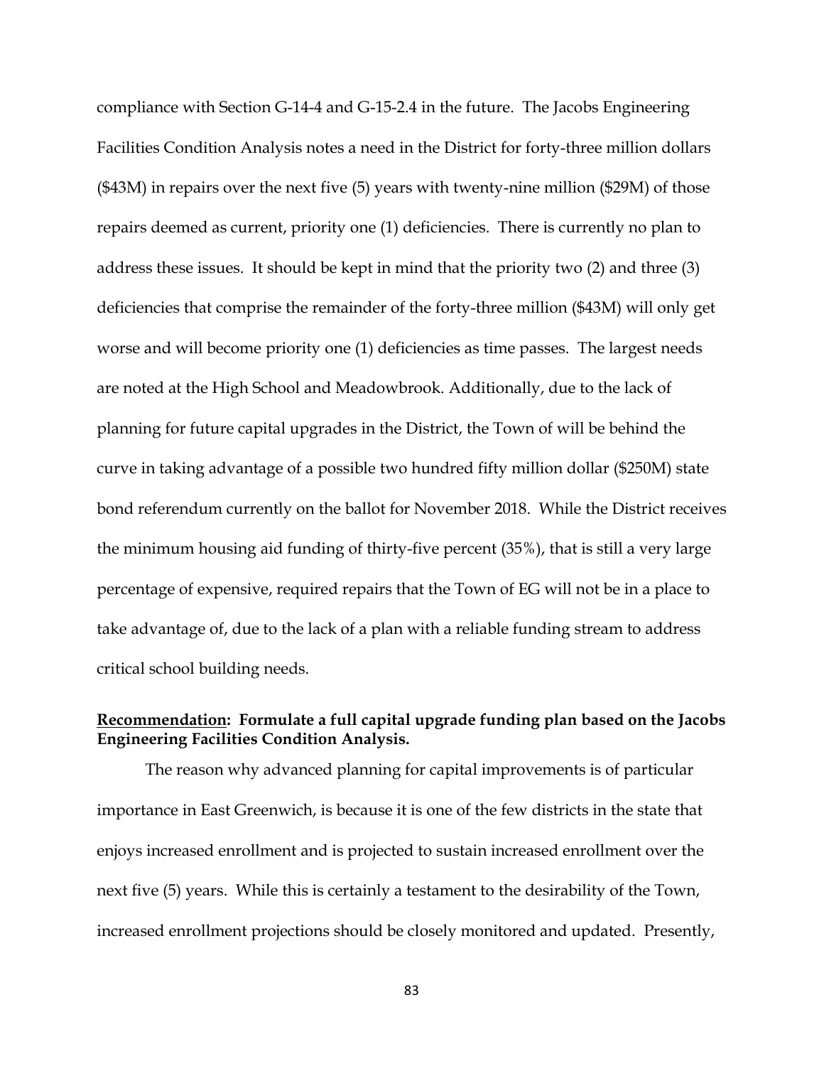compliance with Section G-14-4 and G-15-2.4 in the future. The Jacobs Engineering Facilities Condition Analysis notes a need in the District for forty-three million dollars ($43M) in repairs over the next five (5) years with twenty-nine million ($29M) of those repairs deemed as current, priority one (1) deficiencies. There is currently no plan to address these issues. It should be kept in mind that the priority two (2) and three (3) deficiencies that comprise the remainder of the forty-three million ($43M) will only get worse and will become priority one (1) deficiencies as time passes. The largest needs are noted at the High School and Meadowbrook. Additionally, due to the lack of planning for future capital upgrades in the District, the Town of will be behind the curve in taking advantage of a possible two hundred fifty million dollar ($250M) state bond referendum currently on the ballot for November 2018. While the District receives the minimum housing aid funding of thirty-five percent (35%), that is still a very large percentage of expensive, required repairs that the Town of EG will not be in a place to take advantage of, due to the lack of a plan with a reliable funding stream to address critical school building needs.

**<u>Recommendation</u>: Formulate a full capital upgrade funding plan based on the Jacobs Engineering Facilities Condition Analysis.**

The reason why advanced planning for capital improvements is of particular importance in East Greenwich, is because it is one of the few districts in the state that enjoys increased enrollment and is projected to sustain increased enrollment over the next five (5) years. While this is certainly a testament to the desirability of the Town, increased enrollment projections should be closely monitored and updated. Presently,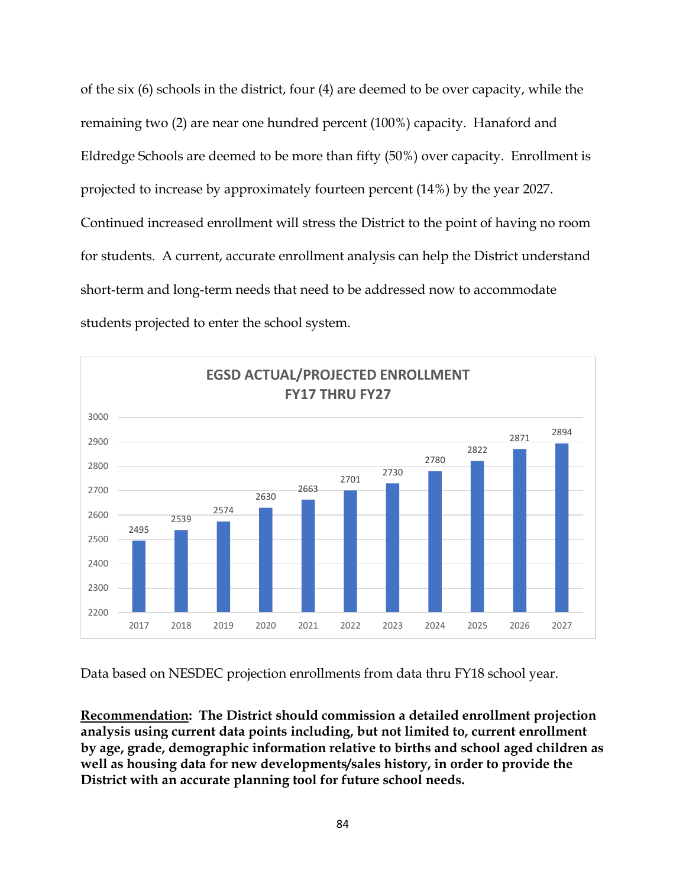of the six (6) schools in the district, four (4) are deemed to be over capacity, while the remaining two (2) are near one hundred percent (100%) capacity. Hanaford and Eldredge Schools are deemed to be more than fifty (50%) over capacity. Enrollment is projected to increase by approximately fourteen percent (14%) by the year 2027. Continued increased enrollment will stress the District to the point of having no room for students. A current, accurate enrollment analysis can help the District understand short-term and long-term needs that need to be addressed now to accommodate students projected to enter the school system.

**EGSD ACTUAL/PROJECTED ENROLLMENT FY17 THRU FY27**

| Year | Enrollment |
|---|---|
| 2017 | 2495 |
| 2018 | 2539 |
| 2019 | 2574 |
| 2020 | 2630 |
| 2021 | 2663 |
| 2022 | 2701 |
| 2023 | 2730 |
| 2024 | 2780 |
| 2025 | 2822 |
| 2026 | 2871 |
| 2027 | 2894 |

Data based on NESDEC projection enrollments from data thru FY18 school year.

**<u>Recommendation</u>: The District should commission a detailed enrollment projection analysis using current data points including, but not limited to, current enrollment by age, grade, demographic information relative to births and school aged children as well as housing data for new developments/sales history, in order to provide the District with an accurate planning tool for future school needs.**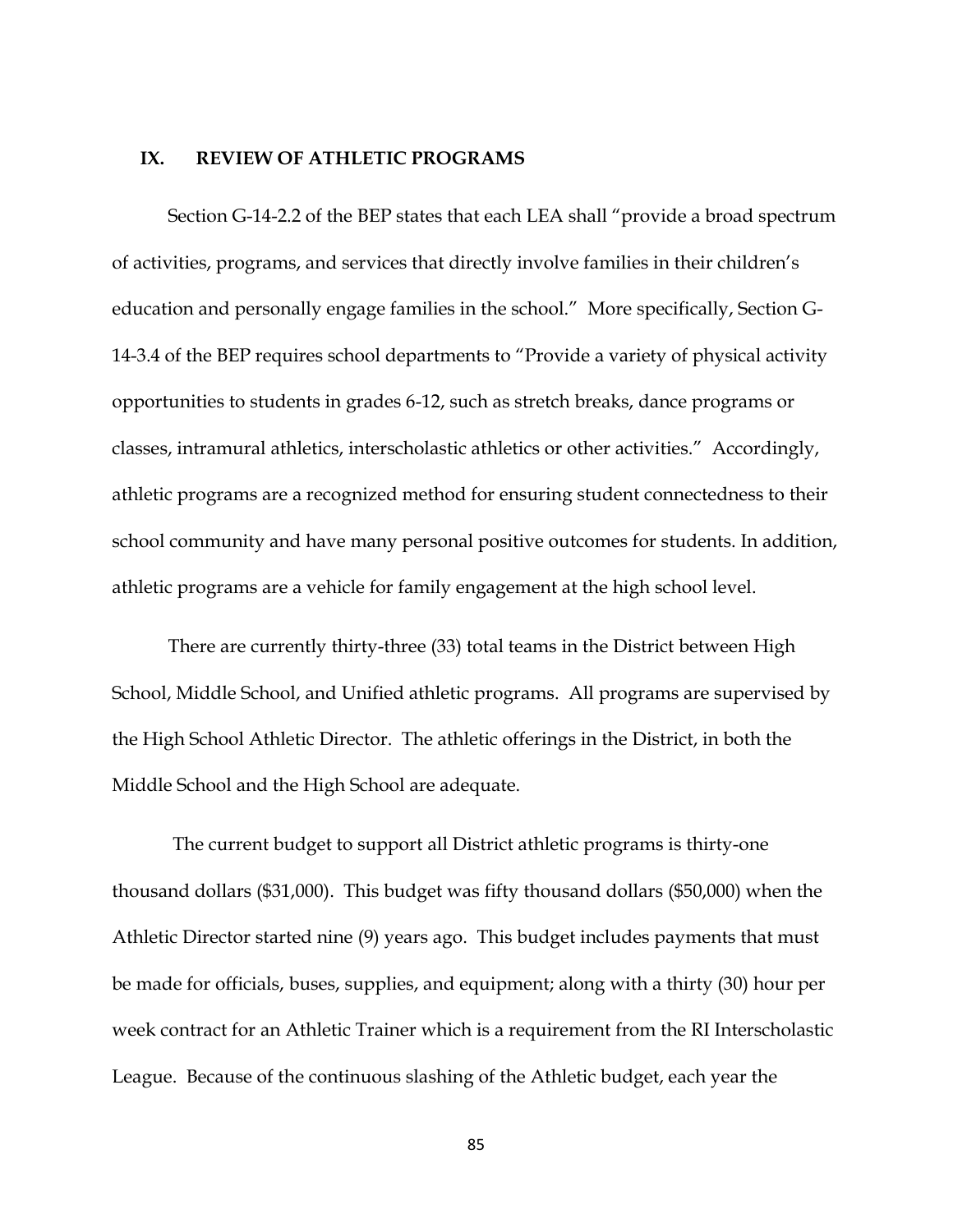## IX. REVIEW OF ATHLETIC PROGRAMS

Section G-14-2.2 of the BEP states that each LEA shall "provide a broad spectrum of activities, programs, and services that directly involve families in their children's education and personally engage families in the school." More specifically, Section G-14-3.4 of the BEP requires school departments to "Provide a variety of physical activity opportunities to students in grades 6-12, such as stretch breaks, dance programs or classes, intramural athletics, interscholastic athletics or other activities." Accordingly, athletic programs are a recognized method for ensuring student connectedness to their school community and have many personal positive outcomes for students. In addition, athletic programs are a vehicle for family engagement at the high school level.

There are currently thirty-three (33) total teams in the District between High School, Middle School, and Unified athletic programs. All programs are supervised by the High School Athletic Director. The athletic offerings in the District, in both the Middle School and the High School are adequate.

The current budget to support all District athletic programs is thirty-one thousand dollars ($31,000). This budget was fifty thousand dollars ($50,000) when the Athletic Director started nine (9) years ago. This budget includes payments that must be made for officials, buses, supplies, and equipment; along with a thirty (30) hour per week contract for an Athletic Trainer which is a requirement from the RI Interscholastic League. Because of the continuous slashing of the Athletic budget, each year the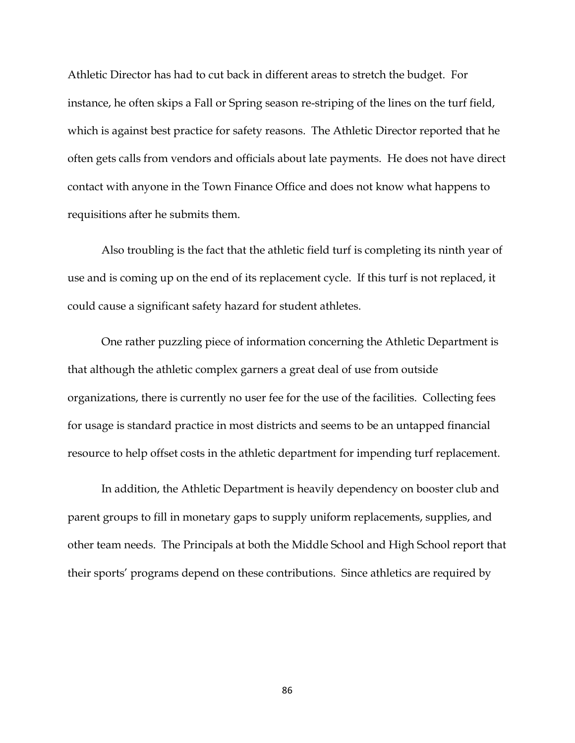Athletic Director has had to cut back in different areas to stretch the budget. For instance, he often skips a Fall or Spring season re-striping of the lines on the turf field, which is against best practice for safety reasons. The Athletic Director reported that he often gets calls from vendors and officials about late payments. He does not have direct contact with anyone in the Town Finance Office and does not know what happens to requisitions after he submits them.

Also troubling is the fact that the athletic field turf is completing its ninth year of use and is coming up on the end of its replacement cycle. If this turf is not replaced, it could cause a significant safety hazard for student athletes.

One rather puzzling piece of information concerning the Athletic Department is that although the athletic complex garners a great deal of use from outside organizations, there is currently no user fee for the use of the facilities. Collecting fees for usage is standard practice in most districts and seems to be an untapped financial resource to help offset costs in the athletic department for impending turf replacement.

In addition, the Athletic Department is heavily dependency on booster club and parent groups to fill in monetary gaps to supply uniform replacements, supplies, and other team needs. The Principals at both the Middle School and High School report that their sports' programs depend on these contributions. Since athletics are required by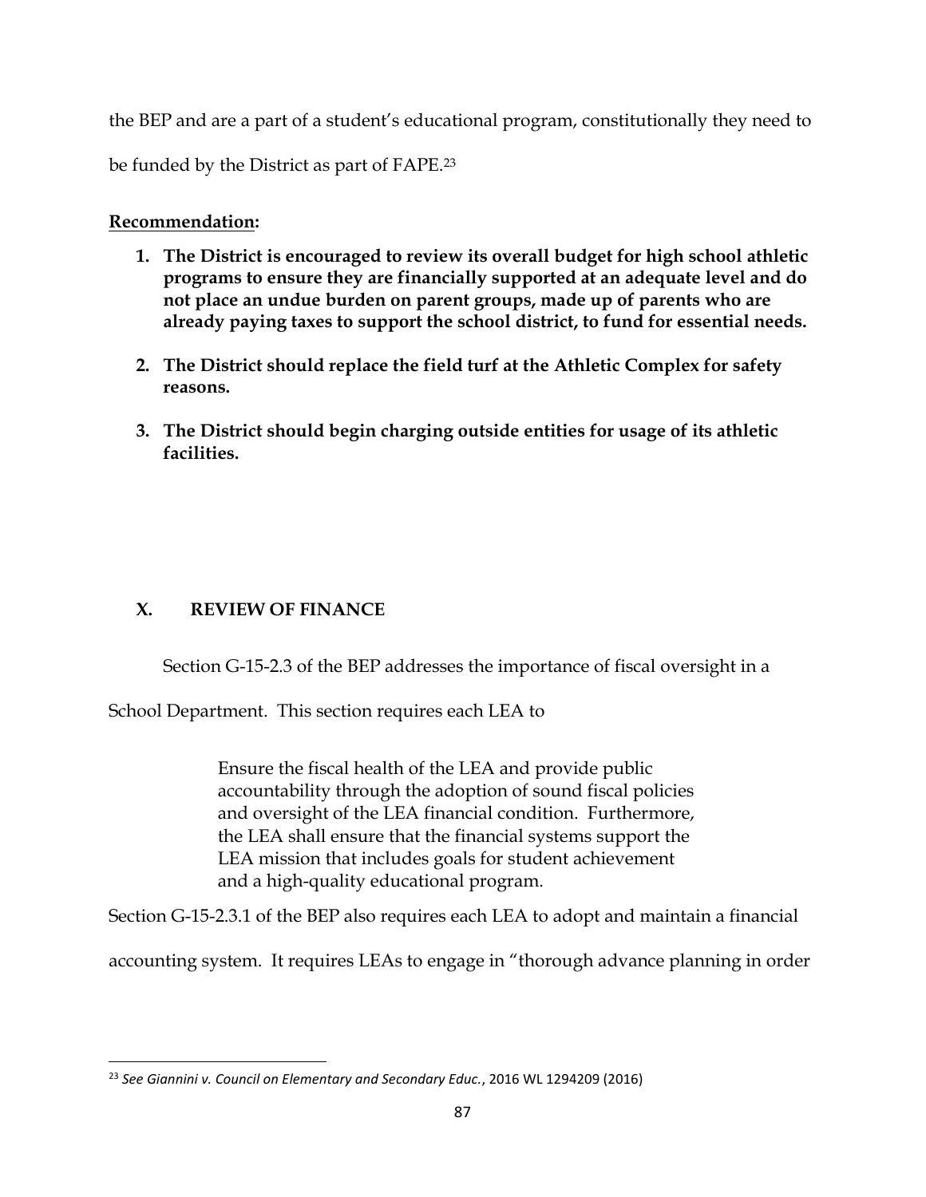the BEP and are a part of a student's educational program, constitutionally they need to be funded by the District as part of FAPE.[23]

**Recommendation:**

1. **The District is encouraged to review its overall budget for high school athletic programs to ensure they are financially supported at an adequate level and do not place an undue burden on parent groups, made up of parents who are already paying taxes to support the school district, to fund for essential needs.**

2. **The District should replace the field turf at the Athletic Complex for safety reasons.**

3. **The District should begin charging outside entities for usage of its athletic facilities.**

## X. REVIEW OF FINANCE

Section G-15-2.3 of the BEP addresses the importance of fiscal oversight in a School Department. This section requires each LEA to

> Ensure the fiscal health of the LEA and provide public accountability through the adoption of sound fiscal policies and oversight of the LEA financial condition. Furthermore, the LEA shall ensure that the financial systems support the LEA mission that includes goals for student achievement and a high-quality educational program.

Section G-15-2.3.1 of the BEP also requires each LEA to adopt and maintain a financial accounting system. It requires LEAs to engage in "thorough advance planning in order

---

[23] *See Giannini v. Council on Elementary and Secondary Educ.*, 2016 WL 1294209 (2016)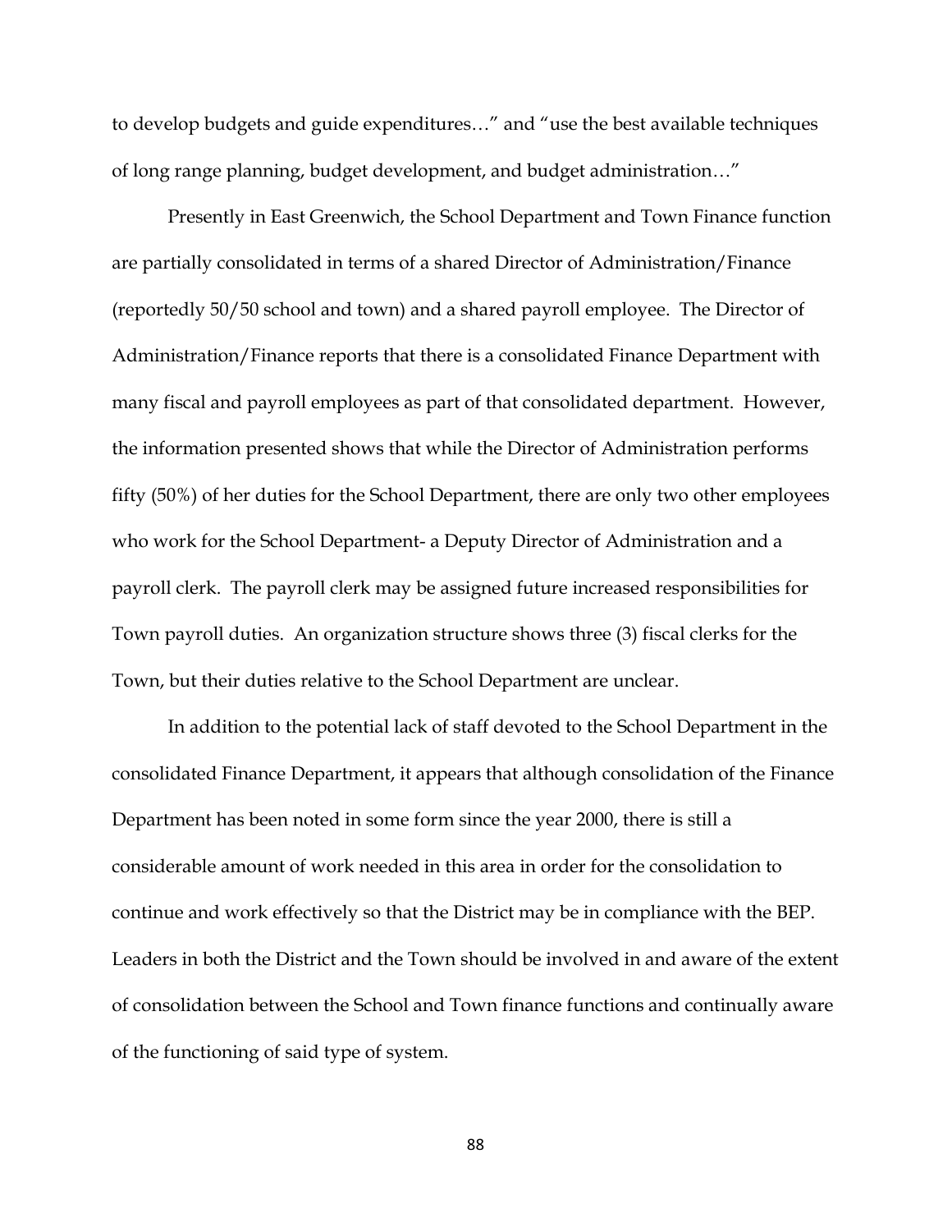to develop budgets and guide expenditures…" and "use the best available techniques of long range planning, budget development, and budget administration…"

Presently in East Greenwich, the School Department and Town Finance function are partially consolidated in terms of a shared Director of Administration/Finance (reportedly 50/50 school and town) and a shared payroll employee. The Director of Administration/Finance reports that there is a consolidated Finance Department with many fiscal and payroll employees as part of that consolidated department. However, the information presented shows that while the Director of Administration performs fifty (50%) of her duties for the School Department, there are only two other employees who work for the School Department- a Deputy Director of Administration and a payroll clerk. The payroll clerk may be assigned future increased responsibilities for Town payroll duties. An organization structure shows three (3) fiscal clerks for the Town, but their duties relative to the School Department are unclear.

In addition to the potential lack of staff devoted to the School Department in the consolidated Finance Department, it appears that although consolidation of the Finance Department has been noted in some form since the year 2000, there is still a considerable amount of work needed in this area in order for the consolidation to continue and work effectively so that the District may be in compliance with the BEP. Leaders in both the District and the Town should be involved in and aware of the extent of consolidation between the School and Town finance functions and continually aware of the functioning of said type of system.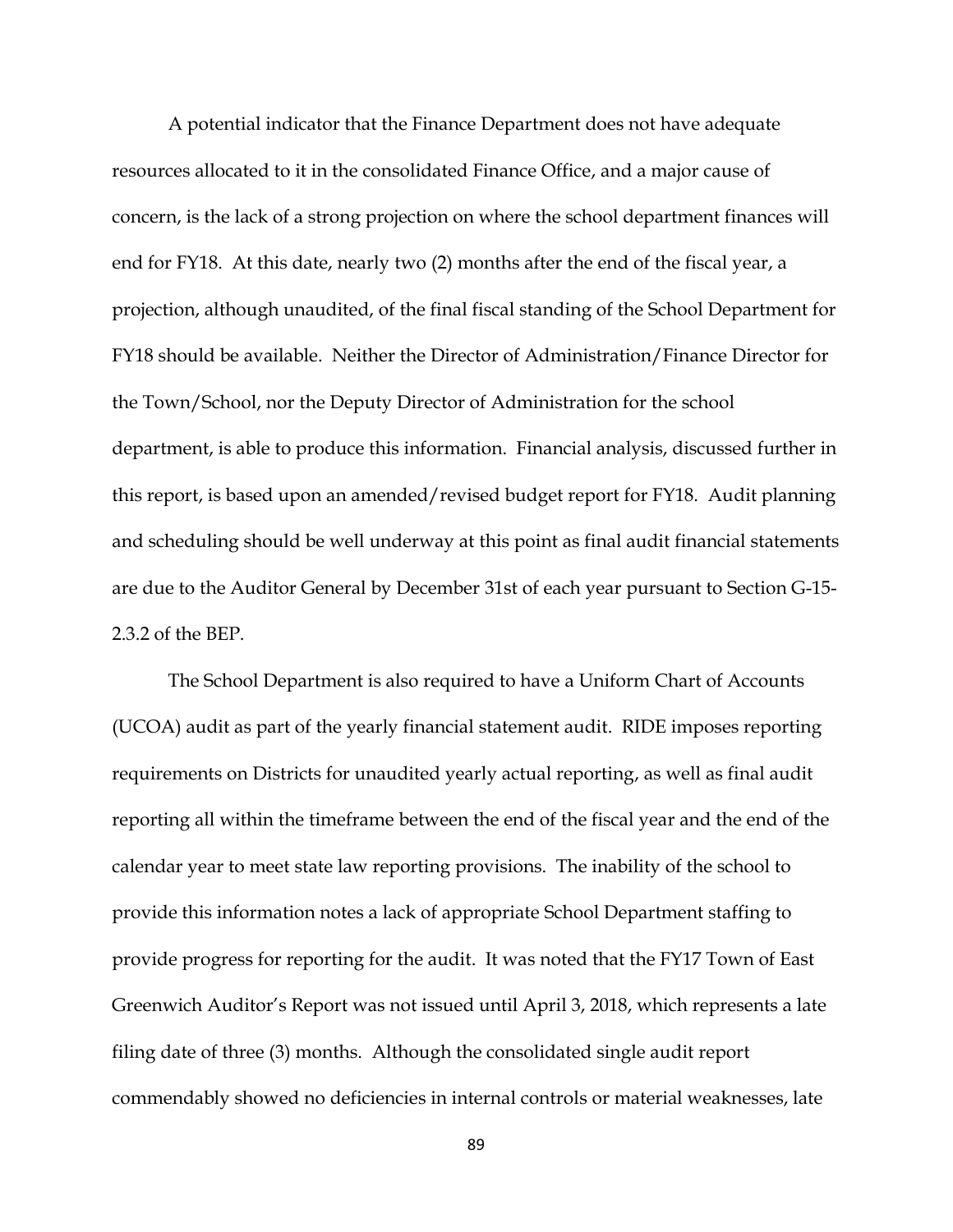A potential indicator that the Finance Department does not have adequate resources allocated to it in the consolidated Finance Office, and a major cause of concern, is the lack of a strong projection on where the school department finances will end for FY18. At this date, nearly two (2) months after the end of the fiscal year, a projection, although unaudited, of the final fiscal standing of the School Department for FY18 should be available. Neither the Director of Administration/Finance Director for the Town/School, nor the Deputy Director of Administration for the school department, is able to produce this information. Financial analysis, discussed further in this report, is based upon an amended/revised budget report for FY18. Audit planning and scheduling should be well underway at this point as final audit financial statements are due to the Auditor General by December 31st of each year pursuant to Section G-15-2.3.2 of the BEP.

The School Department is also required to have a Uniform Chart of Accounts (UCOA) audit as part of the yearly financial statement audit. RIDE imposes reporting requirements on Districts for unaudited yearly actual reporting, as well as final audit reporting all within the timeframe between the end of the fiscal year and the end of the calendar year to meet state law reporting provisions. The inability of the school to provide this information notes a lack of appropriate School Department staffing to provide progress for reporting for the audit. It was noted that the FY17 Town of East Greenwich Auditor's Report was not issued until April 3, 2018, which represents a late filing date of three (3) months. Although the consolidated single audit report commendably showed no deficiencies in internal controls or material weaknesses, late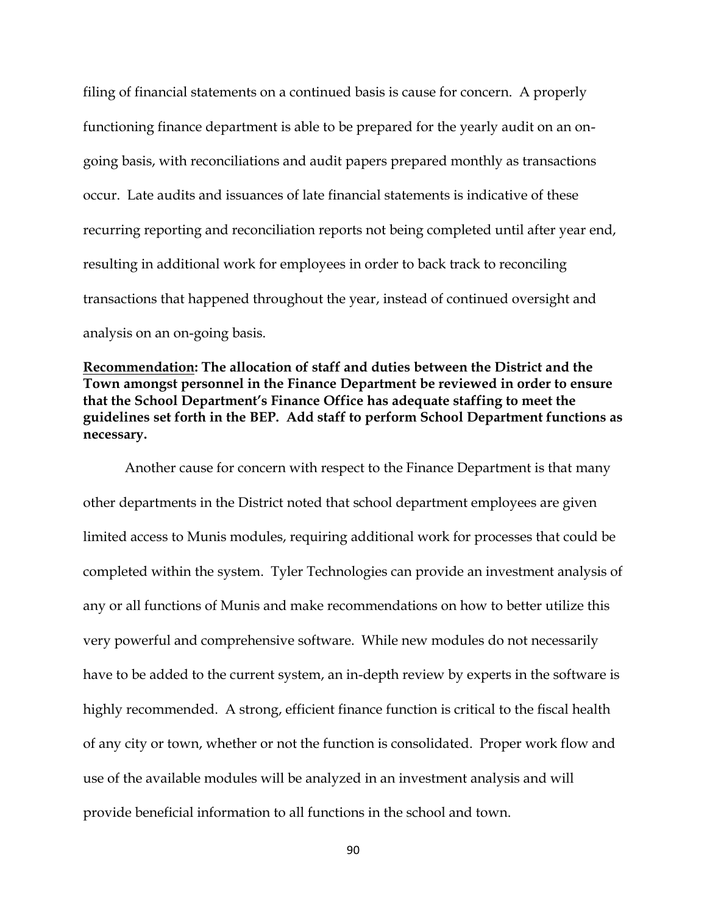filing of financial statements on a continued basis is cause for concern. A properly functioning finance department is able to be prepared for the yearly audit on an on-going basis, with reconciliations and audit papers prepared monthly as transactions occur. Late audits and issuances of late financial statements is indicative of these recurring reporting and reconciliation reports not being completed until after year end, resulting in additional work for employees in order to back track to reconciling transactions that happened throughout the year, instead of continued oversight and analysis on an on-going basis.

**<u>Recommendation</u>: The allocation of staff and duties between the District and the Town amongst personnel in the Finance Department be reviewed in order to ensure that the School Department's Finance Office has adequate staffing to meet the guidelines set forth in the BEP. Add staff to perform School Department functions as necessary.**

Another cause for concern with respect to the Finance Department is that many other departments in the District noted that school department employees are given limited access to Munis modules, requiring additional work for processes that could be completed within the system. Tyler Technologies can provide an investment analysis of any or all functions of Munis and make recommendations on how to better utilize this very powerful and comprehensive software. While new modules do not necessarily have to be added to the current system, an in-depth review by experts in the software is highly recommended. A strong, efficient finance function is critical to the fiscal health of any city or town, whether or not the function is consolidated. Proper work flow and use of the available modules will be analyzed in an investment analysis and will provide beneficial information to all functions in the school and town.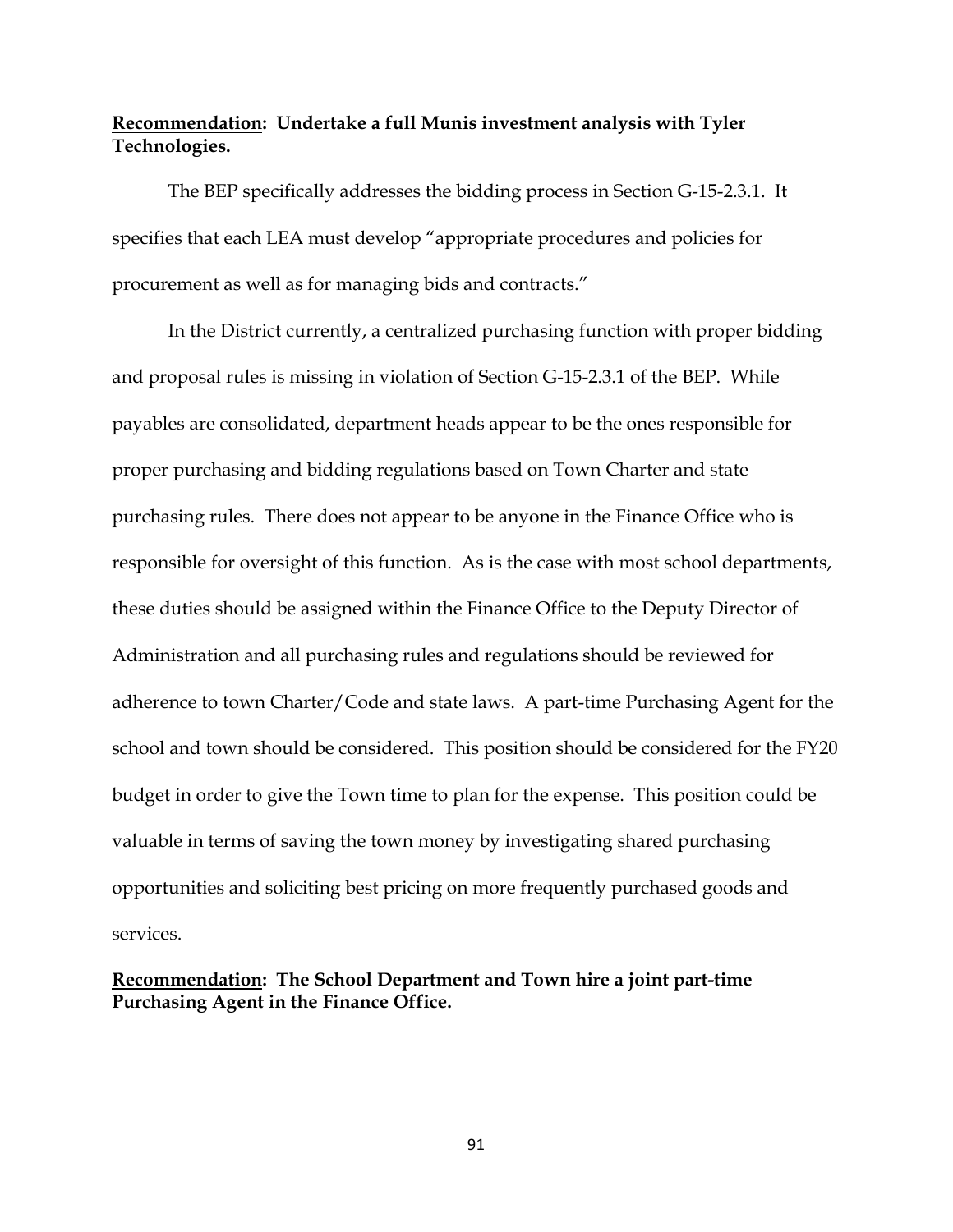**<u>Recommendation</u>: Undertake a full Munis investment analysis with Tyler Technologies.**

The BEP specifically addresses the bidding process in Section G-15-2.3.1. It specifies that each LEA must develop "appropriate procedures and policies for procurement as well as for managing bids and contracts."

In the District currently, a centralized purchasing function with proper bidding and proposal rules is missing in violation of Section G-15-2.3.1 of the BEP. While payables are consolidated, department heads appear to be the ones responsible for proper purchasing and bidding regulations based on Town Charter and state purchasing rules. There does not appear to be anyone in the Finance Office who is responsible for oversight of this function. As is the case with most school departments, these duties should be assigned within the Finance Office to the Deputy Director of Administration and all purchasing rules and regulations should be reviewed for adherence to town Charter/Code and state laws. A part-time Purchasing Agent for the school and town should be considered. This position should be considered for the FY20 budget in order to give the Town time to plan for the expense. This position could be valuable in terms of saving the town money by investigating shared purchasing opportunities and soliciting best pricing on more frequently purchased goods and services.

**<u>Recommendation</u>: The School Department and Town hire a joint part-time Purchasing Agent in the Finance Office.**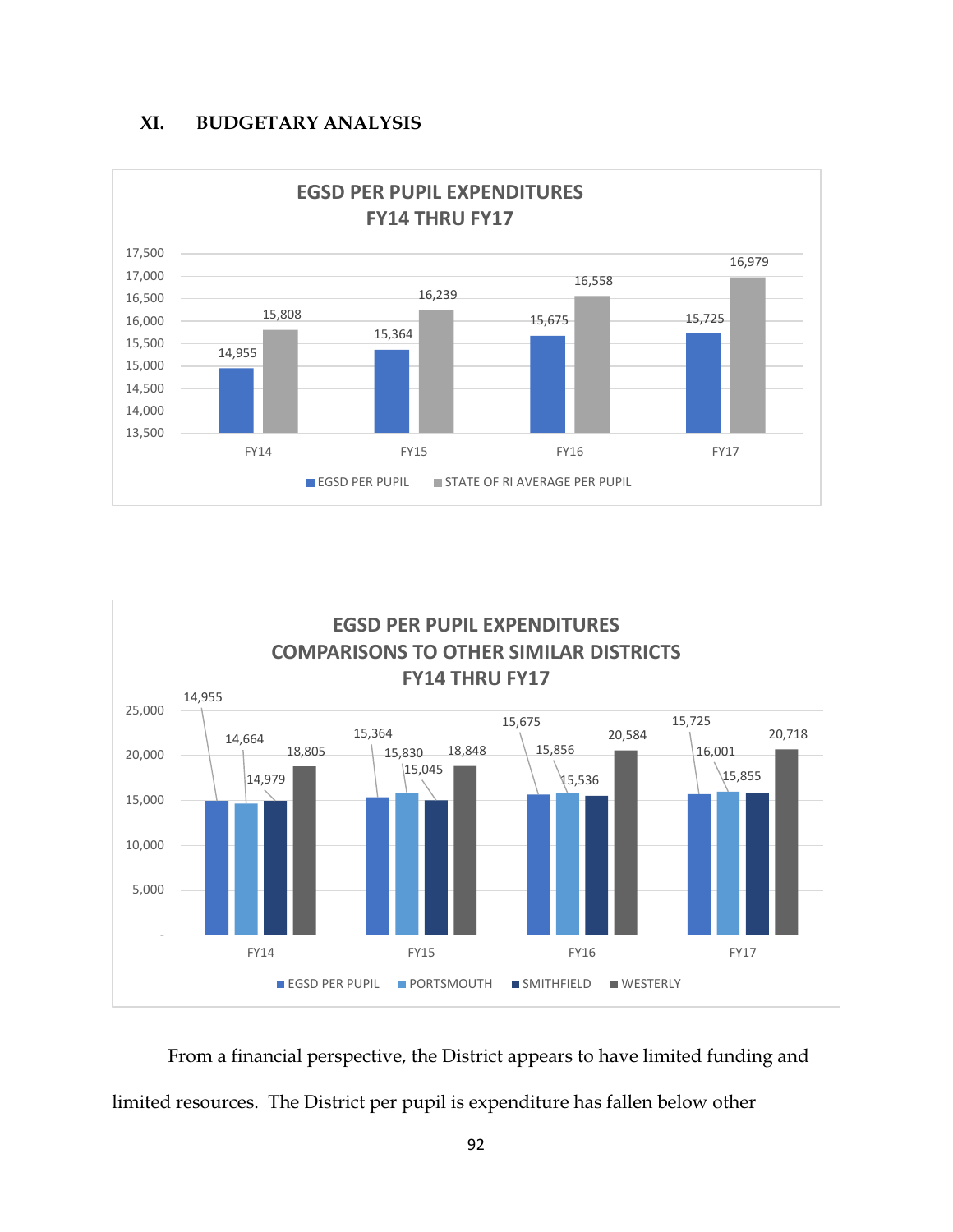## XI. BUDGETARY ANALYSIS

**EGSD PER PUPIL EXPENDITURES FY14 THRU FY17**

| | EGSD PER PUPIL | STATE OF RI AVERAGE PER PUPIL |
|---|---|---|
| FY14 | 14,955 | 15,808 |
| FY15 | 15,364 | 16,239 |
| FY16 | 15,675 | 16,558 |
| FY17 | 15,725 | 16,979 |

**EGSD PER PUPIL EXPENDITURES COMPARISONS TO OTHER SIMILAR DISTRICTS FY14 THRU FY17**

| | EGSD PER PUPIL | PORTSMOUTH | SMITHFIELD | WESTERLY |
|---|---|---|---|---|
| FY14 | 14,955 | 14,664 | 14,979 | 18,805 |
| FY15 | 15,364 | 15,830 | 15,045 | 18,848 |
| FY16 | 15,675 | 15,856 | 15,536 | 20,584 |
| FY17 | 15,725 | 16,001 | 15,855 | 20,718 |

From a financial perspective, the District appears to have limited funding and limited resources. The District per pupil is expenditure has fallen below other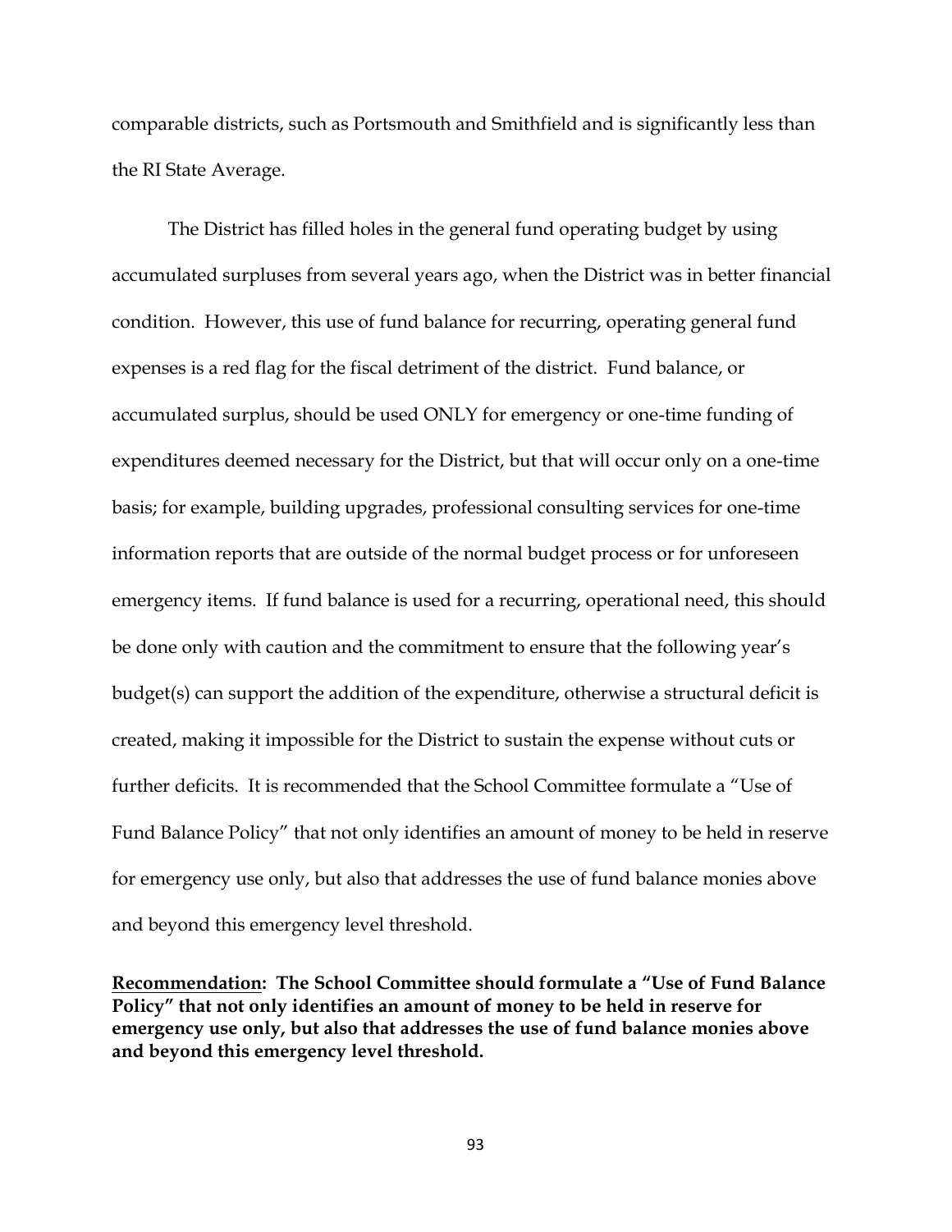comparable districts, such as Portsmouth and Smithfield and is significantly less than the RI State Average.

The District has filled holes in the general fund operating budget by using accumulated surpluses from several years ago, when the District was in better financial condition. However, this use of fund balance for recurring, operating general fund expenses is a red flag for the fiscal detriment of the district. Fund balance, or accumulated surplus, should be used ONLY for emergency or one-time funding of expenditures deemed necessary for the District, but that will occur only on a one-time basis; for example, building upgrades, professional consulting services for one-time information reports that are outside of the normal budget process or for unforeseen emergency items. If fund balance is used for a recurring, operational need, this should be done only with caution and the commitment to ensure that the following year's budget(s) can support the addition of the expenditure, otherwise a structural deficit is created, making it impossible for the District to sustain the expense without cuts or further deficits. It is recommended that the School Committee formulate a "Use of Fund Balance Policy" that not only identifies an amount of money to be held in reserve for emergency use only, but also that addresses the use of fund balance monies above and beyond this emergency level threshold.

**<u>Recommendation</u>: The School Committee should formulate a "Use of Fund Balance Policy" that not only identifies an amount of money to be held in reserve for emergency use only, but also that addresses the use of fund balance monies above and beyond this emergency level threshold.**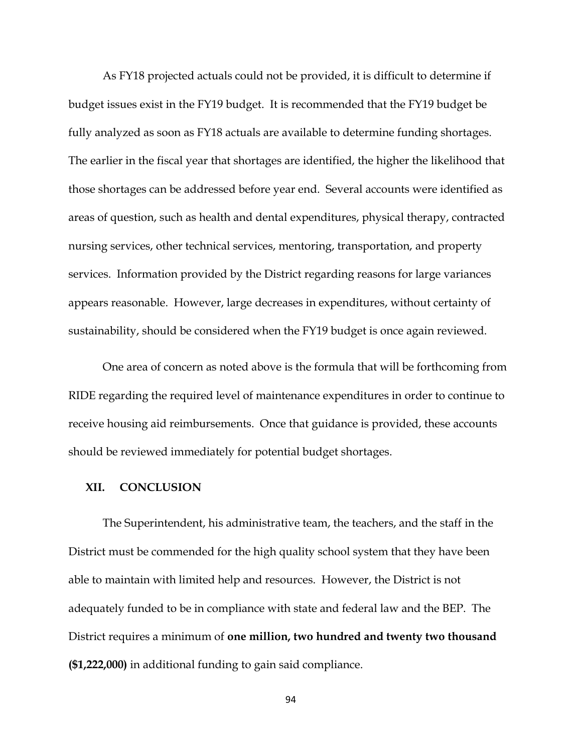As FY18 projected actuals could not be provided, it is difficult to determine if budget issues exist in the FY19 budget. It is recommended that the FY19 budget be fully analyzed as soon as FY18 actuals are available to determine funding shortages. The earlier in the fiscal year that shortages are identified, the higher the likelihood that those shortages can be addressed before year end. Several accounts were identified as areas of question, such as health and dental expenditures, physical therapy, contracted nursing services, other technical services, mentoring, transportation, and property services. Information provided by the District regarding reasons for large variances appears reasonable. However, large decreases in expenditures, without certainty of sustainability, should be considered when the FY19 budget is once again reviewed.

One area of concern as noted above is the formula that will be forthcoming from RIDE regarding the required level of maintenance expenditures in order to continue to receive housing aid reimbursements. Once that guidance is provided, these accounts should be reviewed immediately for potential budget shortages.

## XII. CONCLUSION

The Superintendent, his administrative team, the teachers, and the staff in the District must be commended for the high quality school system that they have been able to maintain with limited help and resources. However, the District is not adequately funded to be in compliance with state and federal law and the BEP. The District requires a minimum of **one million, two hundred and twenty two thousand ($1,222,000)** in additional funding to gain said compliance.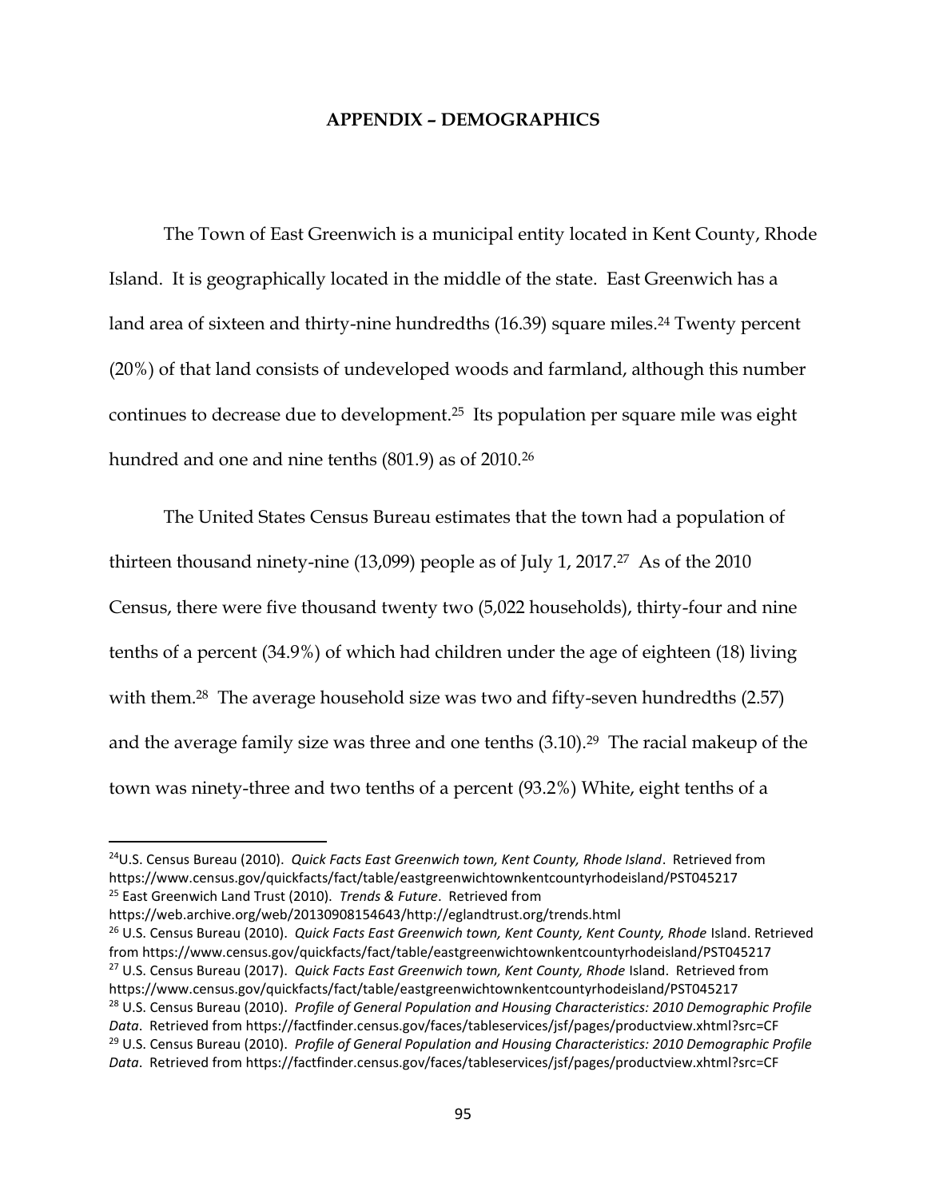## APPENDIX – DEMOGRAPHICS

The Town of East Greenwich is a municipal entity located in Kent County, Rhode Island. It is geographically located in the middle of the state. East Greenwich has a land area of sixteen and thirty-nine hundredths (16.39) square miles.[24] Twenty percent (20%) of that land consists of undeveloped woods and farmland, although this number continues to decrease due to development.[25] Its population per square mile was eight hundred and one and nine tenths (801.9) as of 2010.[26]

The United States Census Bureau estimates that the town had a population of thirteen thousand ninety-nine (13,099) people as of July 1, 2017.[27] As of the 2010 Census, there were five thousand twenty two (5,022 households), thirty-four and nine tenths of a percent (34.9%) of which had children under the age of eighteen (18) living with them.[28] The average household size was two and fifty-seven hundredths (2.57) and the average family size was three and one tenths (3.10).[29] The racial makeup of the town was ninety-three and two tenths of a percent (93.2%) White, eight tenths of a

---

[24] U.S. Census Bureau (2010). *Quick Facts East Greenwich town, Kent County, Rhode Island*. Retrieved from https://www.census.gov/quickfacts/fact/table/eastgreenwichtownkentcountyrhodeisland/PST045217

[25] East Greenwich Land Trust (2010). *Trends & Future*. Retrieved from https://web.archive.org/web/20130908154643/http://eglandtrust.org/trends.html

[26] U.S. Census Bureau (2010). *Quick Facts East Greenwich town, Kent County, Kent County, Rhode* Island. Retrieved from https://www.census.gov/quickfacts/fact/table/eastgreenwichtownkentcountyrhodeisland/PST045217

[27] U.S. Census Bureau (2017). *Quick Facts East Greenwich town, Kent County, Rhode* Island. Retrieved from https://www.census.gov/quickfacts/fact/table/eastgreenwichtownkentcountyrhodeisland/PST045217

[28] U.S. Census Bureau (2010). *Profile of General Population and Housing Characteristics: 2010 Demographic Profile Data*. Retrieved from https://factfinder.census.gov/faces/tableservices/jsf/pages/productview.xhtml?src=CF

[29] U.S. Census Bureau (2010). *Profile of General Population and Housing Characteristics: 2010 Demographic Profile Data*. Retrieved from https://factfinder.census.gov/faces/tableservices/jsf/pages/productview.xhtml?src=CF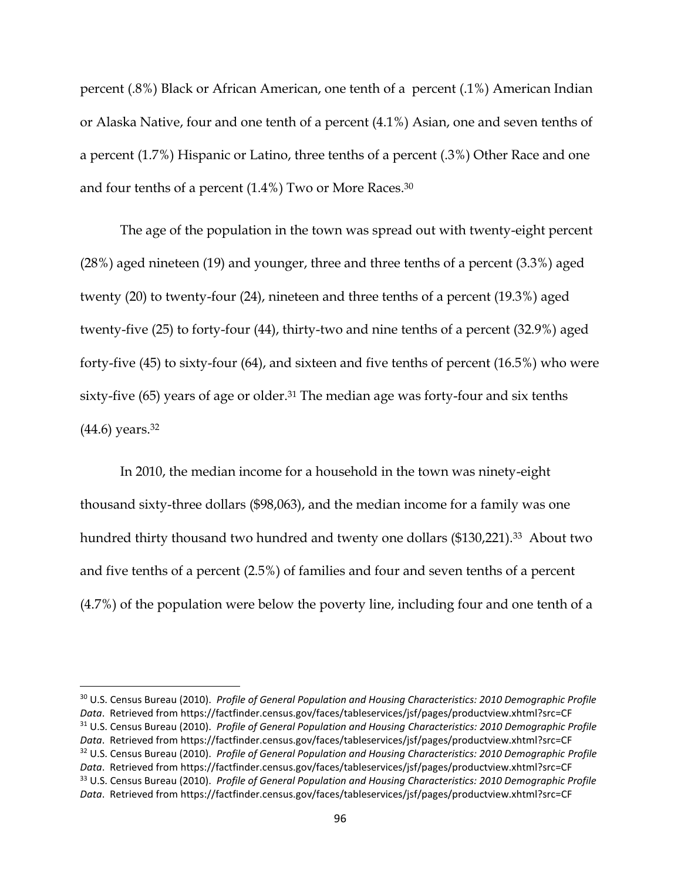percent (.8%) Black or African American, one tenth of a percent (.1%) American Indian or Alaska Native, four and one tenth of a percent (4.1%) Asian, one and seven tenths of a percent (1.7%) Hispanic or Latino, three tenths of a percent (.3%) Other Race and one and four tenths of a percent (1.4%) Two or More Races.[30]

The age of the population in the town was spread out with twenty-eight percent (28%) aged nineteen (19) and younger, three and three tenths of a percent (3.3%) aged twenty (20) to twenty-four (24), nineteen and three tenths of a percent (19.3%) aged twenty-five (25) to forty-four (44), thirty-two and nine tenths of a percent (32.9%) aged forty-five (45) to sixty-four (64), and sixteen and five tenths of percent (16.5%) who were sixty-five (65) years of age or older.[31] The median age was forty-four and six tenths (44.6) years.[32]

In 2010, the median income for a household in the town was ninety-eight thousand sixty-three dollars ($98,063), and the median income for a family was one hundred thirty thousand two hundred and twenty one dollars ($130,221).[33] About two and five tenths of a percent (2.5%) of families and four and seven tenths of a percent (4.7%) of the population were below the poverty line, including four and one tenth of a

---

[30] U.S. Census Bureau (2010). *Profile of General Population and Housing Characteristics: 2010 Demographic Profile Data*. Retrieved from https://factfinder.census.gov/faces/tableservices/jsf/pages/productview.xhtml?src=CF

[31] U.S. Census Bureau (2010). *Profile of General Population and Housing Characteristics: 2010 Demographic Profile Data*. Retrieved from https://factfinder.census.gov/faces/tableservices/jsf/pages/productview.xhtml?src=CF

[32] U.S. Census Bureau (2010). *Profile of General Population and Housing Characteristics: 2010 Demographic Profile Data*. Retrieved from https://factfinder.census.gov/faces/tableservices/jsf/pages/productview.xhtml?src=CF

[33] U.S. Census Bureau (2010). *Profile of General Population and Housing Characteristics: 2010 Demographic Profile Data*. Retrieved from https://factfinder.census.gov/faces/tableservices/jsf/pages/productview.xhtml?src=CF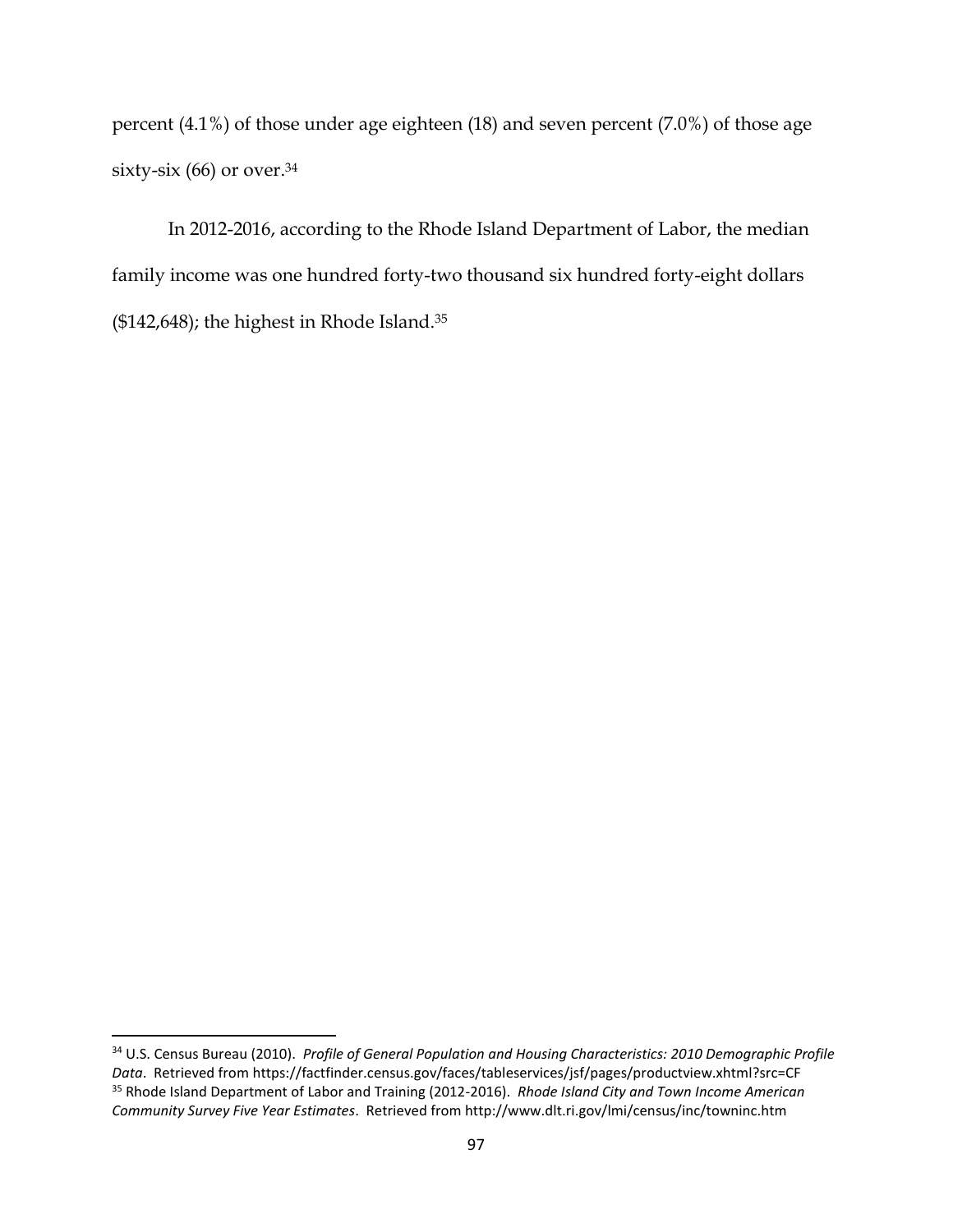percent (4.1%) of those under age eighteen (18) and seven percent (7.0%) of those age sixty-six (66) or over.[34]

In 2012-2016, according to the Rhode Island Department of Labor, the median family income was one hundred forty-two thousand six hundred forty-eight dollars ($142,648); the highest in Rhode Island.[35]

---

[34] U.S. Census Bureau (2010). *Profile of General Population and Housing Characteristics: 2010 Demographic Profile Data*. Retrieved from https://factfinder.census.gov/faces/tableservices/jsf/pages/productview.xhtml?src=CF

[35] Rhode Island Department of Labor and Training (2012-2016). *Rhode Island City and Town Income American Community Survey Five Year Estimates*. Retrieved from http://www.dlt.ri.gov/lmi/census/inc/towninc.htm